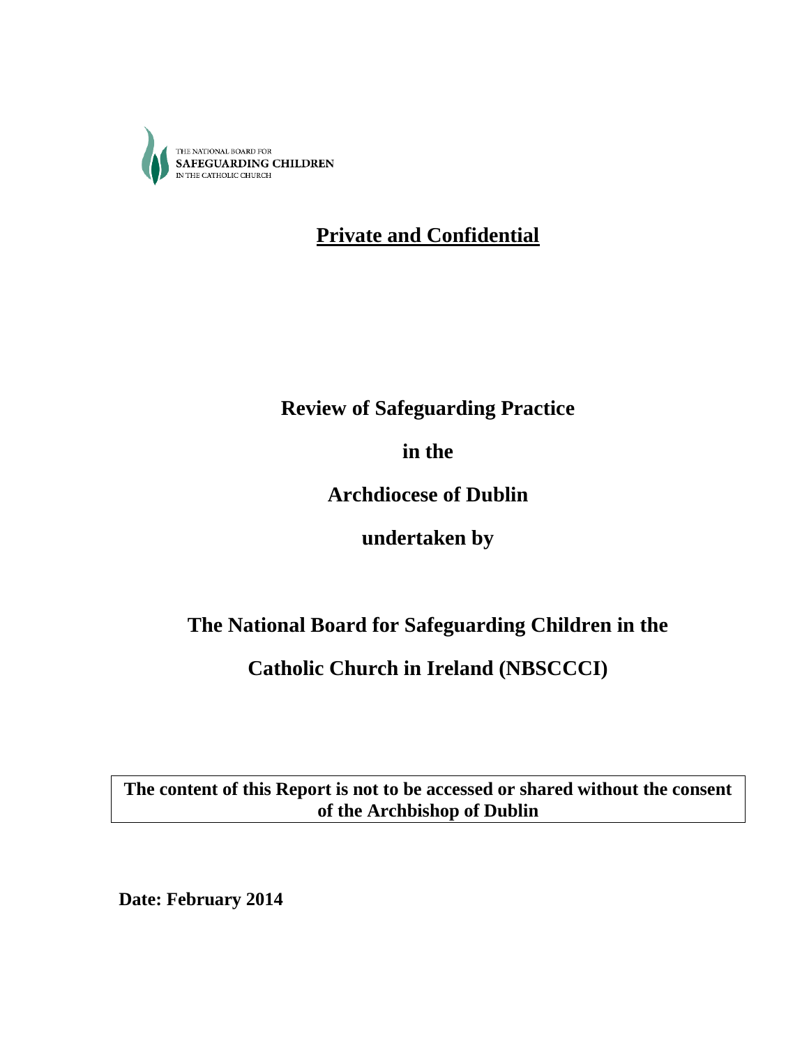THE NATIONAL BOARD FOR
**SAFEGUARDING CHILDREN**
IN THE CATHOLIC CHURCH

**Private and Confidential**

# Review of Safeguarding Practice

# in the

# Archdiocese of Dublin

# undertaken by

# The National Board for Safeguarding Children in the Catholic Church in Ireland (NBSCCCI)

**The content of this Report is not to be accessed or shared without the consent of the Archbishop of Dublin**

**Date: February 2014**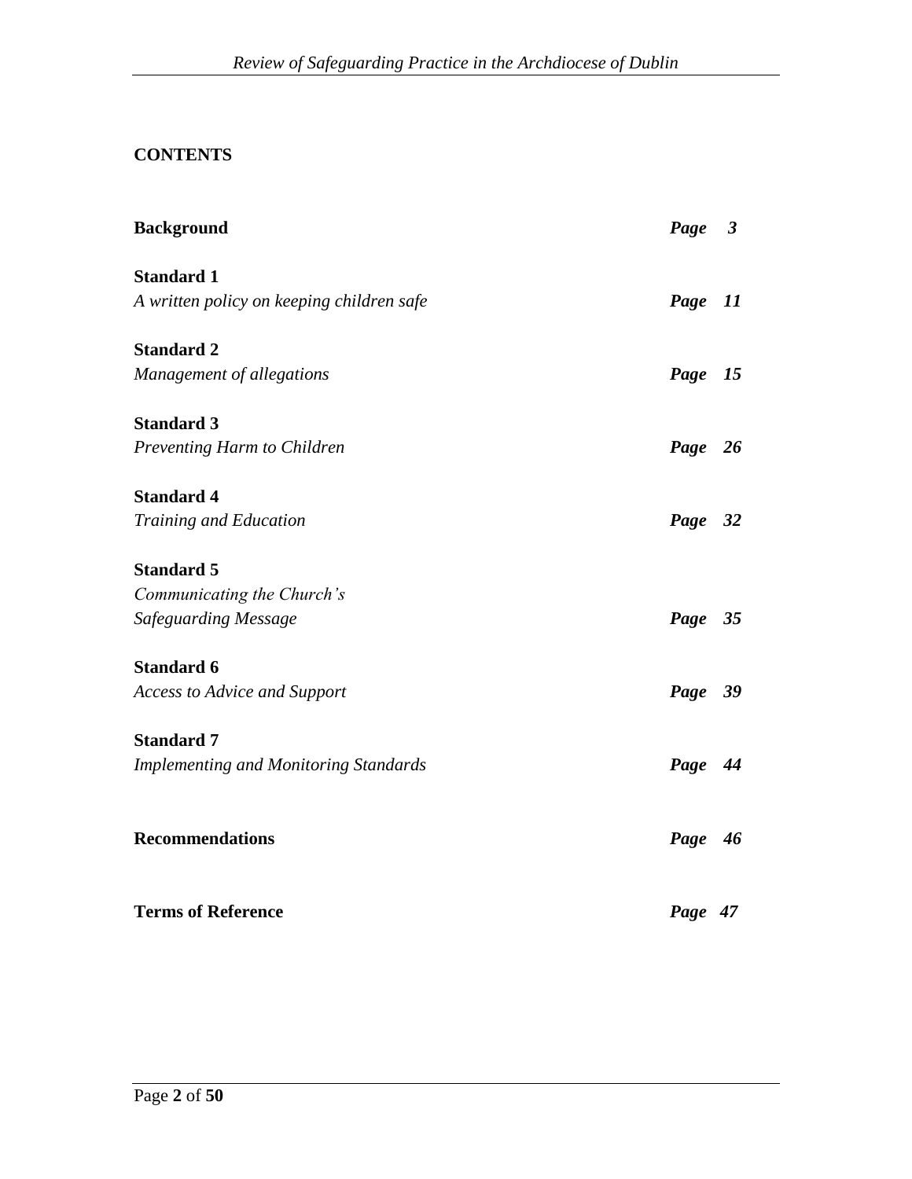**CONTENTS**

| | |
|---|---|
| **Background** | ***Page 3*** |
| **Standard 1**<br>*A written policy on keeping children safe* | ***Page 11*** |
| **Standard 2**<br>*Management of allegations* | ***Page 15*** |
| **Standard 3**<br>*Preventing Harm to Children* | ***Page 26*** |
| **Standard 4**<br>*Training and Education* | ***Page 32*** |
| **Standard 5**<br>*Communicating the Church's Safeguarding Message* | ***Page 35*** |
| **Standard 6**<br>*Access to Advice and Support* | ***Page 39*** |
| **Standard 7**<br>*Implementing and Monitoring Standards* | ***Page 44*** |
| **Recommendations** | ***Page 46*** |
| **Terms of Reference** | ***Page 47*** |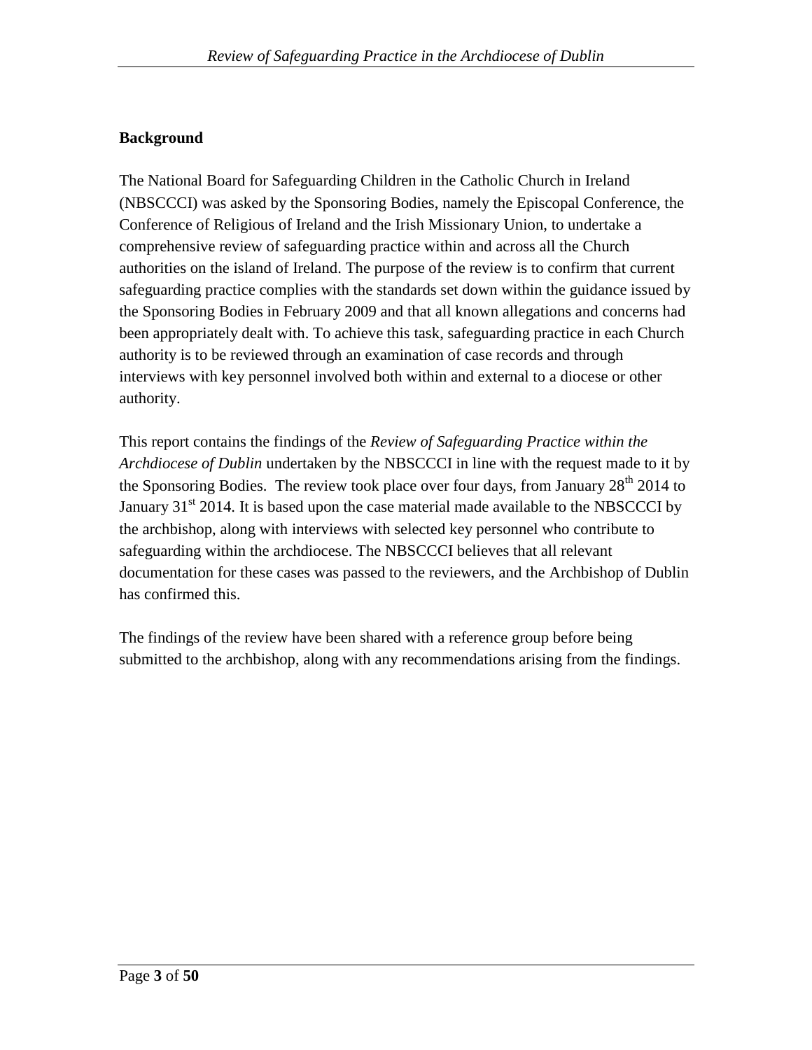## Background

The National Board for Safeguarding Children in the Catholic Church in Ireland (NBSCCCI) was asked by the Sponsoring Bodies, namely the Episcopal Conference, the Conference of Religious of Ireland and the Irish Missionary Union, to undertake a comprehensive review of safeguarding practice within and across all the Church authorities on the island of Ireland. The purpose of the review is to confirm that current safeguarding practice complies with the standards set down within the guidance issued by the Sponsoring Bodies in February 2009 and that all known allegations and concerns had been appropriately dealt with. To achieve this task, safeguarding practice in each Church authority is to be reviewed through an examination of case records and through interviews with key personnel involved both within and external to a diocese or other authority.

This report contains the findings of the *Review of Safeguarding Practice within the Archdiocese of Dublin* undertaken by the NBSCCCI in line with the request made to it by the Sponsoring Bodies. The review took place over four days, from January 28th 2014 to January 31st 2014. It is based upon the case material made available to the NBSCCCI by the archbishop, along with interviews with selected key personnel who contribute to safeguarding within the archdiocese. The NBSCCCI believes that all relevant documentation for these cases was passed to the reviewers, and the Archbishop of Dublin has confirmed this.

The findings of the review have been shared with a reference group before being submitted to the archbishop, along with any recommendations arising from the findings.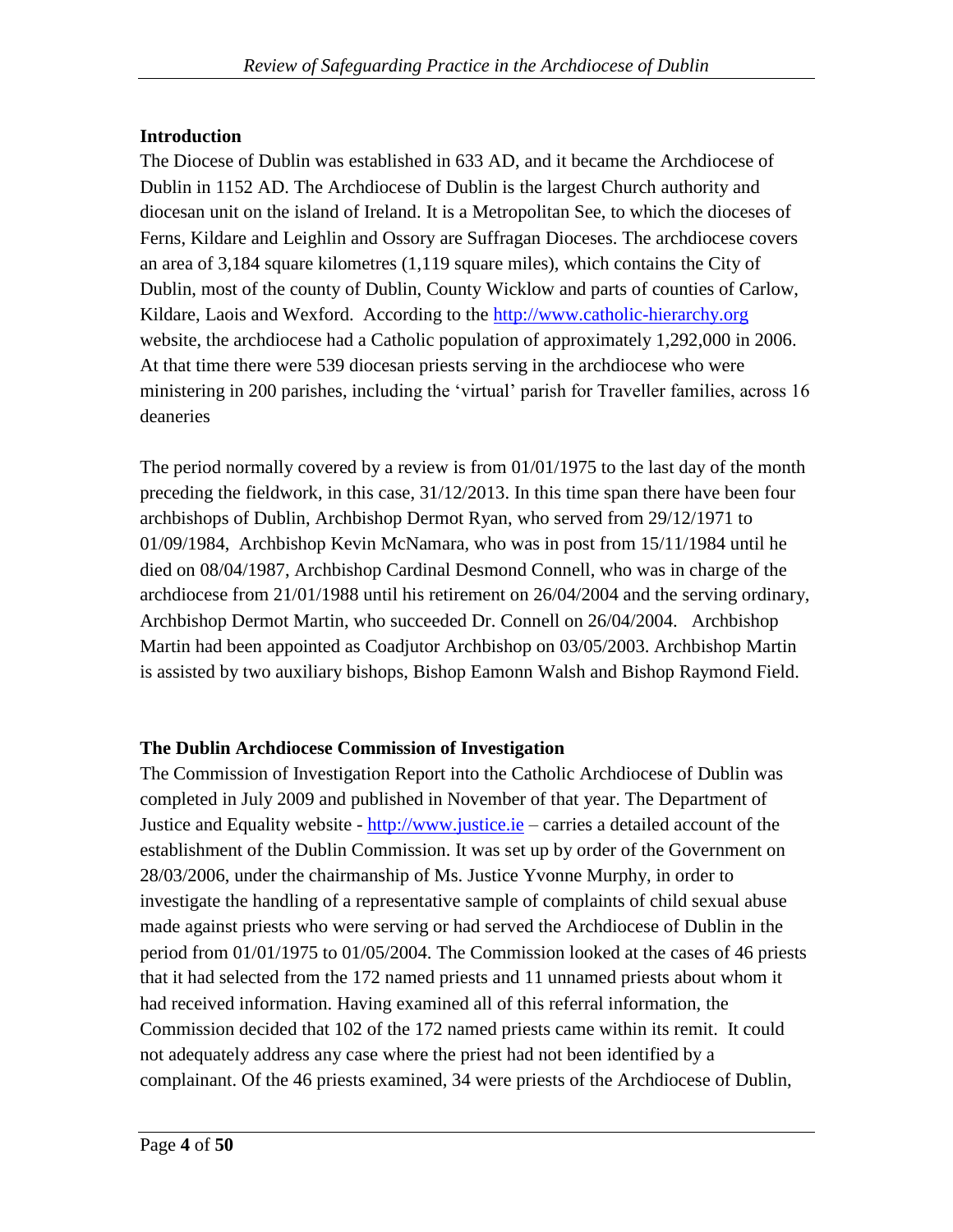## Introduction

The Diocese of Dublin was established in 633 AD, and it became the Archdiocese of Dublin in 1152 AD. The Archdiocese of Dublin is the largest Church authority and diocesan unit on the island of Ireland. It is a Metropolitan See, to which the dioceses of Ferns, Kildare and Leighlin and Ossory are Suffragan Dioceses. The archdiocese covers an area of 3,184 square kilometres (1,119 square miles), which contains the City of Dublin, most of the county of Dublin, County Wicklow and parts of counties of Carlow, Kildare, Laois and Wexford. According to the [http://www.catholic-hierarchy.org](http://www.catholic-hierarchy.org) website, the archdiocese had a Catholic population of approximately 1,292,000 in 2006. At that time there were 539 diocesan priests serving in the archdiocese who were ministering in 200 parishes, including the 'virtual' parish for Traveller families, across 16 deaneries

The period normally covered by a review is from 01/01/1975 to the last day of the month preceding the fieldwork, in this case, 31/12/2013. In this time span there have been four archbishops of Dublin, Archbishop Dermot Ryan, who served from 29/12/1971 to 01/09/1984, Archbishop Kevin McNamara, who was in post from 15/11/1984 until he died on 08/04/1987, Archbishop Cardinal Desmond Connell, who was in charge of the archdiocese from 21/01/1988 until his retirement on 26/04/2004 and the serving ordinary, Archbishop Dermot Martin, who succeeded Dr. Connell on 26/04/2004. Archbishop Martin had been appointed as Coadjutor Archbishop on 03/05/2003. Archbishop Martin is assisted by two auxiliary bishops, Bishop Eamonn Walsh and Bishop Raymond Field.

## The Dublin Archdiocese Commission of Investigation

The Commission of Investigation Report into the Catholic Archdiocese of Dublin was completed in July 2009 and published in November of that year. The Department of Justice and Equality website - [http://www.justice.ie](http://www.justice.ie) – carries a detailed account of the establishment of the Dublin Commission. It was set up by order of the Government on 28/03/2006, under the chairmanship of Ms. Justice Yvonne Murphy, in order to investigate the handling of a representative sample of complaints of child sexual abuse made against priests who were serving or had served the Archdiocese of Dublin in the period from 01/01/1975 to 01/05/2004. The Commission looked at the cases of 46 priests that it had selected from the 172 named priests and 11 unnamed priests about whom it had received information. Having examined all of this referral information, the Commission decided that 102 of the 172 named priests came within its remit. It could not adequately address any case where the priest had not been identified by a complainant. Of the 46 priests examined, 34 were priests of the Archdiocese of Dublin,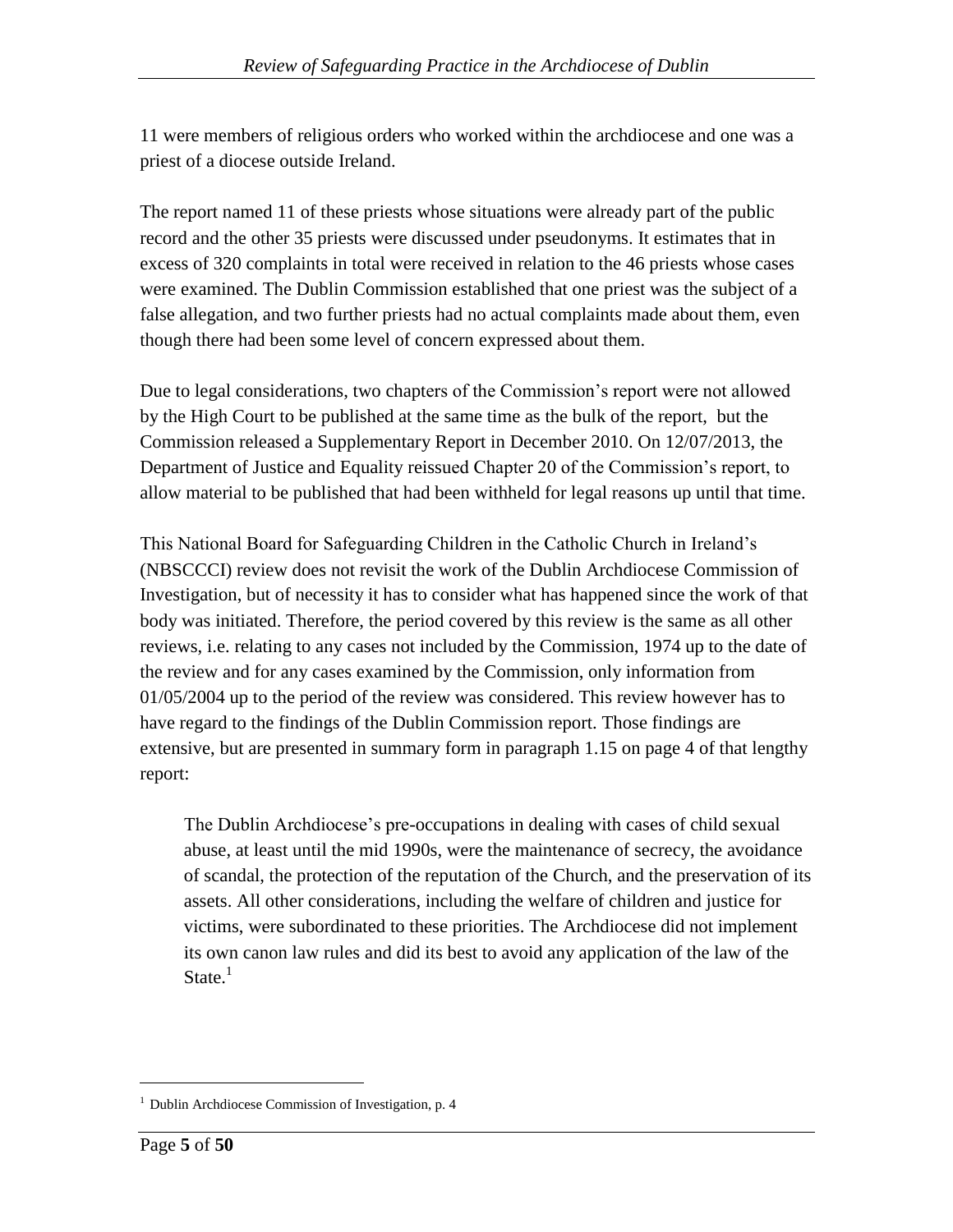11 were members of religious orders who worked within the archdiocese and one was a priest of a diocese outside Ireland.

The report named 11 of these priests whose situations were already part of the public record and the other 35 priests were discussed under pseudonyms. It estimates that in excess of 320 complaints in total were received in relation to the 46 priests whose cases were examined. The Dublin Commission established that one priest was the subject of a false allegation, and two further priests had no actual complaints made about them, even though there had been some level of concern expressed about them.

Due to legal considerations, two chapters of the Commission's report were not allowed by the High Court to be published at the same time as the bulk of the report, but the Commission released a Supplementary Report in December 2010. On 12/07/2013, the Department of Justice and Equality reissued Chapter 20 of the Commission's report, to allow material to be published that had been withheld for legal reasons up until that time.

This National Board for Safeguarding Children in the Catholic Church in Ireland's (NBSCCCI) review does not revisit the work of the Dublin Archdiocese Commission of Investigation, but of necessity it has to consider what has happened since the work of that body was initiated. Therefore, the period covered by this review is the same as all other reviews, i.e. relating to any cases not included by the Commission, 1974 up to the date of the review and for any cases examined by the Commission, only information from 01/05/2004 up to the period of the review was considered. This review however has to have regard to the findings of the Dublin Commission report. Those findings are extensive, but are presented in summary form in paragraph 1.15 on page 4 of that lengthy report:

> The Dublin Archdiocese's pre-occupations in dealing with cases of child sexual abuse, at least until the mid 1990s, were the maintenance of secrecy, the avoidance of scandal, the protection of the reputation of the Church, and the preservation of its assets. All other considerations, including the welfare of children and justice for victims, were subordinated to these priorities. The Archdiocese did not implement its own canon law rules and did its best to avoid any application of the law of the State.[1]

[1] Dublin Archdiocese Commission of Investigation, p. 4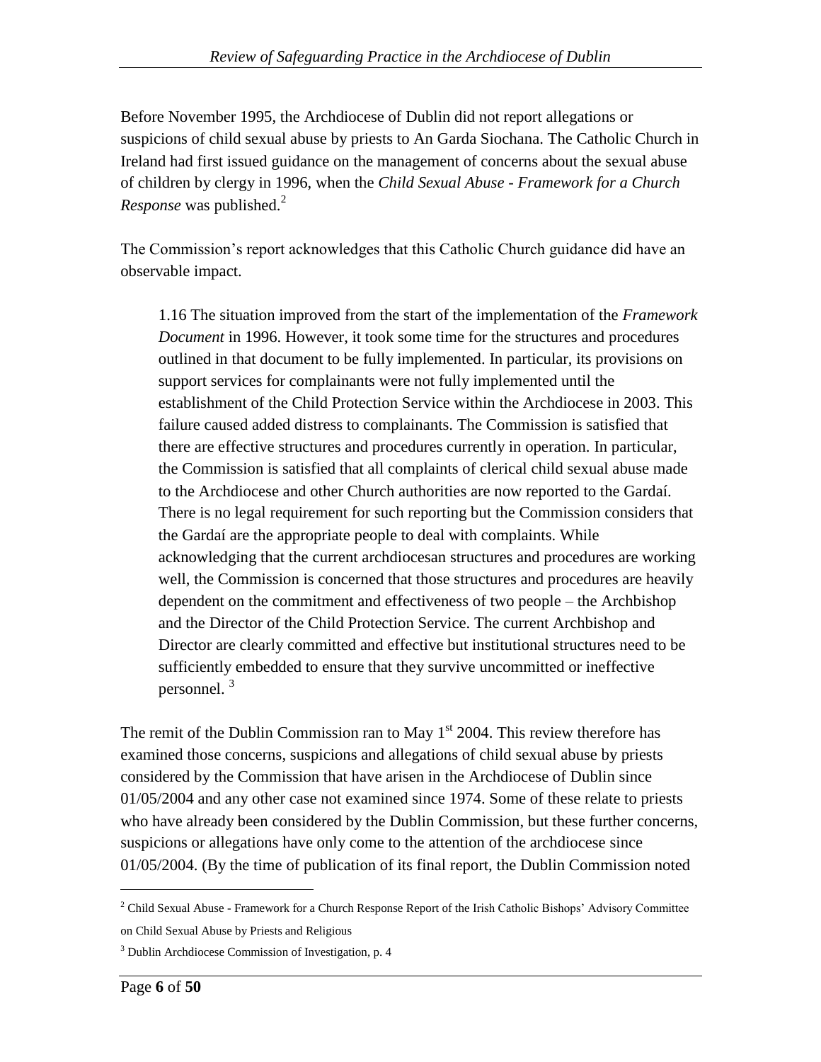Before November 1995, the Archdiocese of Dublin did not report allegations or suspicions of child sexual abuse by priests to An Garda Siochana. The Catholic Church in Ireland had first issued guidance on the management of concerns about the sexual abuse of children by clergy in 1996, when the *Child Sexual Abuse - Framework for a Church Response* was published.[2]

The Commission's report acknowledges that this Catholic Church guidance did have an observable impact.

> 1.16 The situation improved from the start of the implementation of the *Framework Document* in 1996. However, it took some time for the structures and procedures outlined in that document to be fully implemented. In particular, its provisions on support services for complainants were not fully implemented until the establishment of the Child Protection Service within the Archdiocese in 2003. This failure caused added distress to complainants. The Commission is satisfied that there are effective structures and procedures currently in operation. In particular, the Commission is satisfied that all complaints of clerical child sexual abuse made to the Archdiocese and other Church authorities are now reported to the Gardaí. There is no legal requirement for such reporting but the Commission considers that the Gardaí are the appropriate people to deal with complaints. While acknowledging that the current archdiocesan structures and procedures are working well, the Commission is concerned that those structures and procedures are heavily dependent on the commitment and effectiveness of two people – the Archbishop and the Director of the Child Protection Service. The current Archbishop and Director are clearly committed and effective but institutional structures need to be sufficiently embedded to ensure that they survive uncommitted or ineffective personnel. [3]

The remit of the Dublin Commission ran to May 1st 2004. This review therefore has examined those concerns, suspicions and allegations of child sexual abuse by priests considered by the Commission that have arisen in the Archdiocese of Dublin since 01/05/2004 and any other case not examined since 1974. Some of these relate to priests who have already been considered by the Dublin Commission, but these further concerns, suspicions or allegations have only come to the attention of the archdiocese since 01/05/2004. (By the time of publication of its final report, the Dublin Commission noted

---

[2] Child Sexual Abuse - Framework for a Church Response Report of the Irish Catholic Bishops' Advisory Committee on Child Sexual Abuse by Priests and Religious

[3] Dublin Archdiocese Commission of Investigation, p. 4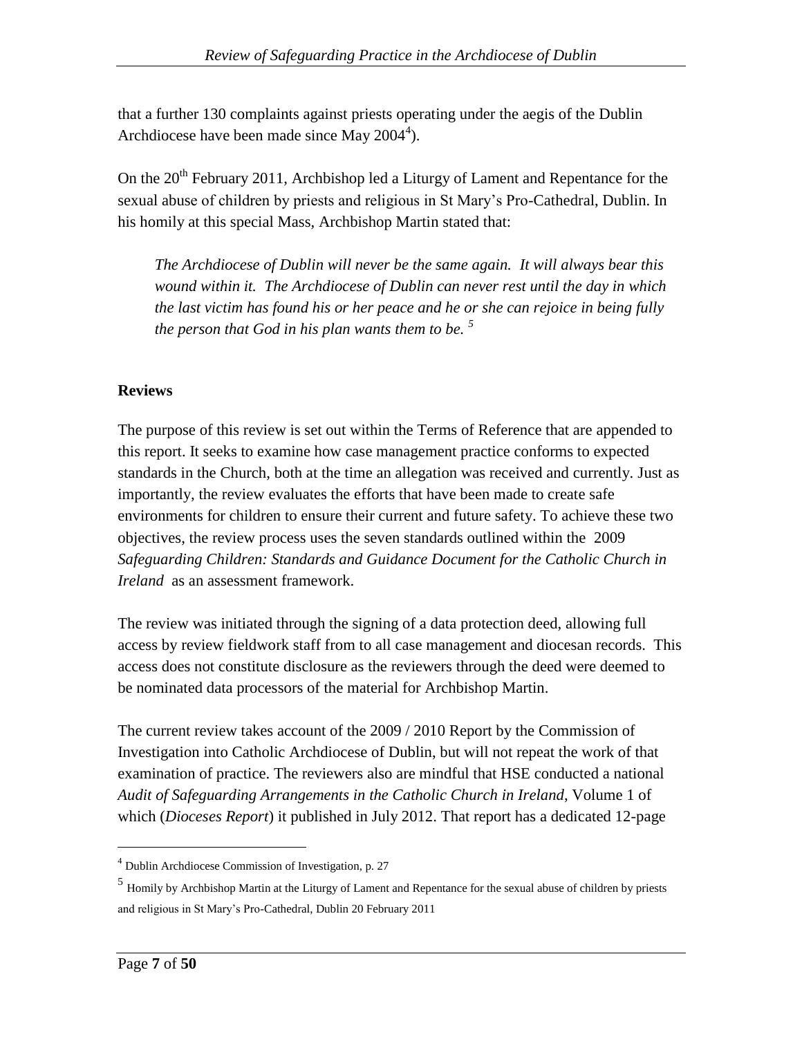that a further 130 complaints against priests operating under the aegis of the Dublin Archdiocese have been made since May 2004[4]).

On the 20th February 2011, Archbishop led a Liturgy of Lament and Repentance for the sexual abuse of children by priests and religious in St Mary's Pro-Cathedral, Dublin. In his homily at this special Mass, Archbishop Martin stated that:

> *The Archdiocese of Dublin will never be the same again. It will always bear this wound within it. The Archdiocese of Dublin can never rest until the day in which the last victim has found his or her peace and he or she can rejoice in being fully the person that God in his plan wants them to be.* [5]

**Reviews**

The purpose of this review is set out within the Terms of Reference that are appended to this report. It seeks to examine how case management practice conforms to expected standards in the Church, both at the time an allegation was received and currently. Just as importantly, the review evaluates the efforts that have been made to create safe environments for children to ensure their current and future safety. To achieve these two objectives, the review process uses the seven standards outlined within the 2009 *Safeguarding Children: Standards and Guidance Document for the Catholic Church in Ireland* as an assessment framework.

The review was initiated through the signing of a data protection deed, allowing full access by review fieldwork staff from to all case management and diocesan records. This access does not constitute disclosure as the reviewers through the deed were deemed to be nominated data processors of the material for Archbishop Martin.

The current review takes account of the 2009 / 2010 Report by the Commission of Investigation into Catholic Archdiocese of Dublin, but will not repeat the work of that examination of practice. The reviewers also are mindful that HSE conducted a national *Audit of Safeguarding Arrangements in the Catholic Church in Ireland*, Volume 1 of which (*Dioceses Report*) it published in July 2012. That report has a dedicated 12-page

---

[4] Dublin Archdiocese Commission of Investigation, p. 27

[5] Homily by Archbishop Martin at the Liturgy of Lament and Repentance for the sexual abuse of children by priests and religious in St Mary's Pro-Cathedral, Dublin 20 February 2011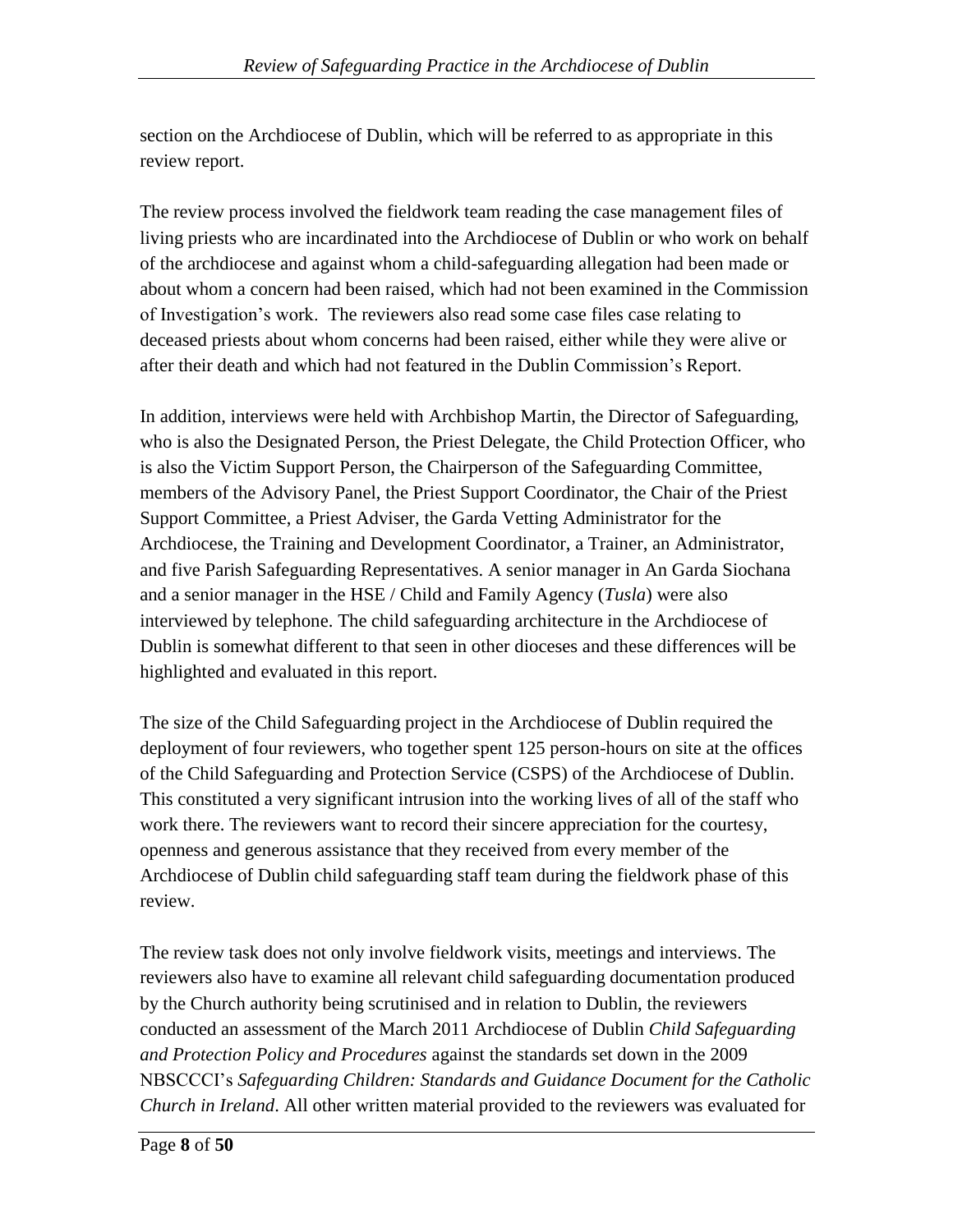section on the Archdiocese of Dublin, which will be referred to as appropriate in this review report.

The review process involved the fieldwork team reading the case management files of living priests who are incardinated into the Archdiocese of Dublin or who work on behalf of the archdiocese and against whom a child-safeguarding allegation had been made or about whom a concern had been raised, which had not been examined in the Commission of Investigation's work. The reviewers also read some case files case relating to deceased priests about whom concerns had been raised, either while they were alive or after their death and which had not featured in the Dublin Commission's Report.

In addition, interviews were held with Archbishop Martin, the Director of Safeguarding, who is also the Designated Person, the Priest Delegate, the Child Protection Officer, who is also the Victim Support Person, the Chairperson of the Safeguarding Committee, members of the Advisory Panel, the Priest Support Coordinator, the Chair of the Priest Support Committee, a Priest Adviser, the Garda Vetting Administrator for the Archdiocese, the Training and Development Coordinator, a Trainer, an Administrator, and five Parish Safeguarding Representatives. A senior manager in An Garda Siochana and a senior manager in the HSE / Child and Family Agency (*Tusla*) were also interviewed by telephone. The child safeguarding architecture in the Archdiocese of Dublin is somewhat different to that seen in other dioceses and these differences will be highlighted and evaluated in this report.

The size of the Child Safeguarding project in the Archdiocese of Dublin required the deployment of four reviewers, who together spent 125 person-hours on site at the offices of the Child Safeguarding and Protection Service (CSPS) of the Archdiocese of Dublin. This constituted a very significant intrusion into the working lives of all of the staff who work there. The reviewers want to record their sincere appreciation for the courtesy, openness and generous assistance that they received from every member of the Archdiocese of Dublin child safeguarding staff team during the fieldwork phase of this review.

The review task does not only involve fieldwork visits, meetings and interviews. The reviewers also have to examine all relevant child safeguarding documentation produced by the Church authority being scrutinised and in relation to Dublin, the reviewers conducted an assessment of the March 2011 Archdiocese of Dublin *Child Safeguarding and Protection Policy and Procedures* against the standards set down in the 2009 NBSCCCI's *Safeguarding Children: Standards and Guidance Document for the Catholic Church in Ireland*. All other written material provided to the reviewers was evaluated for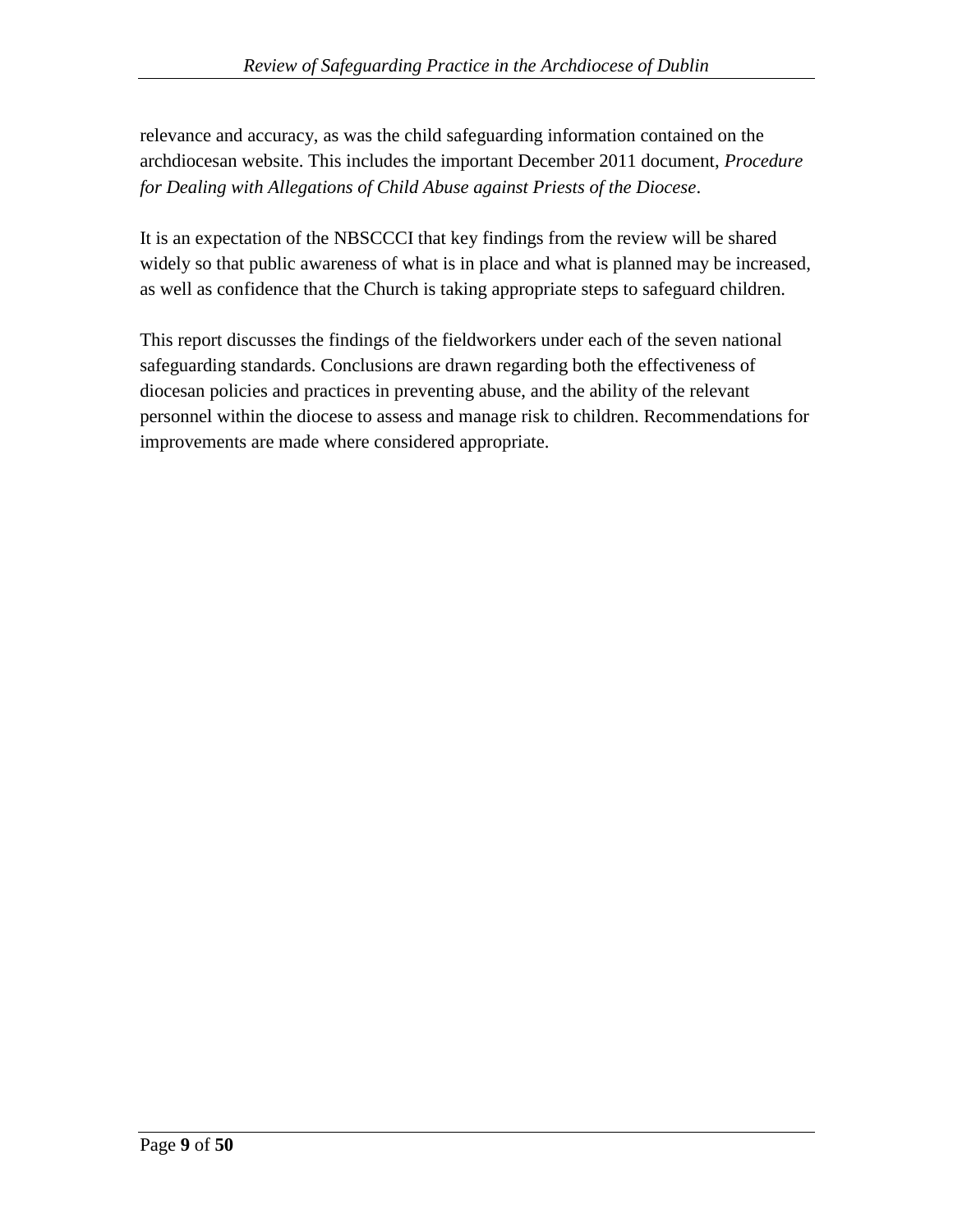relevance and accuracy, as was the child safeguarding information contained on the archdiocesan website. This includes the important December 2011 document, *Procedure for Dealing with Allegations of Child Abuse against Priests of the Diocese*.

It is an expectation of the NBSCCCI that key findings from the review will be shared widely so that public awareness of what is in place and what is planned may be increased, as well as confidence that the Church is taking appropriate steps to safeguard children.

This report discusses the findings of the fieldworkers under each of the seven national safeguarding standards. Conclusions are drawn regarding both the effectiveness of diocesan policies and practices in preventing abuse, and the ability of the relevant personnel within the diocese to assess and manage risk to children. Recommendations for improvements are made where considered appropriate.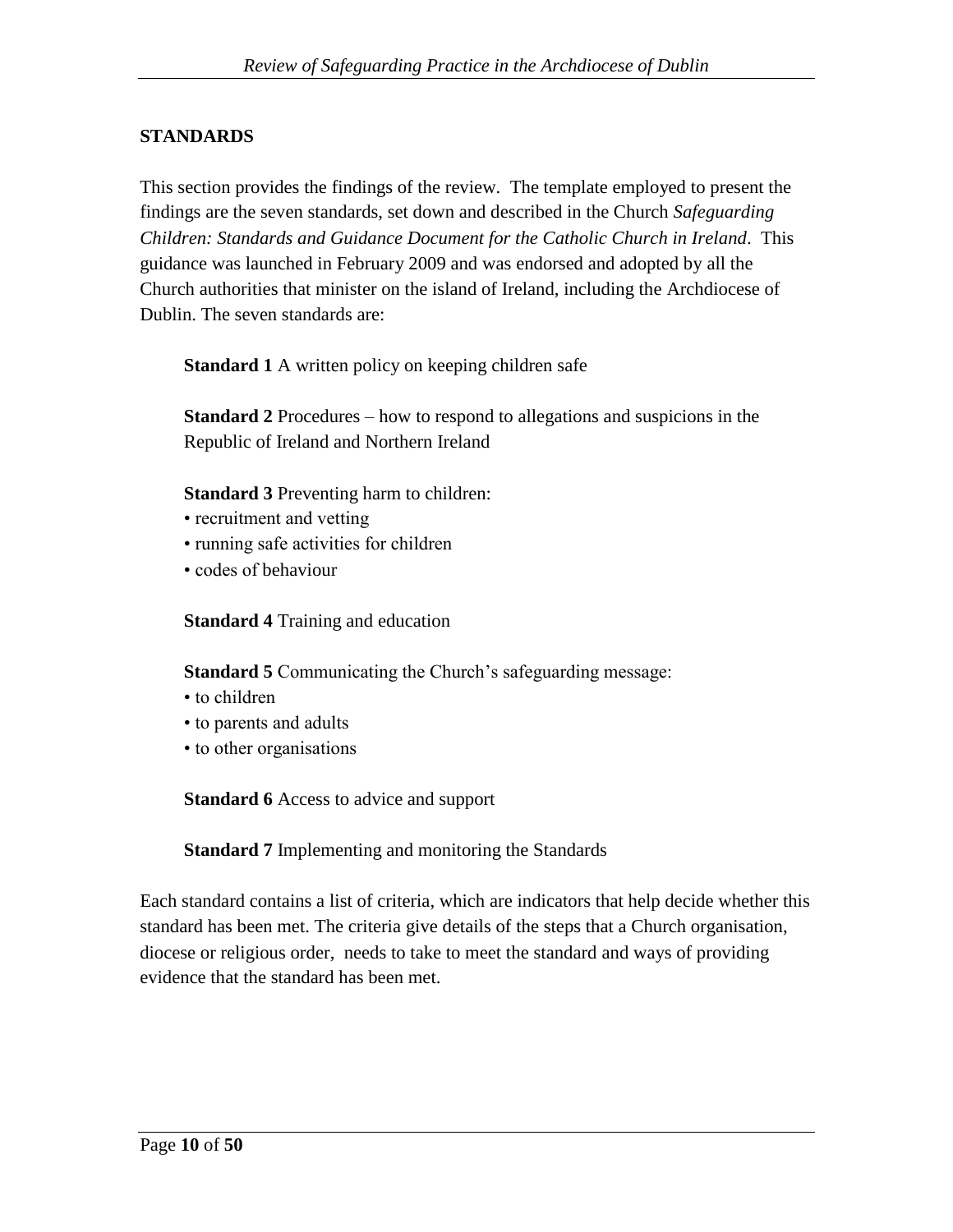## STANDARDS

This section provides the findings of the review. The template employed to present the findings are the seven standards, set down and described in the Church *Safeguarding Children: Standards and Guidance Document for the Catholic Church in Ireland*. This guidance was launched in February 2009 and was endorsed and adopted by all the Church authorities that minister on the island of Ireland, including the Archdiocese of Dublin. The seven standards are:

**Standard 1** A written policy on keeping children safe

**Standard 2** Procedures – how to respond to allegations and suspicions in the Republic of Ireland and Northern Ireland

**Standard 3** Preventing harm to children:

- recruitment and vetting
- running safe activities for children
- codes of behaviour

**Standard 4** Training and education

**Standard 5** Communicating the Church's safeguarding message:

- to children
- to parents and adults
- to other organisations

**Standard 6** Access to advice and support

**Standard 7** Implementing and monitoring the Standards

Each standard contains a list of criteria, which are indicators that help decide whether this standard has been met. The criteria give details of the steps that a Church organisation, diocese or religious order, needs to take to meet the standard and ways of providing evidence that the standard has been met.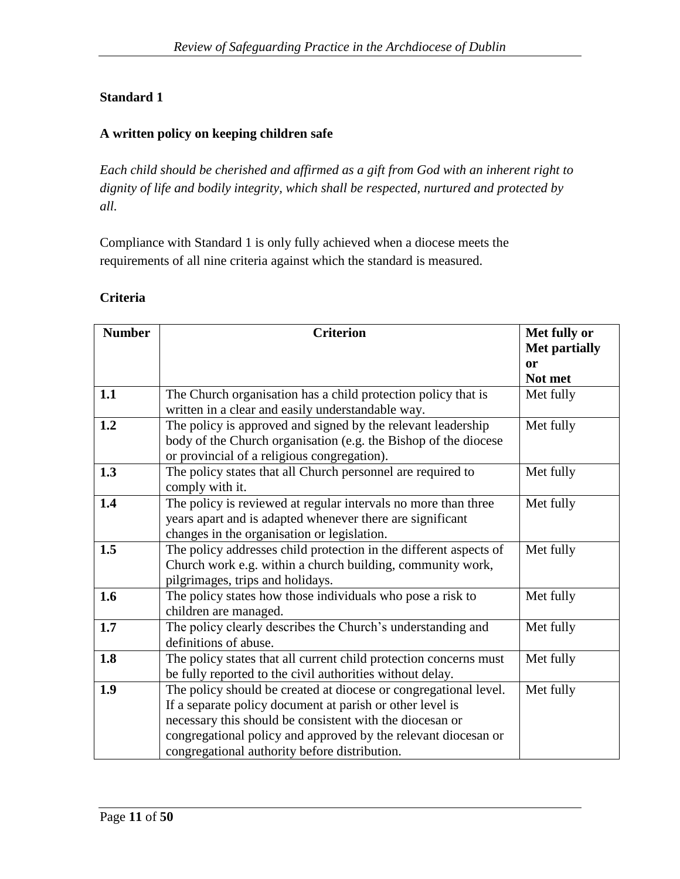**Standard 1**

**A written policy on keeping children safe**

*Each child should be cherished and affirmed as a gift from God with an inherent right to dignity of life and bodily integrity, which shall be respected, nurtured and protected by all.*

Compliance with Standard 1 is only fully achieved when a diocese meets the requirements of all nine criteria against which the standard is measured.

**Criteria**

| Number | Criterion | Met fully or Met partially or Not met |
|---|---|---|
| **1.1** | The Church organisation has a child protection policy that is written in a clear and easily understandable way. | Met fully |
| **1.2** | The policy is approved and signed by the relevant leadership body of the Church organisation (e.g. the Bishop of the diocese or provincial of a religious congregation). | Met fully |
| **1.3** | The policy states that all Church personnel are required to comply with it. | Met fully |
| **1.4** | The policy is reviewed at regular intervals no more than three years apart and is adapted whenever there are significant changes in the organisation or legislation. | Met fully |
| **1.5** | The policy addresses child protection in the different aspects of Church work e.g. within a church building, community work, pilgrimages, trips and holidays. | Met fully |
| **1.6** | The policy states how those individuals who pose a risk to children are managed. | Met fully |
| **1.7** | The policy clearly describes the Church's understanding and definitions of abuse. | Met fully |
| **1.8** | The policy states that all current child protection concerns must be fully reported to the civil authorities without delay. | Met fully |
| **1.9** | The policy should be created at diocese or congregational level. If a separate policy document at parish or other level is necessary this should be consistent with the diocesan or congregational policy and approved by the relevant diocesan or congregational authority before distribution. | Met fully |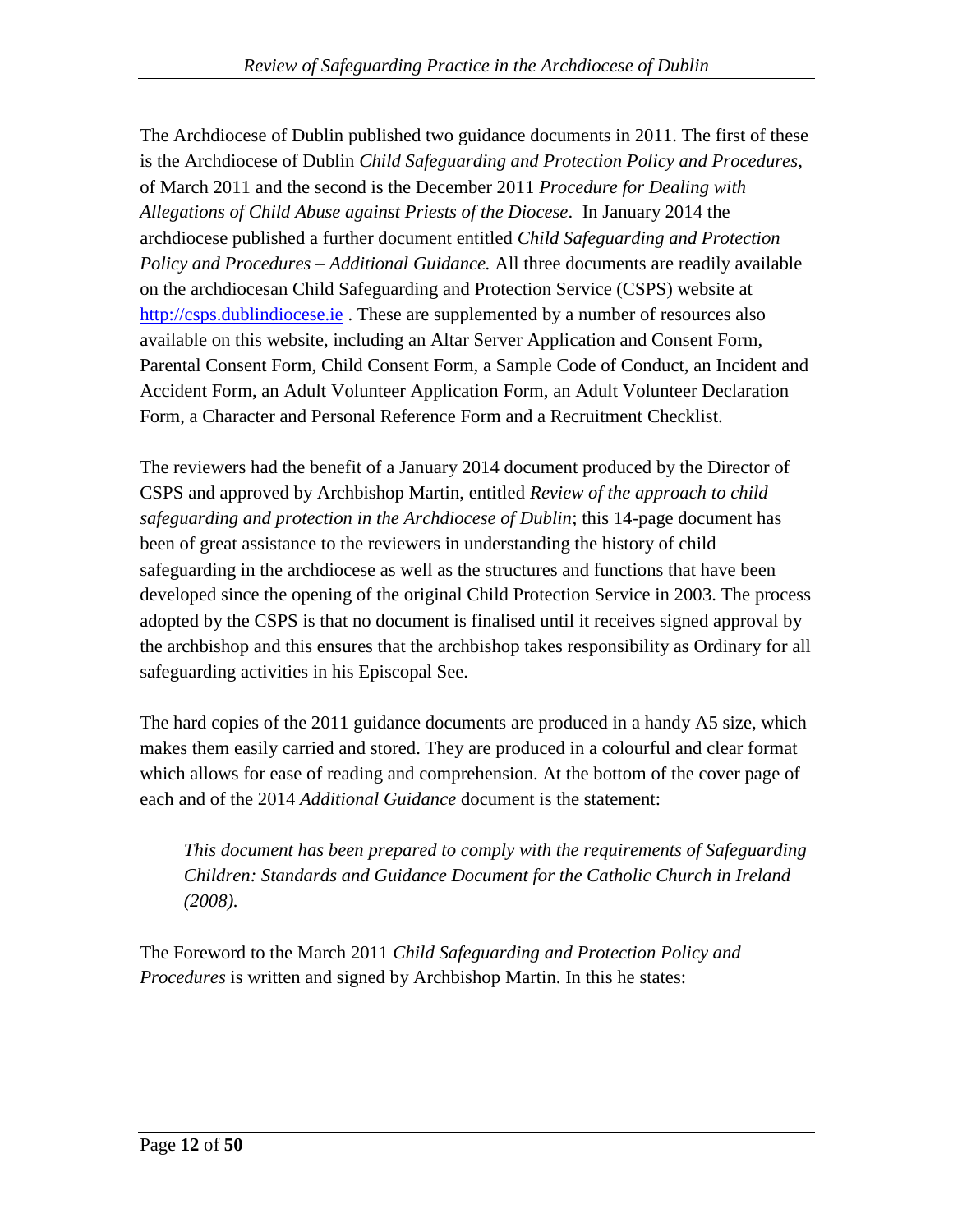The Archdiocese of Dublin published two guidance documents in 2011. The first of these is the Archdiocese of Dublin *Child Safeguarding and Protection Policy and Procedures*, of March 2011 and the second is the December 2011 *Procedure for Dealing with Allegations of Child Abuse against Priests of the Diocese*. In January 2014 the archdiocese published a further document entitled *Child Safeguarding and Protection Policy and Procedures – Additional Guidance.* All three documents are readily available on the archdiocesan Child Safeguarding and Protection Service (CSPS) website at [http://csps.dublindiocese.ie](http://csps.dublindiocese.ie) . These are supplemented by a number of resources also available on this website, including an Altar Server Application and Consent Form, Parental Consent Form, Child Consent Form, a Sample Code of Conduct, an Incident and Accident Form, an Adult Volunteer Application Form, an Adult Volunteer Declaration Form, a Character and Personal Reference Form and a Recruitment Checklist.

The reviewers had the benefit of a January 2014 document produced by the Director of CSPS and approved by Archbishop Martin, entitled *Review of the approach to child safeguarding and protection in the Archdiocese of Dublin*; this 14-page document has been of great assistance to the reviewers in understanding the history of child safeguarding in the archdiocese as well as the structures and functions that have been developed since the opening of the original Child Protection Service in 2003. The process adopted by the CSPS is that no document is finalised until it receives signed approval by the archbishop and this ensures that the archbishop takes responsibility as Ordinary for all safeguarding activities in his Episcopal See.

The hard copies of the 2011 guidance documents are produced in a handy A5 size, which makes them easily carried and stored. They are produced in a colourful and clear format which allows for ease of reading and comprehension. At the bottom of the cover page of each and of the 2014 *Additional Guidance* document is the statement:

> *This document has been prepared to comply with the requirements of Safeguarding Children: Standards and Guidance Document for the Catholic Church in Ireland (2008).*

The Foreword to the March 2011 *Child Safeguarding and Protection Policy and Procedures* is written and signed by Archbishop Martin. In this he states: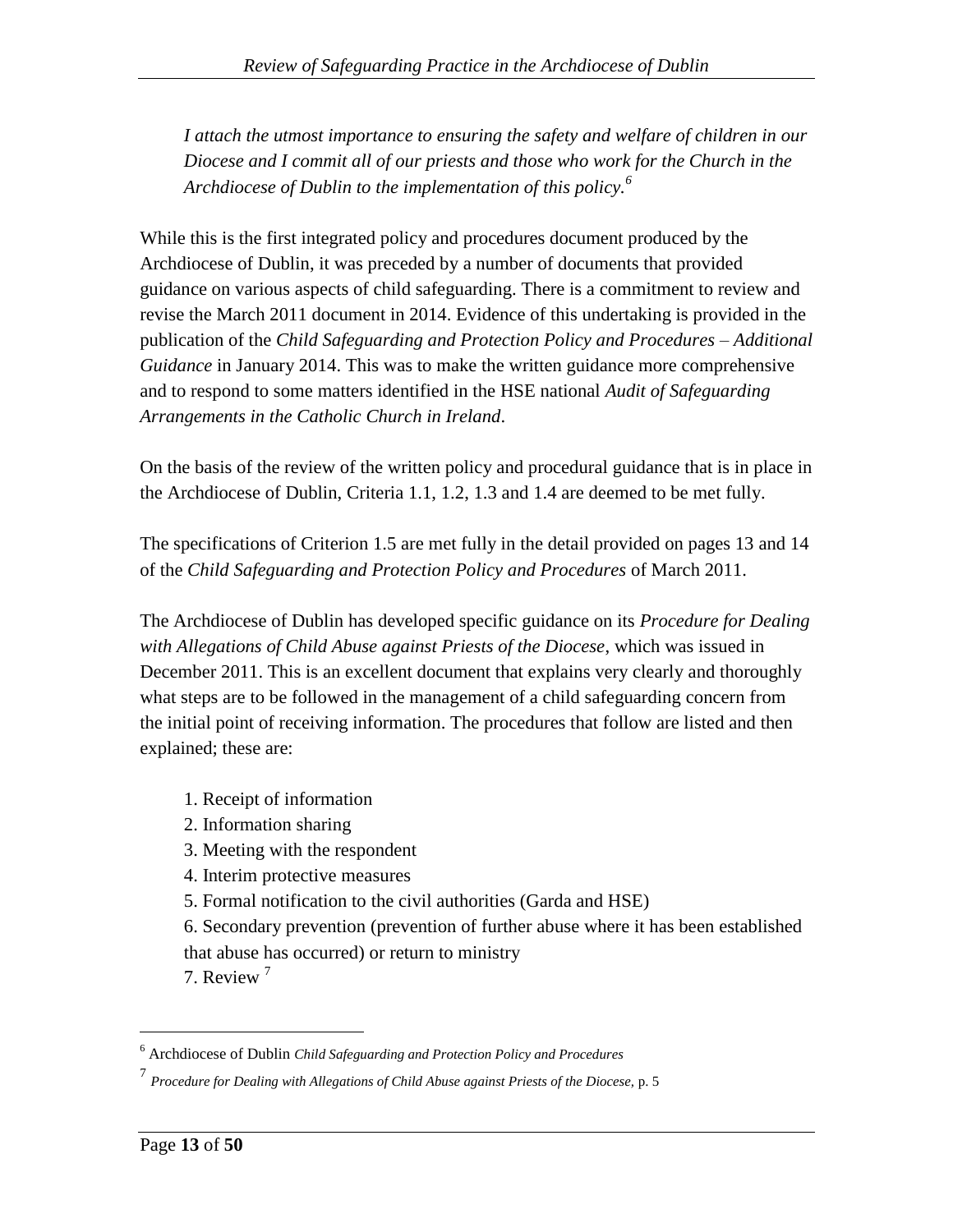> *I attach the utmost importance to ensuring the safety and welfare of children in our Diocese and I commit all of our priests and those who work for the Church in the Archdiocese of Dublin to the implementation of this policy.*[6]

While this is the first integrated policy and procedures document produced by the Archdiocese of Dublin, it was preceded by a number of documents that provided guidance on various aspects of child safeguarding. There is a commitment to review and revise the March 2011 document in 2014. Evidence of this undertaking is provided in the publication of the *Child Safeguarding and Protection Policy and Procedures – Additional Guidance* in January 2014. This was to make the written guidance more comprehensive and to respond to some matters identified in the HSE national *Audit of Safeguarding Arrangements in the Catholic Church in Ireland*.

On the basis of the review of the written policy and procedural guidance that is in place in the Archdiocese of Dublin, Criteria 1.1, 1.2, 1.3 and 1.4 are deemed to be met fully.

The specifications of Criterion 1.5 are met fully in the detail provided on pages 13 and 14 of the *Child Safeguarding and Protection Policy and Procedures* of March 2011.

The Archdiocese of Dublin has developed specific guidance on its *Procedure for Dealing with Allegations of Child Abuse against Priests of the Diocese*, which was issued in December 2011. This is an excellent document that explains very clearly and thoroughly what steps are to be followed in the management of a child safeguarding concern from the initial point of receiving information. The procedures that follow are listed and then explained; these are:

1. Receipt of information
2. Information sharing
3. Meeting with the respondent
4. Interim protective measures
5. Formal notification to the civil authorities (Garda and HSE)
6. Secondary prevention (prevention of further abuse where it has been established that abuse has occurred) or return to ministry
7. Review [7]

---

[6] Archdiocese of Dublin *Child Safeguarding and Protection Policy and Procedures*

[7] *Procedure for Dealing with Allegations of Child Abuse against Priests of the Diocese,* p. 5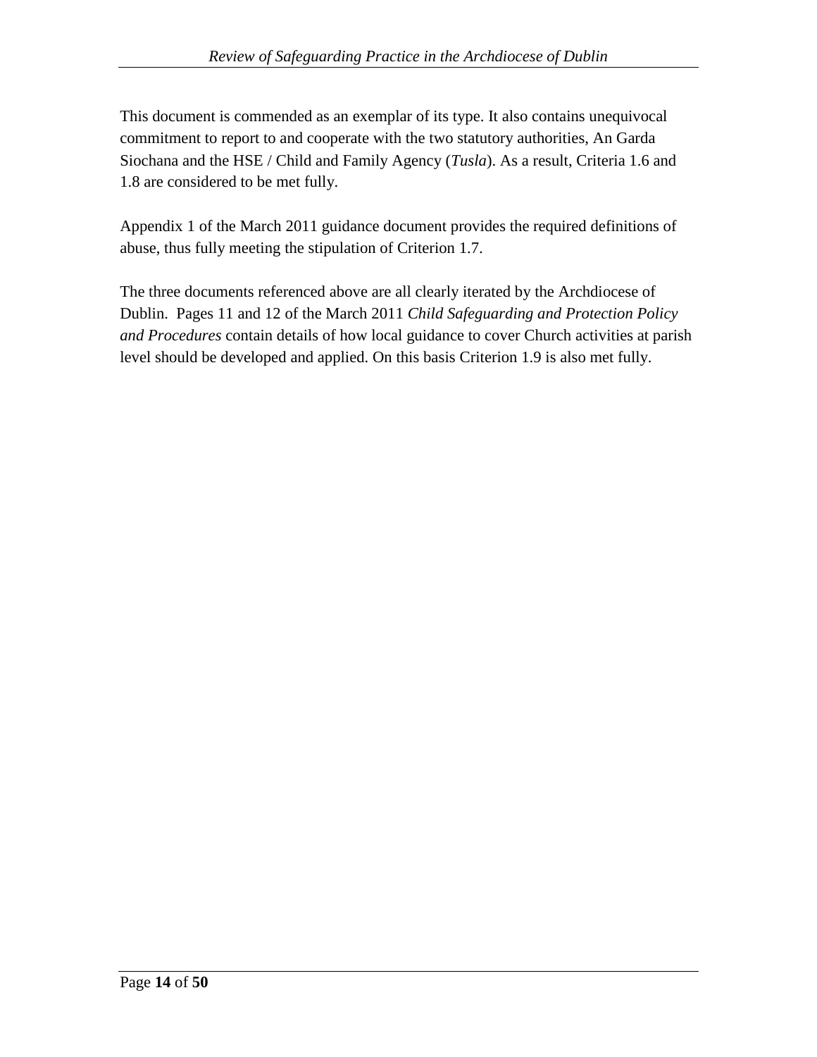This document is commended as an exemplar of its type. It also contains unequivocal commitment to report to and cooperate with the two statutory authorities, An Garda Siochana and the HSE / Child and Family Agency (*Tusla*). As a result, Criteria 1.6 and 1.8 are considered to be met fully.

Appendix 1 of the March 2011 guidance document provides the required definitions of abuse, thus fully meeting the stipulation of Criterion 1.7.

The three documents referenced above are all clearly iterated by the Archdiocese of Dublin. Pages 11 and 12 of the March 2011 *Child Safeguarding and Protection Policy and Procedures* contain details of how local guidance to cover Church activities at parish level should be developed and applied. On this basis Criterion 1.9 is also met fully.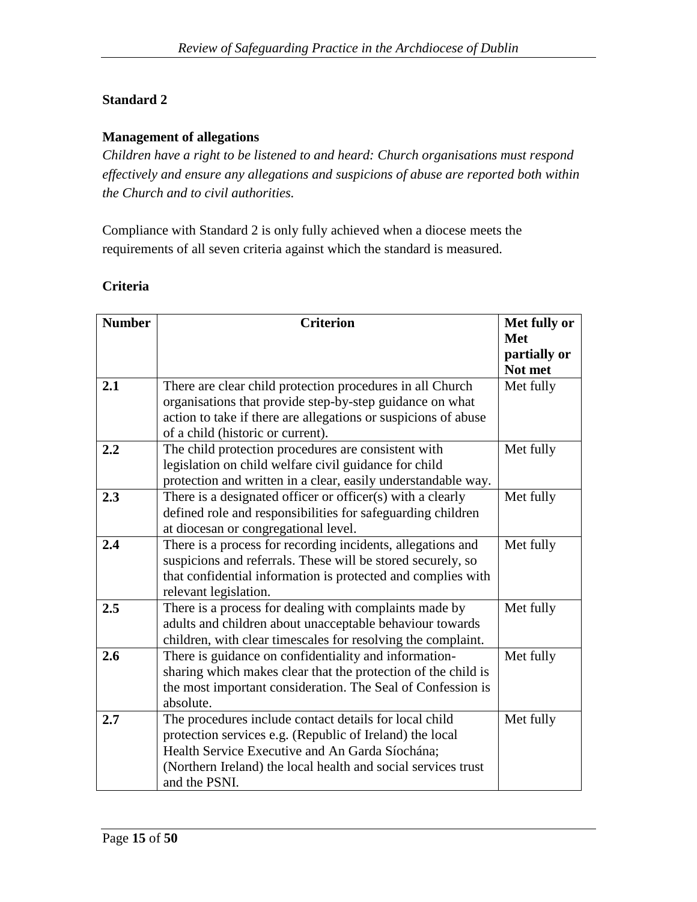**Standard 2**

**Management of allegations**

*Children have a right to be listened to and heard: Church organisations must respond effectively and ensure any allegations and suspicions of abuse are reported both within the Church and to civil authorities.*

Compliance with Standard 2 is only fully achieved when a diocese meets the requirements of all seven criteria against which the standard is measured.

**Criteria**

| Number | Criterion | Met fully or Met partially or Not met |
|---|---|---|
| **2.1** | There are clear child protection procedures in all Church organisations that provide step-by-step guidance on what action to take if there are allegations or suspicions of abuse of a child (historic or current). | Met fully |
| **2.2** | The child protection procedures are consistent with legislation on child welfare civil guidance for child protection and written in a clear, easily understandable way. | Met fully |
| **2.3** | There is a designated officer or officer(s) with a clearly defined role and responsibilities for safeguarding children at diocesan or congregational level. | Met fully |
| **2.4** | There is a process for recording incidents, allegations and suspicions and referrals. These will be stored securely, so that confidential information is protected and complies with relevant legislation. | Met fully |
| **2.5** | There is a process for dealing with complaints made by adults and children about unacceptable behaviour towards children, with clear timescales for resolving the complaint. | Met fully |
| **2.6** | There is guidance on confidentiality and information-sharing which makes clear that the protection of the child is the most important consideration. The Seal of Confession is absolute. | Met fully |
| **2.7** | The procedures include contact details for local child protection services e.g. (Republic of Ireland) the local Health Service Executive and An Garda Síochána; (Northern Ireland) the local health and social services trust and the PSNI. | Met fully |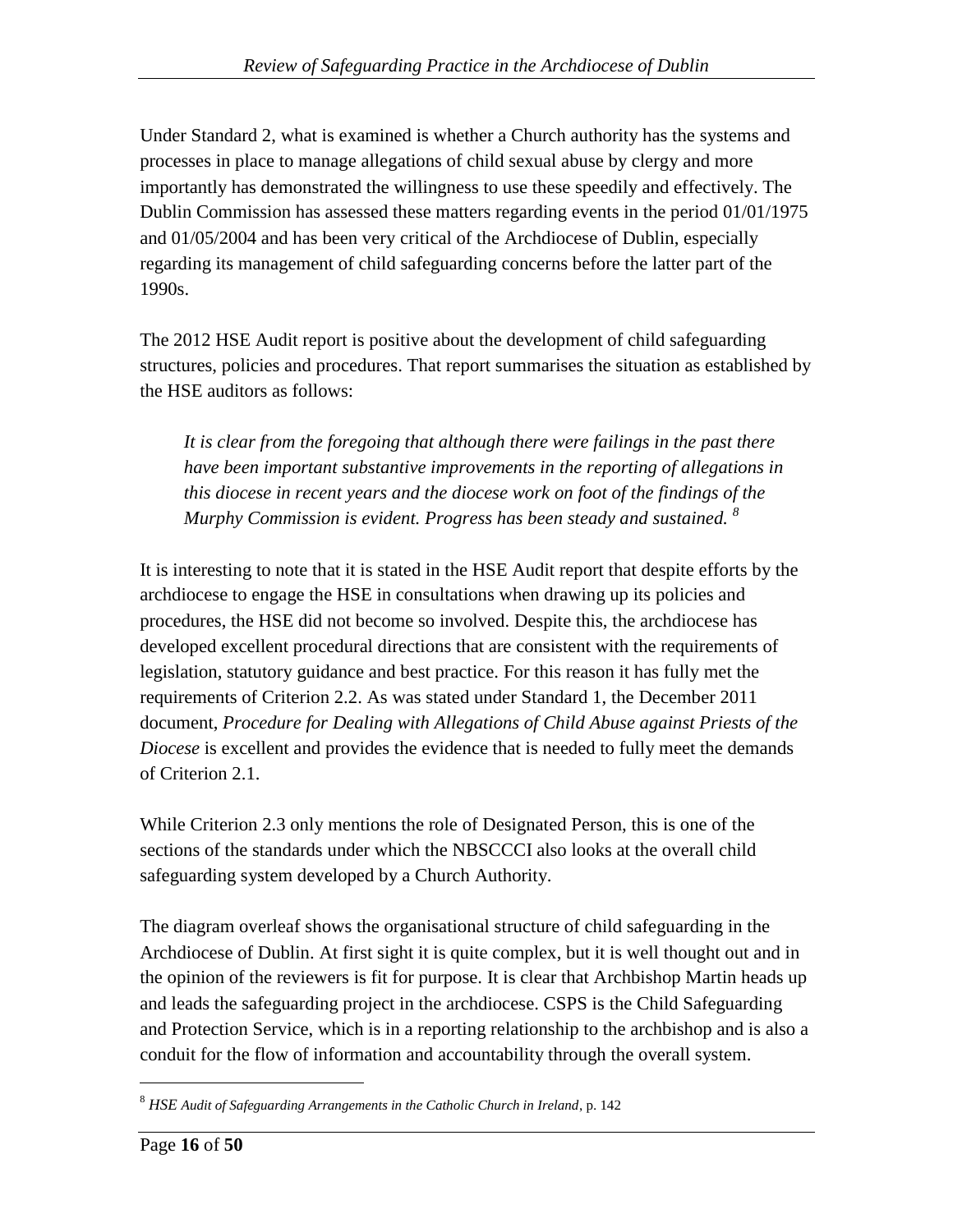Under Standard 2, what is examined is whether a Church authority has the systems and processes in place to manage allegations of child sexual abuse by clergy and more importantly has demonstrated the willingness to use these speedily and effectively. The Dublin Commission has assessed these matters regarding events in the period 01/01/1975 and 01/05/2004 and has been very critical of the Archdiocese of Dublin, especially regarding its management of child safeguarding concerns before the latter part of the 1990s.

The 2012 HSE Audit report is positive about the development of child safeguarding structures, policies and procedures. That report summarises the situation as established by the HSE auditors as follows:

> *It is clear from the foregoing that although there were failings in the past there have been important substantive improvements in the reporting of allegations in this diocese in recent years and the diocese work on foot of the findings of the Murphy Commission is evident. Progress has been steady and sustained.* [8]

It is interesting to note that it is stated in the HSE Audit report that despite efforts by the archdiocese to engage the HSE in consultations when drawing up its policies and procedures, the HSE did not become so involved. Despite this, the archdiocese has developed excellent procedural directions that are consistent with the requirements of legislation, statutory guidance and best practice. For this reason it has fully met the requirements of Criterion 2.2. As was stated under Standard 1, the December 2011 document, *Procedure for Dealing with Allegations of Child Abuse against Priests of the Diocese* is excellent and provides the evidence that is needed to fully meet the demands of Criterion 2.1.

While Criterion 2.3 only mentions the role of Designated Person, this is one of the sections of the standards under which the NBSCCCI also looks at the overall child safeguarding system developed by a Church Authority.

The diagram overleaf shows the organisational structure of child safeguarding in the Archdiocese of Dublin. At first sight it is quite complex, but it is well thought out and in the opinion of the reviewers is fit for purpose. It is clear that Archbishop Martin heads up and leads the safeguarding project in the archdiocese. CSPS is the Child Safeguarding and Protection Service, which is in a reporting relationship to the archbishop and is also a conduit for the flow of information and accountability through the overall system.

---

[8] *HSE Audit of Safeguarding Arrangements in the Catholic Church in Ireland*, p. 142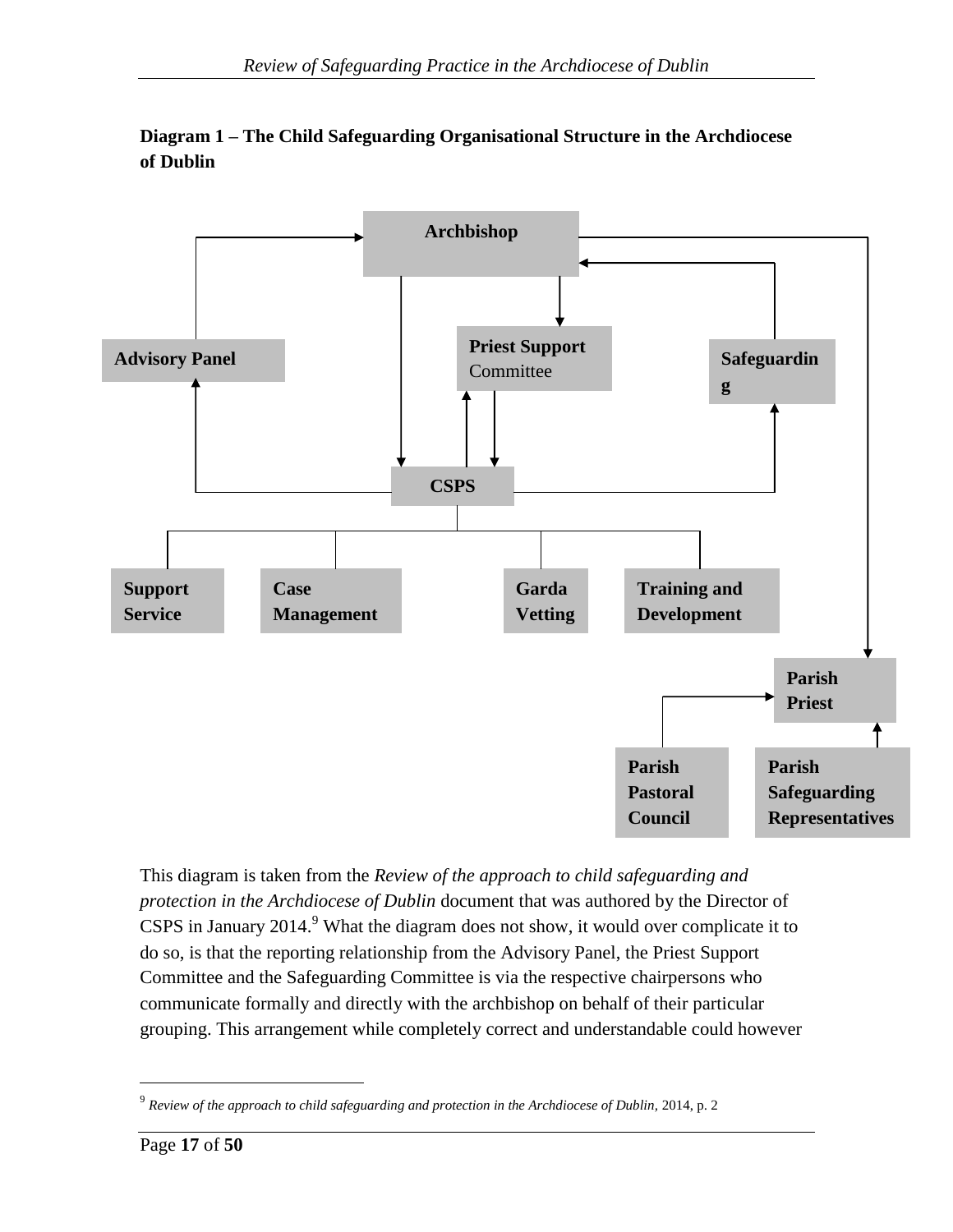**Diagram 1 – The Child Safeguarding Organisational Structure in the Archdiocese of Dublin**

Archbishop

Advisory Panel

Priest Support Committee

Safeguarding

CSPS

Support Service

Case Management

Garda Vetting

Training and Development

Parish Priest

Parish Pastoral Council

Parish Safeguarding Representatives

This diagram is taken from the *Review of the approach to child safeguarding and protection in the Archdiocese of Dublin* document that was authored by the Director of CSPS in January 2014.[9] What the diagram does not show, it would over complicate it to do so, is that the reporting relationship from the Advisory Panel, the Priest Support Committee and the Safeguarding Committee is via the respective chairpersons who communicate formally and directly with the archbishop on behalf of their particular grouping. This arrangement while completely correct and understandable could however

[9] *Review of the approach to child safeguarding and protection in the Archdiocese of Dublin*, 2014, p. 2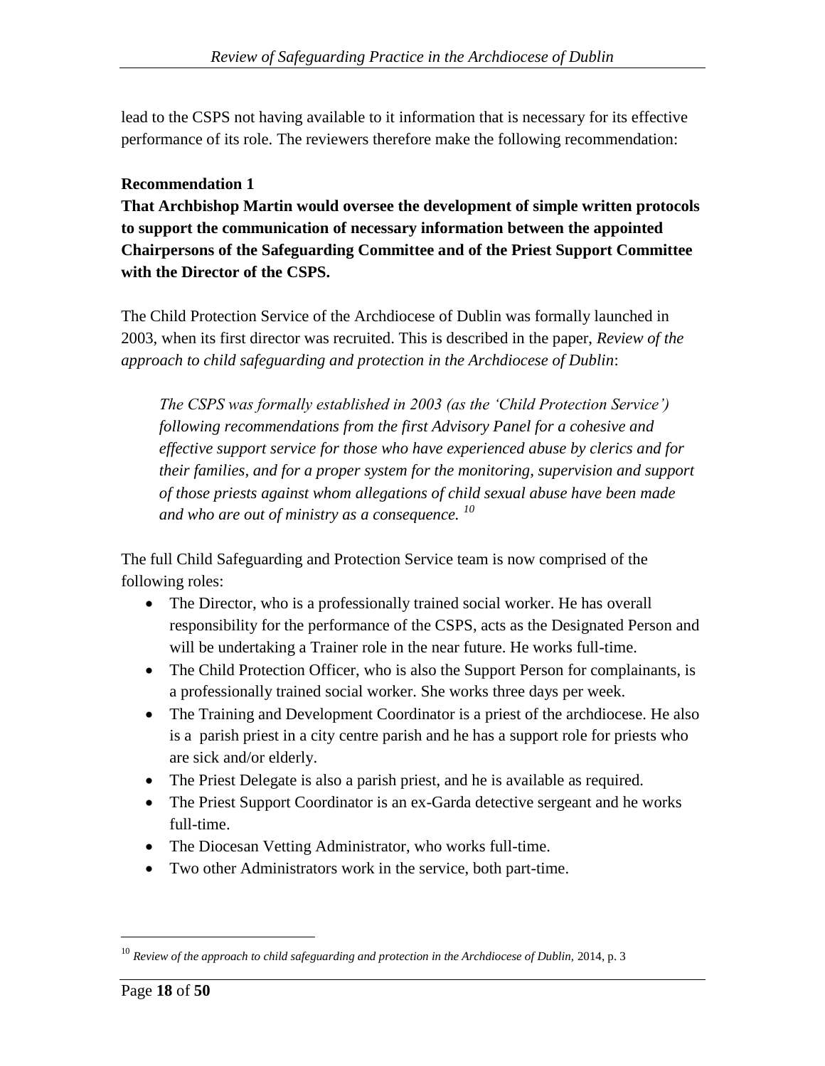lead to the CSPS not having available to it information that is necessary for its effective performance of its role. The reviewers therefore make the following recommendation:

**Recommendation 1**

**That Archbishop Martin would oversee the development of simple written protocols to support the communication of necessary information between the appointed Chairpersons of the Safeguarding Committee and of the Priest Support Committee with the Director of the CSPS.**

The Child Protection Service of the Archdiocese of Dublin was formally launched in 2003, when its first director was recruited. This is described in the paper, *Review of the approach to child safeguarding and protection in the Archdiocese of Dublin*:

> *The CSPS was formally established in 2003 (as the 'Child Protection Service') following recommendations from the first Advisory Panel for a cohesive and effective support service for those who have experienced abuse by clerics and for their families, and for a proper system for the monitoring, supervision and support of those priests against whom allegations of child sexual abuse have been made and who are out of ministry as a consequence.* [10]

The full Child Safeguarding and Protection Service team is now comprised of the following roles:

- The Director, who is a professionally trained social worker. He has overall responsibility for the performance of the CSPS, acts as the Designated Person and will be undertaking a Trainer role in the near future. He works full-time.
- The Child Protection Officer, who is also the Support Person for complainants, is a professionally trained social worker. She works three days per week.
- The Training and Development Coordinator is a priest of the archdiocese. He also is a parish priest in a city centre parish and he has a support role for priests who are sick and/or elderly.
- The Priest Delegate is also a parish priest, and he is available as required.
- The Priest Support Coordinator is an ex-Garda detective sergeant and he works full-time.
- The Diocesan Vetting Administrator, who works full-time.
- Two other Administrators work in the service, both part-time.

---

[10] *Review of the approach to child safeguarding and protection in the Archdiocese of Dublin*, 2014, p. 3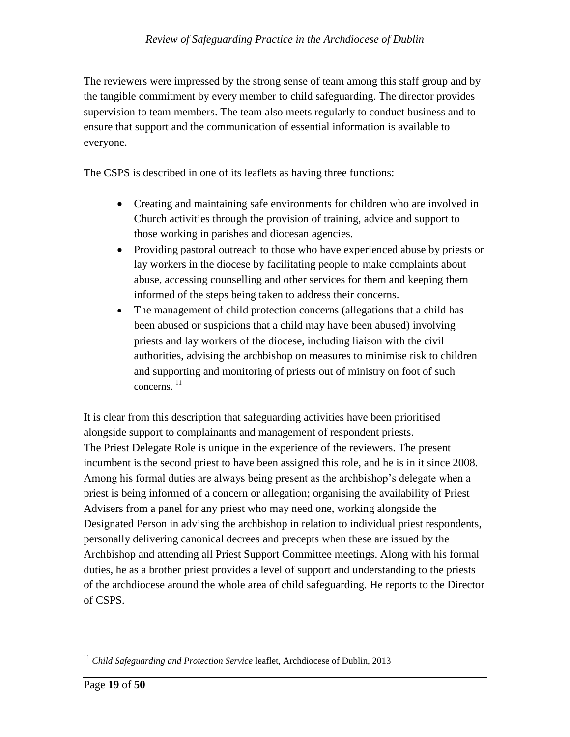The reviewers were impressed by the strong sense of team among this staff group and by the tangible commitment by every member to child safeguarding. The director provides supervision to team members. The team also meets regularly to conduct business and to ensure that support and the communication of essential information is available to everyone.

The CSPS is described in one of its leaflets as having three functions:

- Creating and maintaining safe environments for children who are involved in Church activities through the provision of training, advice and support to those working in parishes and diocesan agencies.
- Providing pastoral outreach to those who have experienced abuse by priests or lay workers in the diocese by facilitating people to make complaints about abuse, accessing counselling and other services for them and keeping them informed of the steps being taken to address their concerns.
- The management of child protection concerns (allegations that a child has been abused or suspicions that a child may have been abused) involving priests and lay workers of the diocese, including liaison with the civil authorities, advising the archbishop on measures to minimise risk to children and supporting and monitoring of priests out of ministry on foot of such concerns. [11]

It is clear from this description that safeguarding activities have been prioritised alongside support to complainants and management of respondent priests.
The Priest Delegate Role is unique in the experience of the reviewers. The present incumbent is the second priest to have been assigned this role, and he is in it since 2008. Among his formal duties are always being present as the archbishop's delegate when a priest is being informed of a concern or allegation; organising the availability of Priest Advisers from a panel for any priest who may need one, working alongside the Designated Person in advising the archbishop in relation to individual priest respondents, personally delivering canonical decrees and precepts when these are issued by the Archbishop and attending all Priest Support Committee meetings. Along with his formal duties, he as a brother priest provides a level of support and understanding to the priests of the archdiocese around the whole area of child safeguarding. He reports to the Director of CSPS.

[11] *Child Safeguarding and Protection Service* leaflet, Archdiocese of Dublin, 2013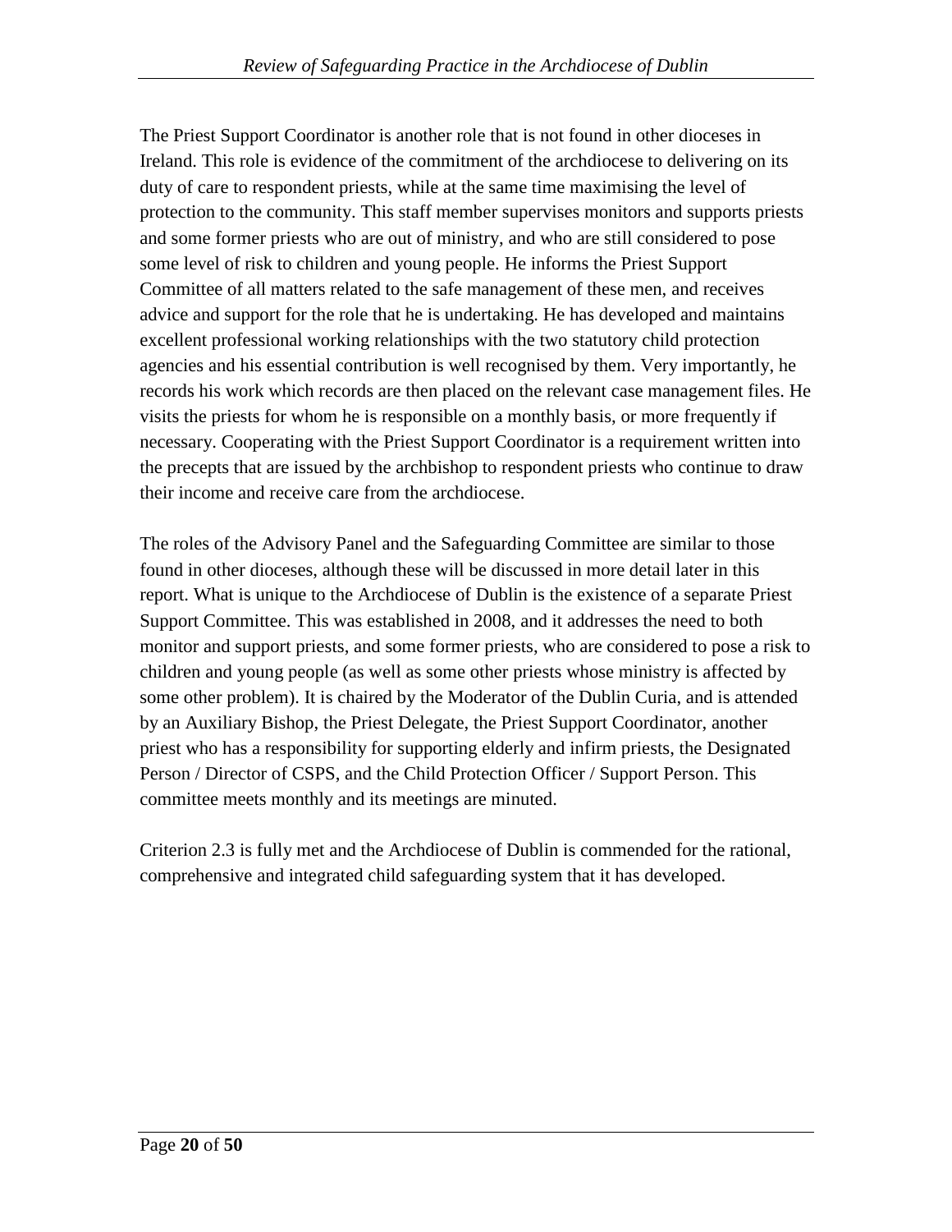The Priest Support Coordinator is another role that is not found in other dioceses in Ireland. This role is evidence of the commitment of the archdiocese to delivering on its duty of care to respondent priests, while at the same time maximising the level of protection to the community. This staff member supervises monitors and supports priests and some former priests who are out of ministry, and who are still considered to pose some level of risk to children and young people. He informs the Priest Support Committee of all matters related to the safe management of these men, and receives advice and support for the role that he is undertaking. He has developed and maintains excellent professional working relationships with the two statutory child protection agencies and his essential contribution is well recognised by them. Very importantly, he records his work which records are then placed on the relevant case management files. He visits the priests for whom he is responsible on a monthly basis, or more frequently if necessary. Cooperating with the Priest Support Coordinator is a requirement written into the precepts that are issued by the archbishop to respondent priests who continue to draw their income and receive care from the archdiocese.

The roles of the Advisory Panel and the Safeguarding Committee are similar to those found in other dioceses, although these will be discussed in more detail later in this report. What is unique to the Archdiocese of Dublin is the existence of a separate Priest Support Committee. This was established in 2008, and it addresses the need to both monitor and support priests, and some former priests, who are considered to pose a risk to children and young people (as well as some other priests whose ministry is affected by some other problem). It is chaired by the Moderator of the Dublin Curia, and is attended by an Auxiliary Bishop, the Priest Delegate, the Priest Support Coordinator, another priest who has a responsibility for supporting elderly and infirm priests, the Designated Person / Director of CSPS, and the Child Protection Officer / Support Person. This committee meets monthly and its meetings are minuted.

Criterion 2.3 is fully met and the Archdiocese of Dublin is commended for the rational, comprehensive and integrated child safeguarding system that it has developed.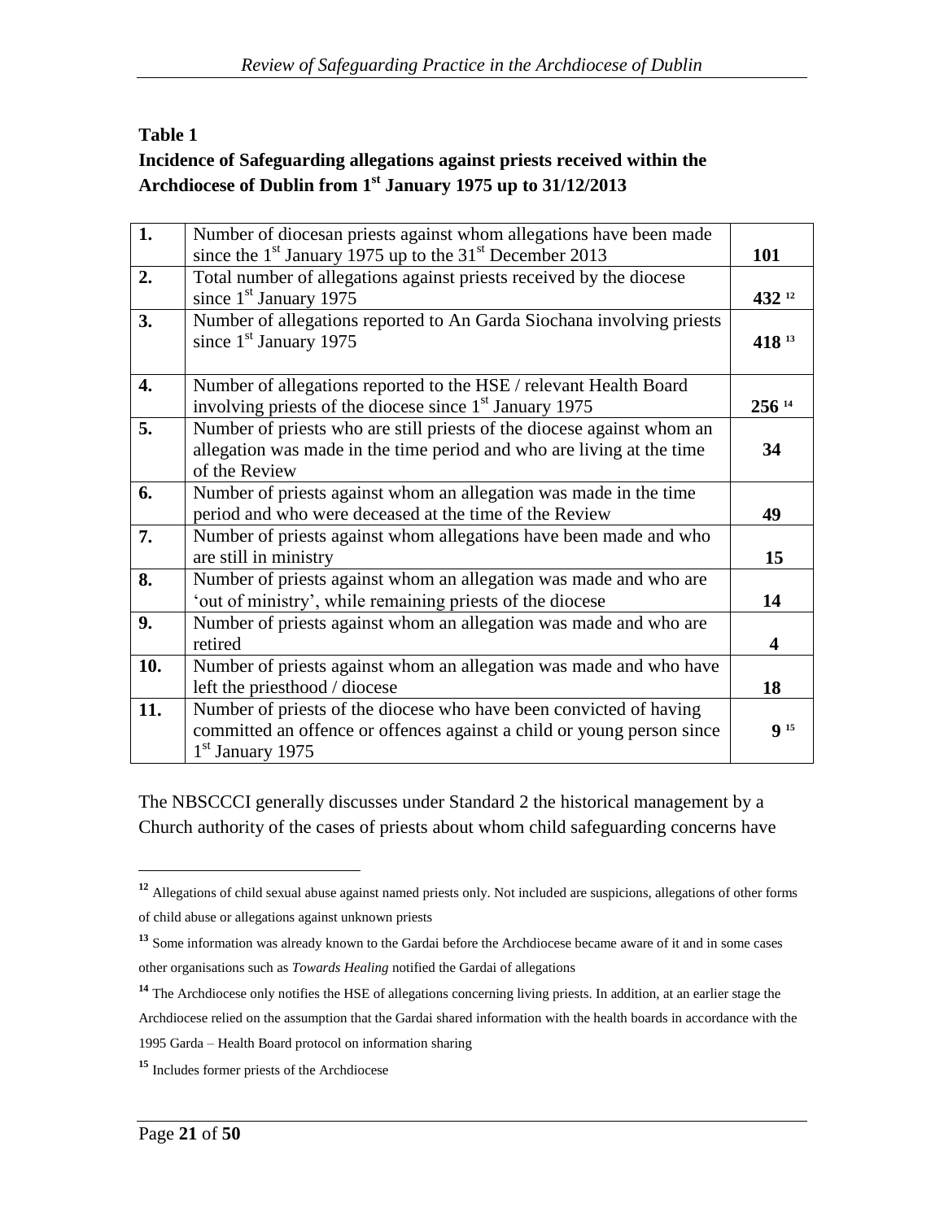**Table 1**

**Incidence of Safeguarding allegations against priests received within the Archdiocese of Dublin from 1st January 1975 up to 31/12/2013**

| | | |
|---|---|---|
| **1.** | Number of diocesan priests against whom allegations have been made since the 1st January 1975 up to the 31st December 2013 | **101** |
| **2.** | Total number of allegations against priests received by the diocese since 1st January 1975 | **432** [12] |
| **3.** | Number of allegations reported to An Garda Siochana involving priests since 1st January 1975 | **418** [13] |
| **4.** | Number of allegations reported to the HSE / relevant Health Board involving priests of the diocese since 1st January 1975 | **256** [14] |
| **5.** | Number of priests who are still priests of the diocese against whom an allegation was made in the time period and who are living at the time of the Review | **34** |
| **6.** | Number of priests against whom an allegation was made in the time period and who were deceased at the time of the Review | **49** |
| **7.** | Number of priests against whom allegations have been made and who are still in ministry | **15** |
| **8.** | Number of priests against whom an allegation was made and who are 'out of ministry', while remaining priests of the diocese | **14** |
| **9.** | Number of priests against whom an allegation was made and who are retired | **4** |
| **10.** | Number of priests against whom an allegation was made and who have left the priesthood / diocese | **18** |
| **11.** | Number of priests of the diocese who have been convicted of having committed an offence or offences against a child or young person since 1st January 1975 | **9** [15] |

The NBSCCCI generally discusses under Standard 2 the historical management by a Church authority of the cases of priests about whom child safeguarding concerns have

---

[12] Allegations of child sexual abuse against named priests only. Not included are suspicions, allegations of other forms of child abuse or allegations against unknown priests

[13] Some information was already known to the Gardai before the Archdiocese became aware of it and in some cases other organisations such as *Towards Healing* notified the Gardai of allegations

[14] The Archdiocese only notifies the HSE of allegations concerning living priests. In addition, at an earlier stage the Archdiocese relied on the assumption that the Gardai shared information with the health boards in accordance with the 1995 Garda – Health Board protocol on information sharing

[15] Includes former priests of the Archdiocese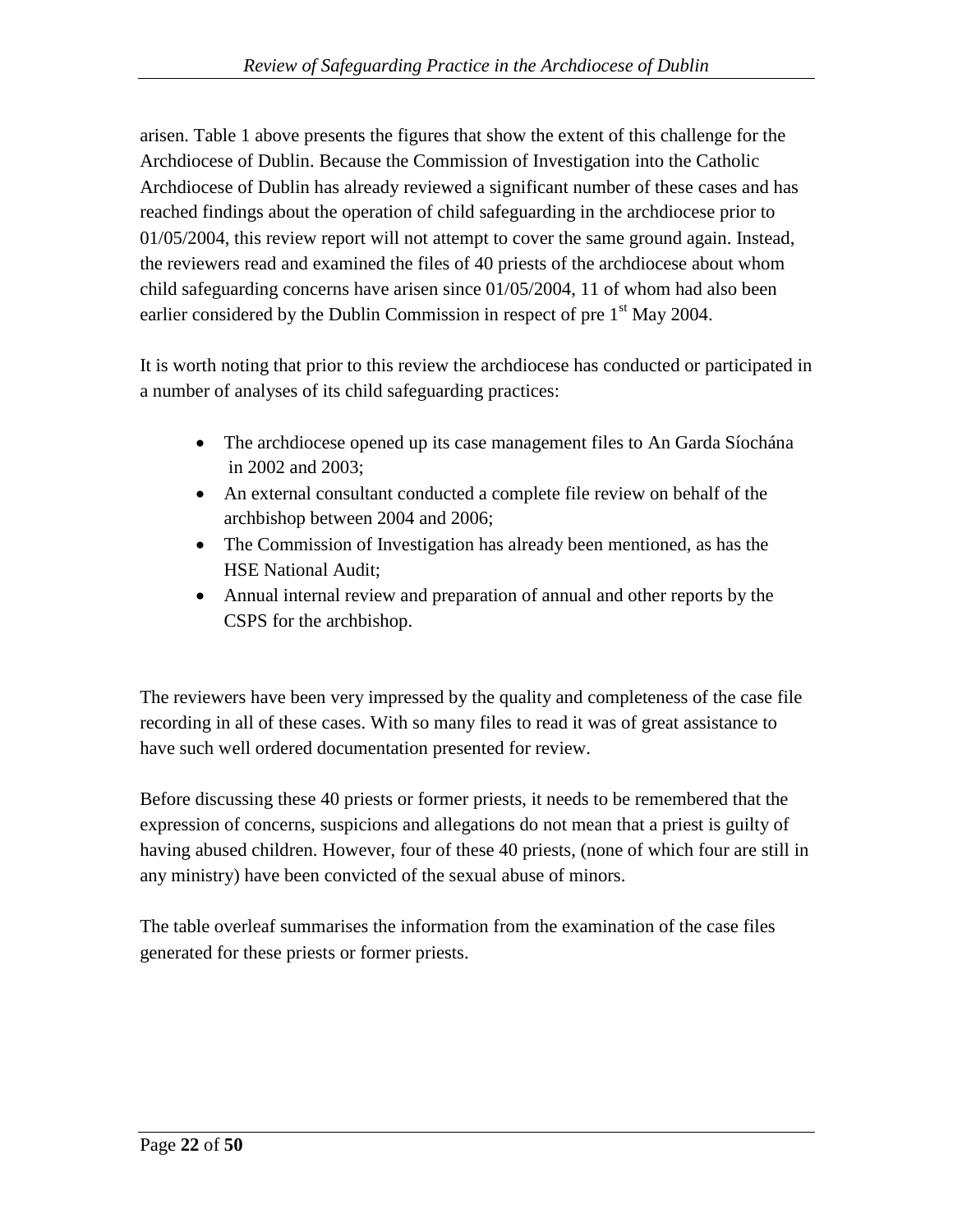arisen. Table 1 above presents the figures that show the extent of this challenge for the Archdiocese of Dublin. Because the Commission of Investigation into the Catholic Archdiocese of Dublin has already reviewed a significant number of these cases and has reached findings about the operation of child safeguarding in the archdiocese prior to 01/05/2004, this review report will not attempt to cover the same ground again. Instead, the reviewers read and examined the files of 40 priests of the archdiocese about whom child safeguarding concerns have arisen since 01/05/2004, 11 of whom had also been earlier considered by the Dublin Commission in respect of pre 1st May 2004.

It is worth noting that prior to this review the archdiocese has conducted or participated in a number of analyses of its child safeguarding practices:

- The archdiocese opened up its case management files to An Garda Síochána in 2002 and 2003;
- An external consultant conducted a complete file review on behalf of the archbishop between 2004 and 2006;
- The Commission of Investigation has already been mentioned, as has the HSE National Audit;
- Annual internal review and preparation of annual and other reports by the CSPS for the archbishop.

The reviewers have been very impressed by the quality and completeness of the case file recording in all of these cases. With so many files to read it was of great assistance to have such well ordered documentation presented for review.

Before discussing these 40 priests or former priests, it needs to be remembered that the expression of concerns, suspicions and allegations do not mean that a priest is guilty of having abused children. However, four of these 40 priests, (none of which four are still in any ministry) have been convicted of the sexual abuse of minors.

The table overleaf summarises the information from the examination of the case files generated for these priests or former priests.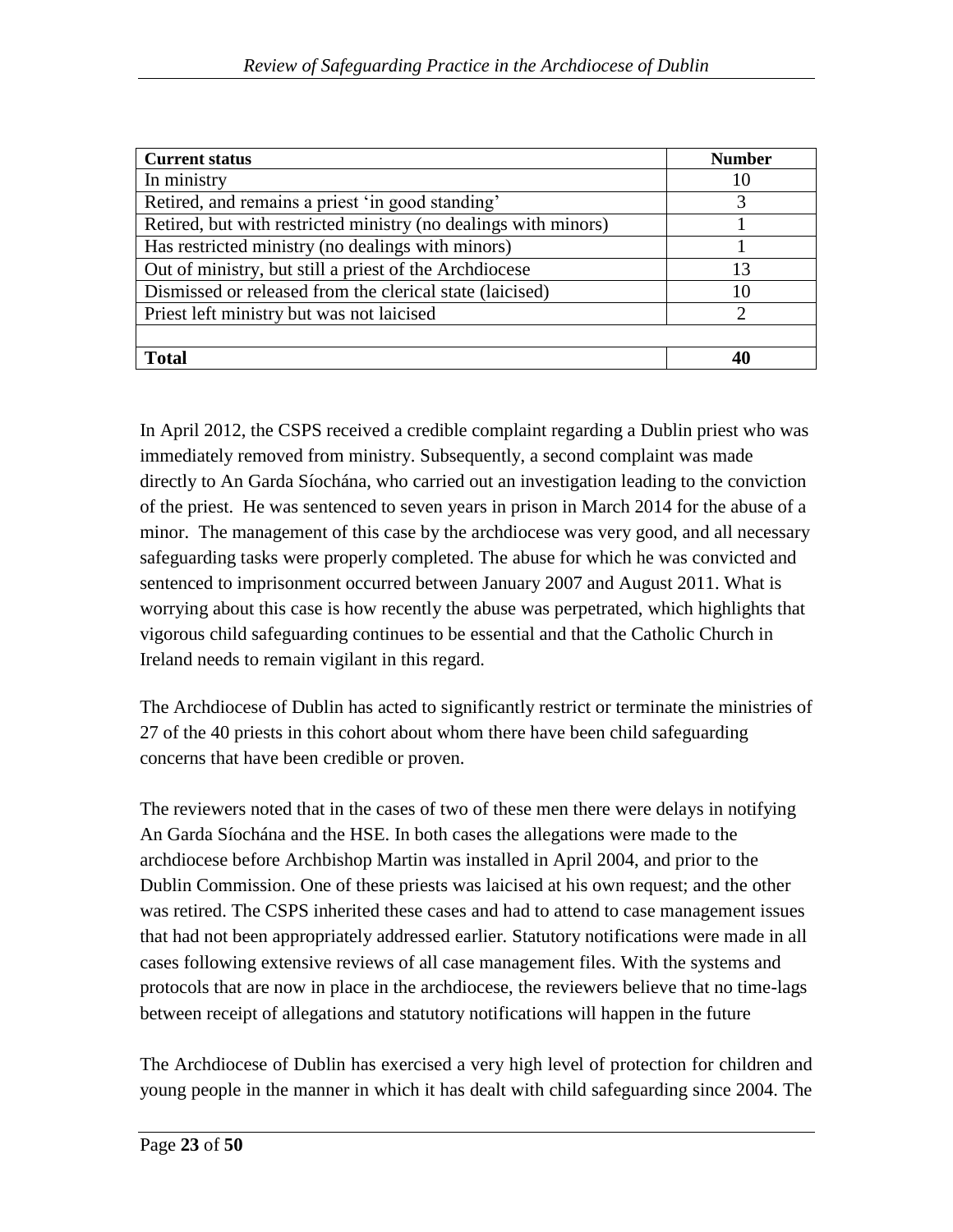| Current status | Number |
|---|---|
| In ministry | 10 |
| Retired, and remains a priest 'in good standing' | 3 |
| Retired, but with restricted ministry (no dealings with minors) | 1 |
| Has restricted ministry (no dealings with minors) | 1 |
| Out of ministry, but still a priest of the Archdiocese | 13 |
| Dismissed or released from the clerical state (laicised) | 10 |
| Priest left ministry but was not laicised | 2 |
| | |
| **Total** | **40** |

In April 2012, the CSPS received a credible complaint regarding a Dublin priest who was immediately removed from ministry. Subsequently, a second complaint was made directly to An Garda Síochána, who carried out an investigation leading to the conviction of the priest. He was sentenced to seven years in prison in March 2014 for the abuse of a minor. The management of this case by the archdiocese was very good, and all necessary safeguarding tasks were properly completed. The abuse for which he was convicted and sentenced to imprisonment occurred between January 2007 and August 2011. What is worrying about this case is how recently the abuse was perpetrated, which highlights that vigorous child safeguarding continues to be essential and that the Catholic Church in Ireland needs to remain vigilant in this regard.

The Archdiocese of Dublin has acted to significantly restrict or terminate the ministries of 27 of the 40 priests in this cohort about whom there have been child safeguarding concerns that have been credible or proven.

The reviewers noted that in the cases of two of these men there were delays in notifying An Garda Síochána and the HSE. In both cases the allegations were made to the archdiocese before Archbishop Martin was installed in April 2004, and prior to the Dublin Commission. One of these priests was laicised at his own request; and the other was retired. The CSPS inherited these cases and had to attend to case management issues that had not been appropriately addressed earlier. Statutory notifications were made in all cases following extensive reviews of all case management files. With the systems and protocols that are now in place in the archdiocese, the reviewers believe that no time-lags between receipt of allegations and statutory notifications will happen in the future

The Archdiocese of Dublin has exercised a very high level of protection for children and young people in the manner in which it has dealt with child safeguarding since 2004. The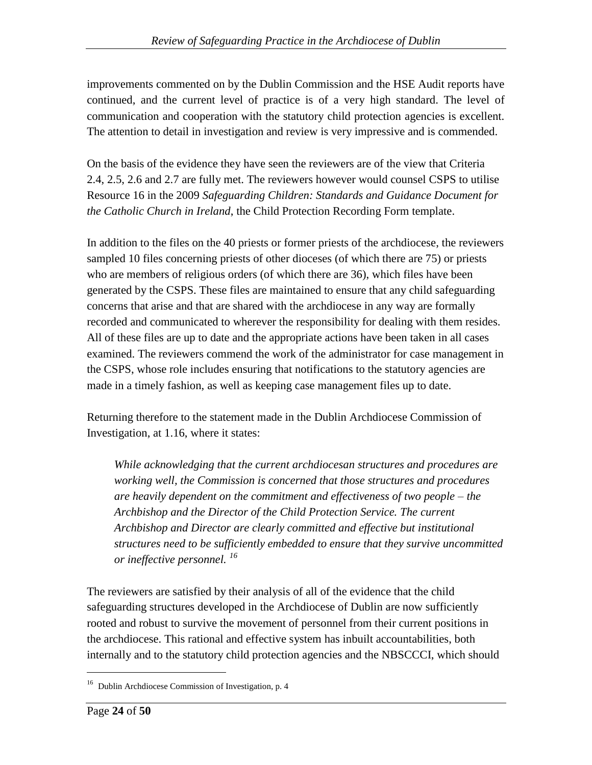improvements commented on by the Dublin Commission and the HSE Audit reports have continued, and the current level of practice is of a very high standard. The level of communication and cooperation with the statutory child protection agencies is excellent. The attention to detail in investigation and review is very impressive and is commended.

On the basis of the evidence they have seen the reviewers are of the view that Criteria 2.4, 2.5, 2.6 and 2.7 are fully met. The reviewers however would counsel CSPS to utilise Resource 16 in the 2009 *Safeguarding Children: Standards and Guidance Document for the Catholic Church in Ireland*, the Child Protection Recording Form template.

In addition to the files on the 40 priests or former priests of the archdiocese, the reviewers sampled 10 files concerning priests of other dioceses (of which there are 75) or priests who are members of religious orders (of which there are 36), which files have been generated by the CSPS. These files are maintained to ensure that any child safeguarding concerns that arise and that are shared with the archdiocese in any way are formally recorded and communicated to wherever the responsibility for dealing with them resides. All of these files are up to date and the appropriate actions have been taken in all cases examined. The reviewers commend the work of the administrator for case management in the CSPS, whose role includes ensuring that notifications to the statutory agencies are made in a timely fashion, as well as keeping case management files up to date.

Returning therefore to the statement made in the Dublin Archdiocese Commission of Investigation, at 1.16, where it states:

> *While acknowledging that the current archdiocesan structures and procedures are working well, the Commission is concerned that those structures and procedures are heavily dependent on the commitment and effectiveness of two people – the Archbishop and the Director of the Child Protection Service. The current Archbishop and Director are clearly committed and effective but institutional structures need to be sufficiently embedded to ensure that they survive uncommitted or ineffective personnel.* [16]

The reviewers are satisfied by their analysis of all of the evidence that the child safeguarding structures developed in the Archdiocese of Dublin are now sufficiently rooted and robust to survive the movement of personnel from their current positions in the archdiocese. This rational and effective system has inbuilt accountabilities, both internally and to the statutory child protection agencies and the NBSCCCI, which should

---

[16] Dublin Archdiocese Commission of Investigation, p. 4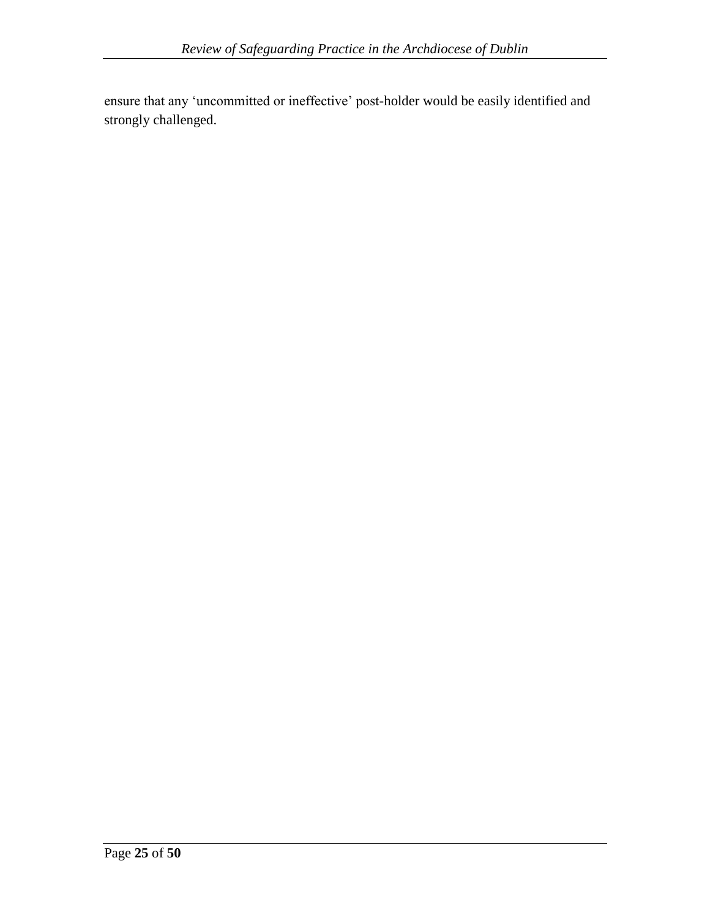ensure that any 'uncommitted or ineffective' post-holder would be easily identified and strongly challenged.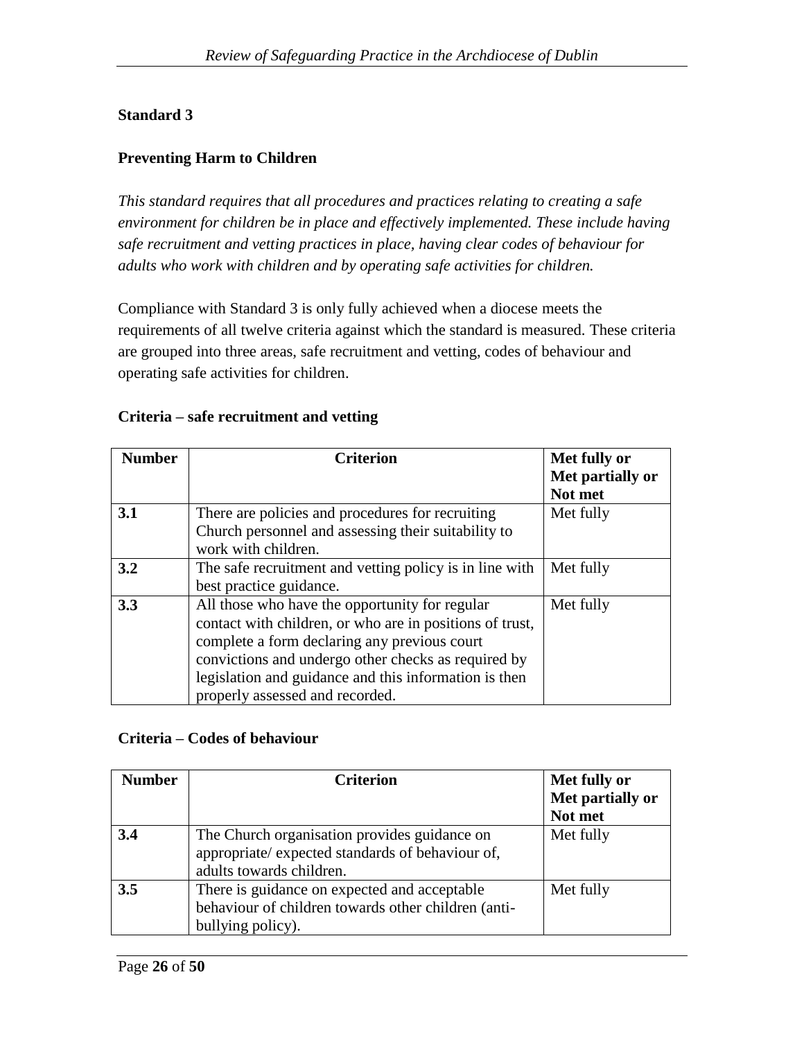**Standard 3**

**Preventing Harm to Children**

*This standard requires that all procedures and practices relating to creating a safe environment for children be in place and effectively implemented. These include having safe recruitment and vetting practices in place, having clear codes of behaviour for adults who work with children and by operating safe activities for children.*

Compliance with Standard 3 is only fully achieved when a diocese meets the requirements of all twelve criteria against which the standard is measured. These criteria are grouped into three areas, safe recruitment and vetting, codes of behaviour and operating safe activities for children.

**Criteria – safe recruitment and vetting**

| Number | Criterion | Met fully or Met partially or Not met |
|---|---|---|
| **3.1** | There are policies and procedures for recruiting Church personnel and assessing their suitability to work with children. | Met fully |
| **3.2** | The safe recruitment and vetting policy is in line with best practice guidance. | Met fully |
| **3.3** | All those who have the opportunity for regular contact with children, or who are in positions of trust, complete a form declaring any previous court convictions and undergo other checks as required by legislation and guidance and this information is then properly assessed and recorded. | Met fully |

**Criteria – Codes of behaviour**

| Number | Criterion | Met fully or Met partially or Not met |
|---|---|---|
| **3.4** | The Church organisation provides guidance on appropriate/ expected standards of behaviour of, adults towards children. | Met fully |
| **3.5** | There is guidance on expected and acceptable behaviour of children towards other children (anti-bullying policy). | Met fully |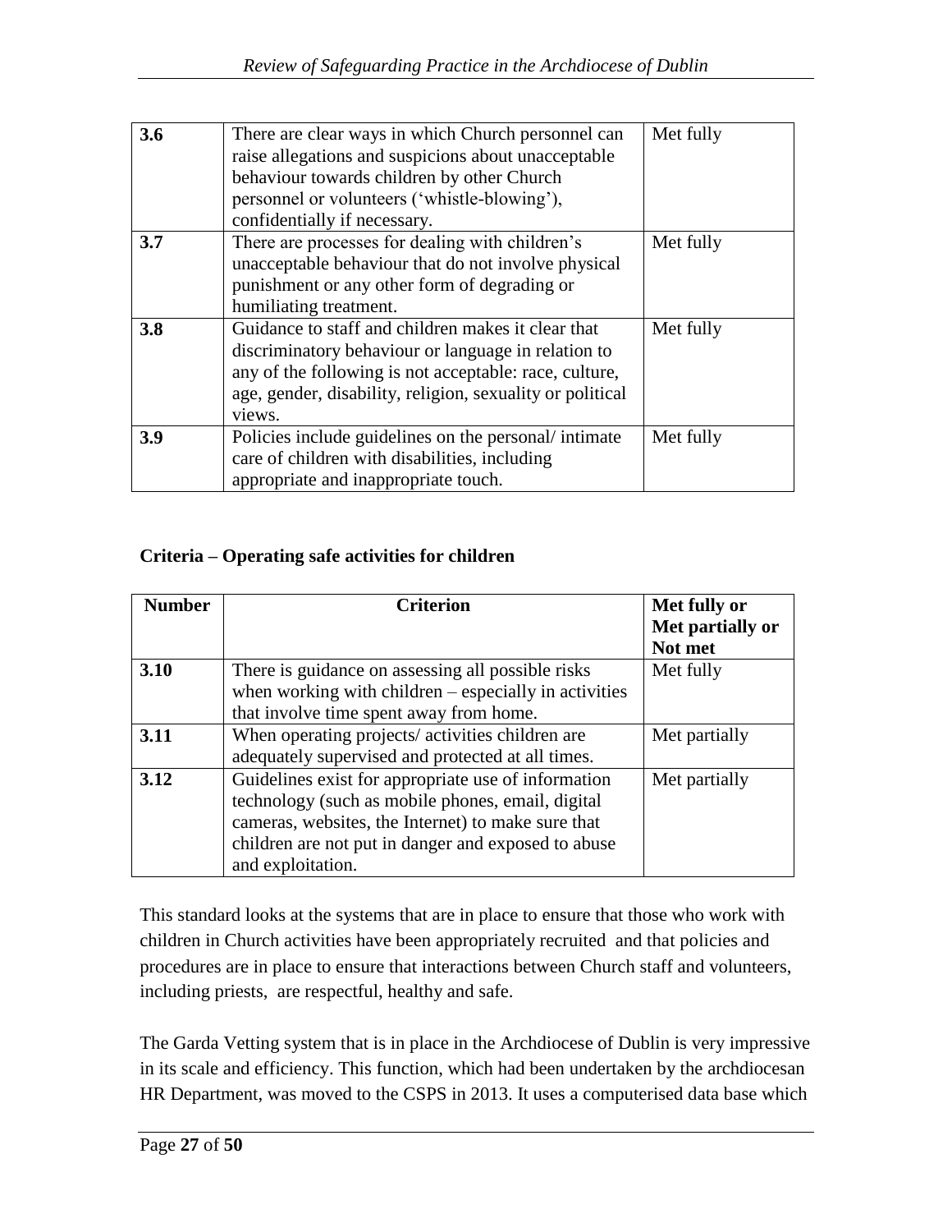| | | |
|---|---|---|
| **3.6** | There are clear ways in which Church personnel can raise allegations and suspicions about unacceptable behaviour towards children by other Church personnel or volunteers ('whistle-blowing'), confidentially if necessary. | Met fully |
| **3.7** | There are processes for dealing with children's unacceptable behaviour that do not involve physical punishment or any other form of degrading or humiliating treatment. | Met fully |
| **3.8** | Guidance to staff and children makes it clear that discriminatory behaviour or language in relation to any of the following is not acceptable: race, culture, age, gender, disability, religion, sexuality or political views. | Met fully |
| **3.9** | Policies include guidelines on the personal/ intimate care of children with disabilities, including appropriate and inappropriate touch. | Met fully |

**Criteria – Operating safe activities for children**

| Number | Criterion | Met fully or Met partially or Not met |
|---|---|---|
| **3.10** | There is guidance on assessing all possible risks when working with children – especially in activities that involve time spent away from home. | Met fully |
| **3.11** | When operating projects/ activities children are adequately supervised and protected at all times. | Met partially |
| **3.12** | Guidelines exist for appropriate use of information technology (such as mobile phones, email, digital cameras, websites, the Internet) to make sure that children are not put in danger and exposed to abuse and exploitation. | Met partially |

This standard looks at the systems that are in place to ensure that those who work with children in Church activities have been appropriately recruited and that policies and procedures are in place to ensure that interactions between Church staff and volunteers, including priests, are respectful, healthy and safe.

The Garda Vetting system that is in place in the Archdiocese of Dublin is very impressive in its scale and efficiency. This function, which had been undertaken by the archdiocesan HR Department, was moved to the CSPS in 2013. It uses a computerised data base which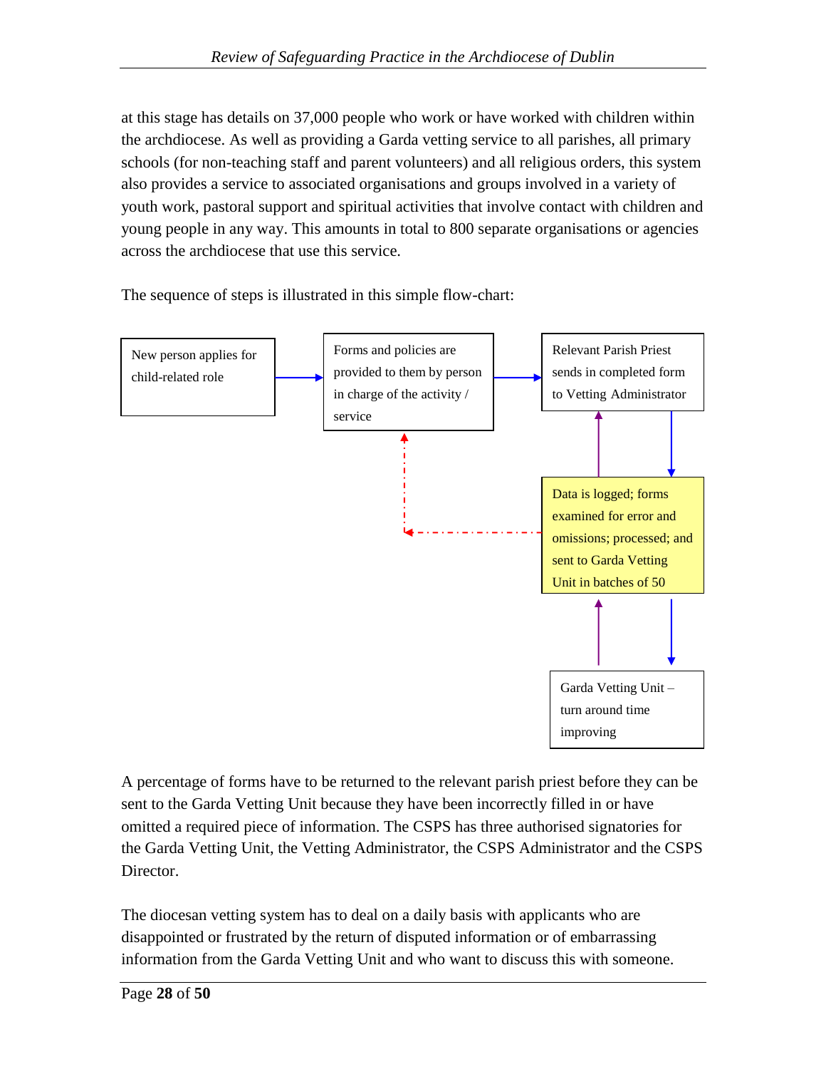at this stage has details on 37,000 people who work or have worked with children within the archdiocese. As well as providing a Garda vetting service to all parishes, all primary schools (for non-teaching staff and parent volunteers) and all religious orders, this system also provides a service to associated organisations and groups involved in a variety of youth work, pastoral support and spiritual activities that involve contact with children and young people in any way. This amounts in total to 800 separate organisations or agencies across the archdiocese that use this service.

The sequence of steps is illustrated in this simple flow-chart:

New person applies for child-related role

Forms and policies are provided to them by person in charge of the activity / service

Relevant Parish Priest sends in completed form to Vetting Administrator

Data is logged; forms examined for error and omissions; processed; and sent to Garda Vetting Unit in batches of 50

Garda Vetting Unit – turn around time improving

A percentage of forms have to be returned to the relevant parish priest before they can be sent to the Garda Vetting Unit because they have been incorrectly filled in or have omitted a required piece of information. The CSPS has three authorised signatories for the Garda Vetting Unit, the Vetting Administrator, the CSPS Administrator and the CSPS Director.

The diocesan vetting system has to deal on a daily basis with applicants who are disappointed or frustrated by the return of disputed information or of embarrassing information from the Garda Vetting Unit and who want to discuss this with someone.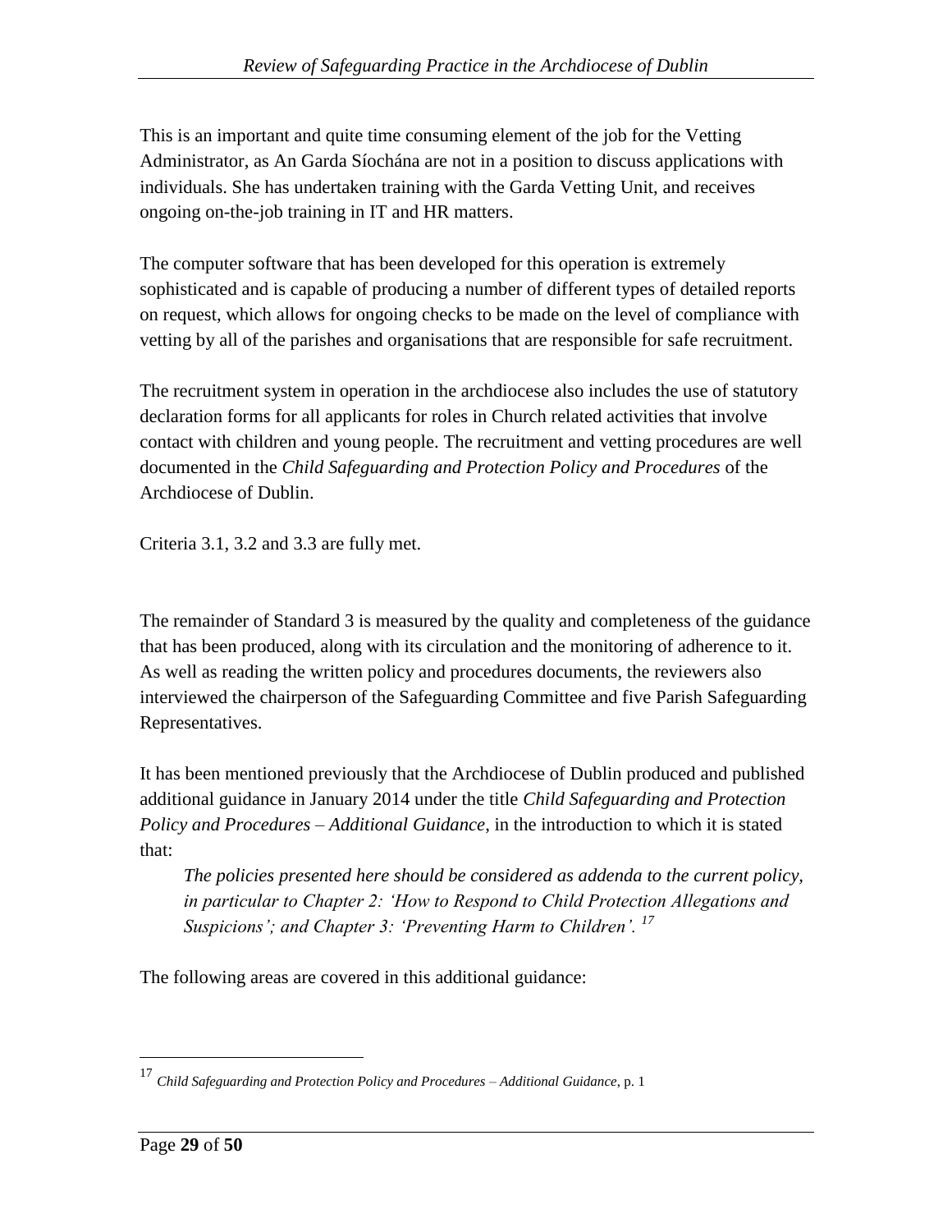This is an important and quite time consuming element of the job for the Vetting Administrator, as An Garda Síochána are not in a position to discuss applications with individuals. She has undertaken training with the Garda Vetting Unit, and receives ongoing on-the-job training in IT and HR matters.

The computer software that has been developed for this operation is extremely sophisticated and is capable of producing a number of different types of detailed reports on request, which allows for ongoing checks to be made on the level of compliance with vetting by all of the parishes and organisations that are responsible for safe recruitment.

The recruitment system in operation in the archdiocese also includes the use of statutory declaration forms for all applicants for roles in Church related activities that involve contact with children and young people. The recruitment and vetting procedures are well documented in the *Child Safeguarding and Protection Policy and Procedures* of the Archdiocese of Dublin.

Criteria 3.1, 3.2 and 3.3 are fully met.

The remainder of Standard 3 is measured by the quality and completeness of the guidance that has been produced, along with its circulation and the monitoring of adherence to it. As well as reading the written policy and procedures documents, the reviewers also interviewed the chairperson of the Safeguarding Committee and five Parish Safeguarding Representatives.

It has been mentioned previously that the Archdiocese of Dublin produced and published additional guidance in January 2014 under the title *Child Safeguarding and Protection Policy and Procedures – Additional Guidance*, in the introduction to which it is stated that:

> *The policies presented here should be considered as addenda to the current policy, in particular to Chapter 2: 'How to Respond to Child Protection Allegations and Suspicions'; and Chapter 3: 'Preventing Harm to Children'.* [17]

The following areas are covered in this additional guidance:

[17] *Child Safeguarding and Protection Policy and Procedures – Additional Guidance*, p. 1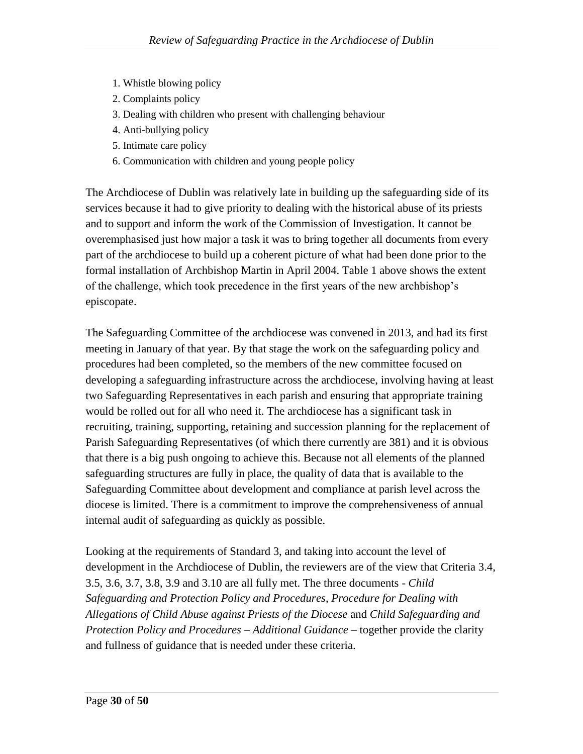1. Whistle blowing policy
2. Complaints policy
3. Dealing with children who present with challenging behaviour
4. Anti-bullying policy
5. Intimate care policy
6. Communication with children and young people policy

The Archdiocese of Dublin was relatively late in building up the safeguarding side of its services because it had to give priority to dealing with the historical abuse of its priests and to support and inform the work of the Commission of Investigation. It cannot be overemphasised just how major a task it was to bring together all documents from every part of the archdiocese to build up a coherent picture of what had been done prior to the formal installation of Archbishop Martin in April 2004. Table 1 above shows the extent of the challenge, which took precedence in the first years of the new archbishop's episcopate.

The Safeguarding Committee of the archdiocese was convened in 2013, and had its first meeting in January of that year. By that stage the work on the safeguarding policy and procedures had been completed, so the members of the new committee focused on developing a safeguarding infrastructure across the archdiocese, involving having at least two Safeguarding Representatives in each parish and ensuring that appropriate training would be rolled out for all who need it. The archdiocese has a significant task in recruiting, training, supporting, retaining and succession planning for the replacement of Parish Safeguarding Representatives (of which there currently are 381) and it is obvious that there is a big push ongoing to achieve this. Because not all elements of the planned safeguarding structures are fully in place, the quality of data that is available to the Safeguarding Committee about development and compliance at parish level across the diocese is limited. There is a commitment to improve the comprehensiveness of annual internal audit of safeguarding as quickly as possible.

Looking at the requirements of Standard 3, and taking into account the level of development in the Archdiocese of Dublin, the reviewers are of the view that Criteria 3.4, 3.5, 3.6, 3.7, 3.8, 3.9 and 3.10 are all fully met. The three documents - *Child Safeguarding and Protection Policy and Procedures*, *Procedure for Dealing with Allegations of Child Abuse against Priests of the Diocese* and *Child Safeguarding and Protection Policy and Procedures – Additional Guidance* – together provide the clarity and fullness of guidance that is needed under these criteria.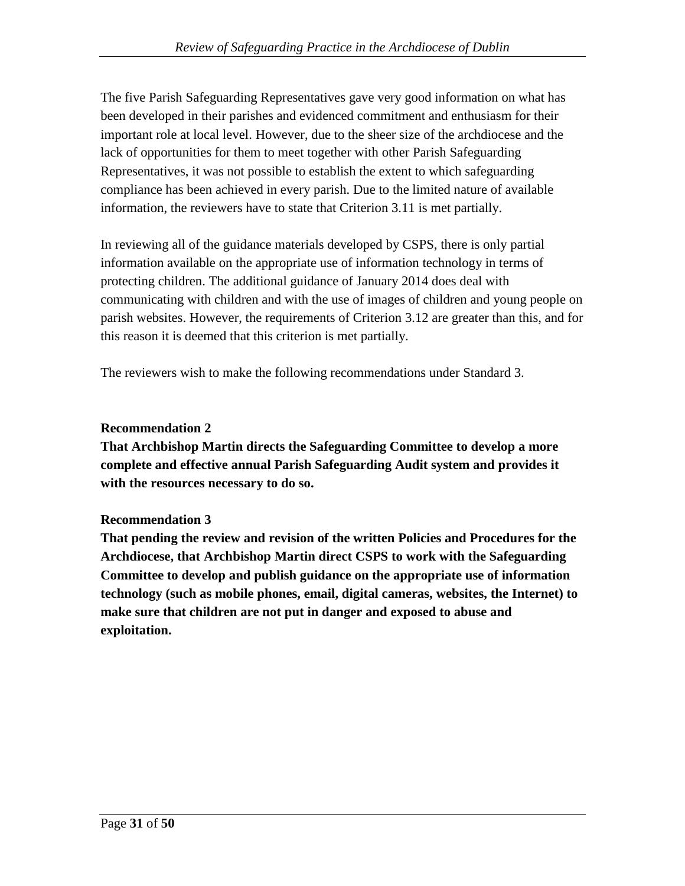The five Parish Safeguarding Representatives gave very good information on what has been developed in their parishes and evidenced commitment and enthusiasm for their important role at local level. However, due to the sheer size of the archdiocese and the lack of opportunities for them to meet together with other Parish Safeguarding Representatives, it was not possible to establish the extent to which safeguarding compliance has been achieved in every parish. Due to the limited nature of available information, the reviewers have to state that Criterion 3.11 is met partially.

In reviewing all of the guidance materials developed by CSPS, there is only partial information available on the appropriate use of information technology in terms of protecting children. The additional guidance of January 2014 does deal with communicating with children and with the use of images of children and young people on parish websites. However, the requirements of Criterion 3.12 are greater than this, and for this reason it is deemed that this criterion is met partially.

The reviewers wish to make the following recommendations under Standard 3.

**Recommendation 2**
**That Archbishop Martin directs the Safeguarding Committee to develop a more complete and effective annual Parish Safeguarding Audit system and provides it with the resources necessary to do so.**

**Recommendation 3**
**That pending the review and revision of the written Policies and Procedures for the Archdiocese, that Archbishop Martin direct CSPS to work with the Safeguarding Committee to develop and publish guidance on the appropriate use of information technology (such as mobile phones, email, digital cameras, websites, the Internet) to make sure that children are not put in danger and exposed to abuse and exploitation.**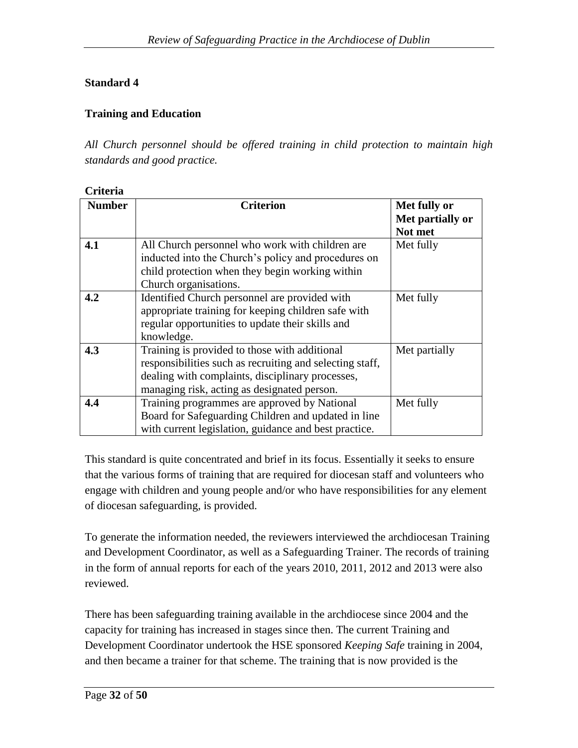**Standard 4**

**Training and Education**

*All Church personnel should be offered training in child protection to maintain high standards and good practice.*

**Criteria**

| Number | Criterion | Met fully or Met partially or Not met |
|---|---|---|
| **4.1** | All Church personnel who work with children are inducted into the Church's policy and procedures on child protection when they begin working within Church organisations. | Met fully |
| **4.2** | Identified Church personnel are provided with appropriate training for keeping children safe with regular opportunities to update their skills and knowledge. | Met fully |
| **4.3** | Training is provided to those with additional responsibilities such as recruiting and selecting staff, dealing with complaints, disciplinary processes, managing risk, acting as designated person. | Met partially |
| **4.4** | Training programmes are approved by National Board for Safeguarding Children and updated in line with current legislation, guidance and best practice. | Met fully |

This standard is quite concentrated and brief in its focus. Essentially it seeks to ensure that the various forms of training that are required for diocesan staff and volunteers who engage with children and young people and/or who have responsibilities for any element of diocesan safeguarding, is provided.

To generate the information needed, the reviewers interviewed the archdiocesan Training and Development Coordinator, as well as a Safeguarding Trainer. The records of training in the form of annual reports for each of the years 2010, 2011, 2012 and 2013 were also reviewed.

There has been safeguarding training available in the archdiocese since 2004 and the capacity for training has increased in stages since then. The current Training and Development Coordinator undertook the HSE sponsored *Keeping Safe* training in 2004, and then became a trainer for that scheme. The training that is now provided is the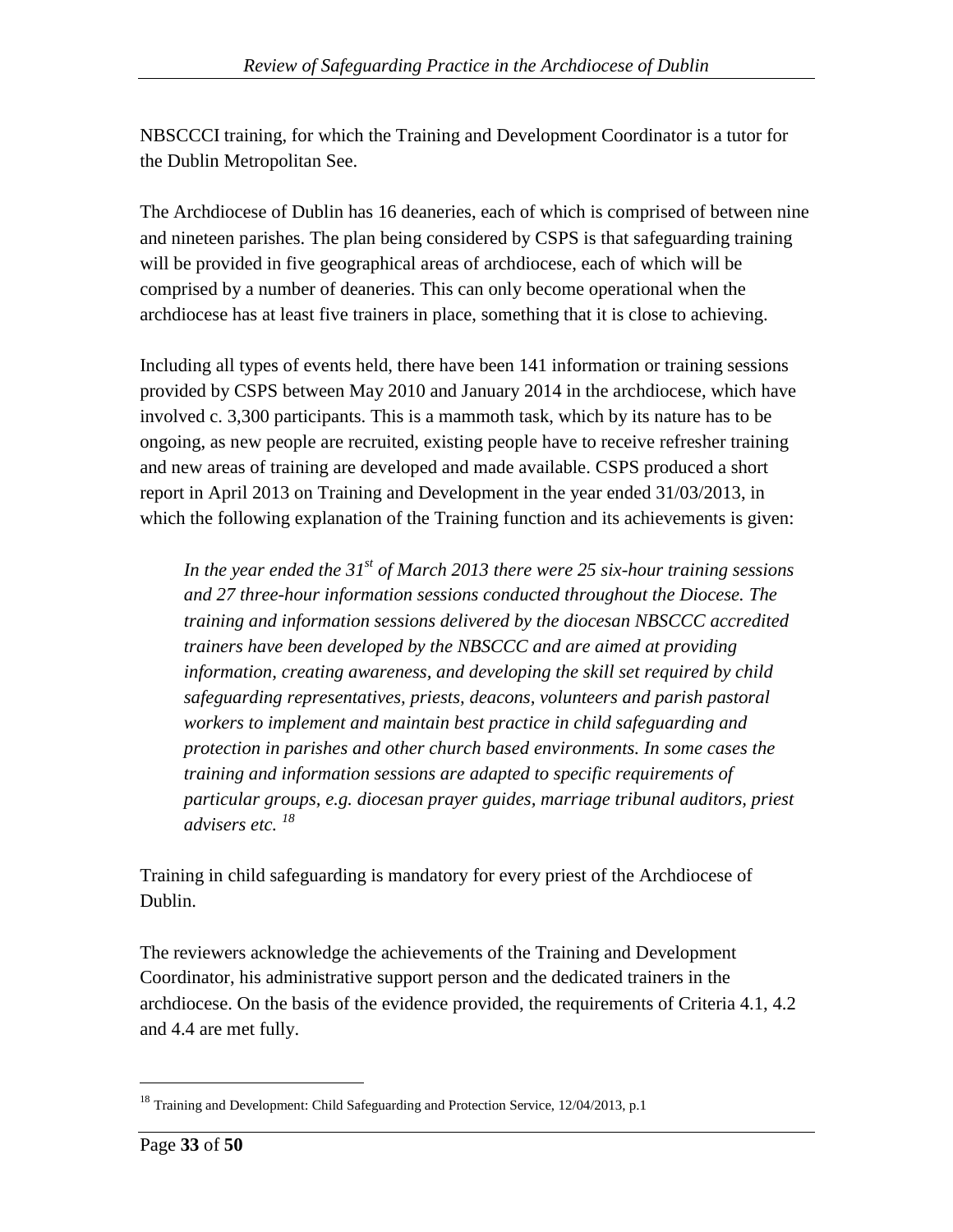NBSCCCI training, for which the Training and Development Coordinator is a tutor for the Dublin Metropolitan See.

The Archdiocese of Dublin has 16 deaneries, each of which is comprised of between nine and nineteen parishes. The plan being considered by CSPS is that safeguarding training will be provided in five geographical areas of archdiocese, each of which will be comprised by a number of deaneries. This can only become operational when the archdiocese has at least five trainers in place, something that it is close to achieving.

Including all types of events held, there have been 141 information or training sessions provided by CSPS between May 2010 and January 2014 in the archdiocese, which have involved c. 3,300 participants. This is a mammoth task, which by its nature has to be ongoing, as new people are recruited, existing people have to receive refresher training and new areas of training are developed and made available. CSPS produced a short report in April 2013 on Training and Development in the year ended 31/03/2013, in which the following explanation of the Training function and its achievements is given:

> *In the year ended the 31st of March 2013 there were 25 six-hour training sessions and 27 three-hour information sessions conducted throughout the Diocese. The training and information sessions delivered by the diocesan NBSCCC accredited trainers have been developed by the NBSCCC and are aimed at providing information, creating awareness, and developing the skill set required by child safeguarding representatives, priests, deacons, volunteers and parish pastoral workers to implement and maintain best practice in child safeguarding and protection in parishes and other church based environments. In some cases the training and information sessions are adapted to specific requirements of particular groups, e.g. diocesan prayer guides, marriage tribunal auditors, priest advisers etc.* [18]

Training in child safeguarding is mandatory for every priest of the Archdiocese of Dublin.

The reviewers acknowledge the achievements of the Training and Development Coordinator, his administrative support person and the dedicated trainers in the archdiocese. On the basis of the evidence provided, the requirements of Criteria 4.1, 4.2 and 4.4 are met fully.

---

[18] Training and Development: Child Safeguarding and Protection Service, 12/04/2013, p.1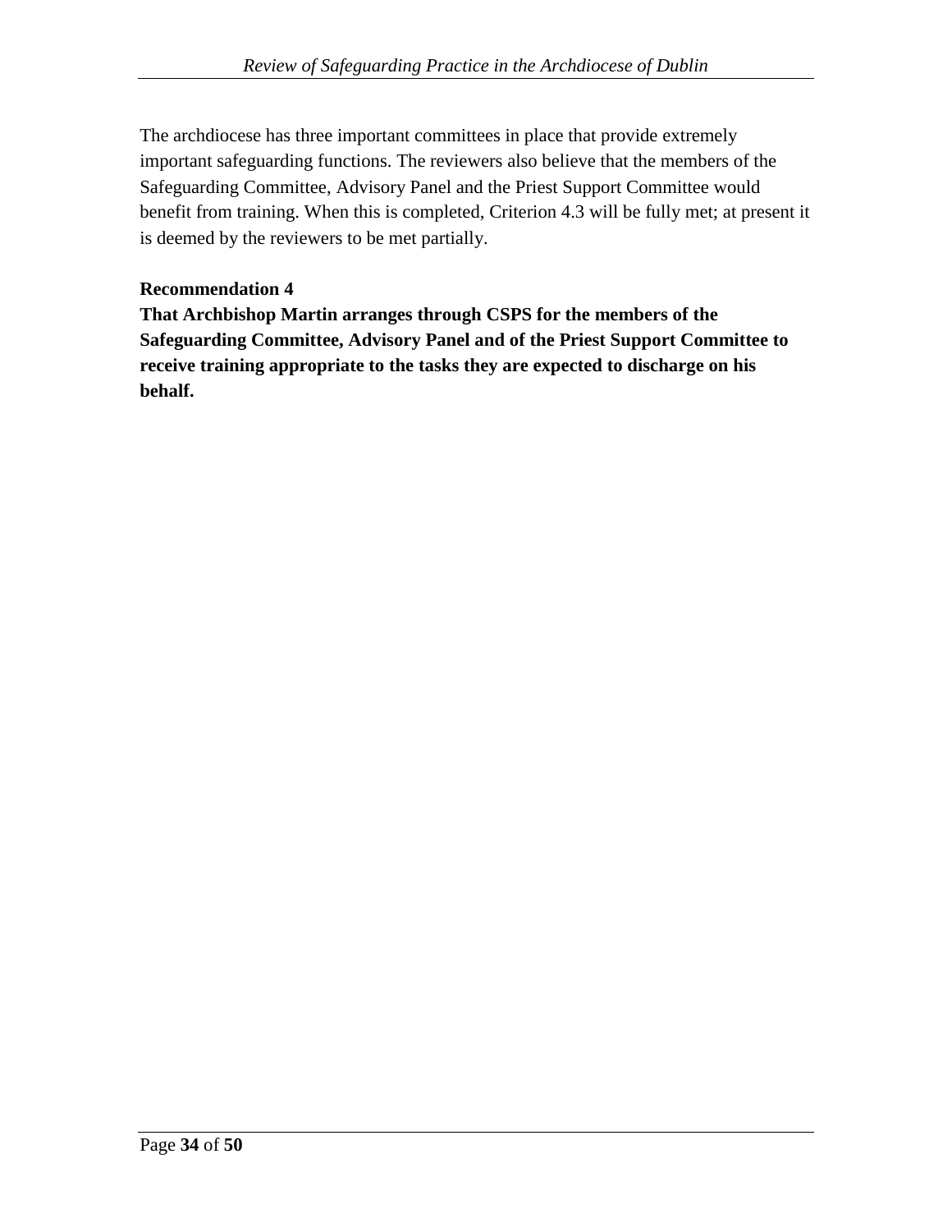The archdiocese has three important committees in place that provide extremely important safeguarding functions. The reviewers also believe that the members of the Safeguarding Committee, Advisory Panel and the Priest Support Committee would benefit from training. When this is completed, Criterion 4.3 will be fully met; at present it is deemed by the reviewers to be met partially.

**Recommendation 4**

**That Archbishop Martin arranges through CSPS for the members of the Safeguarding Committee, Advisory Panel and of the Priest Support Committee to receive training appropriate to the tasks they are expected to discharge on his behalf.**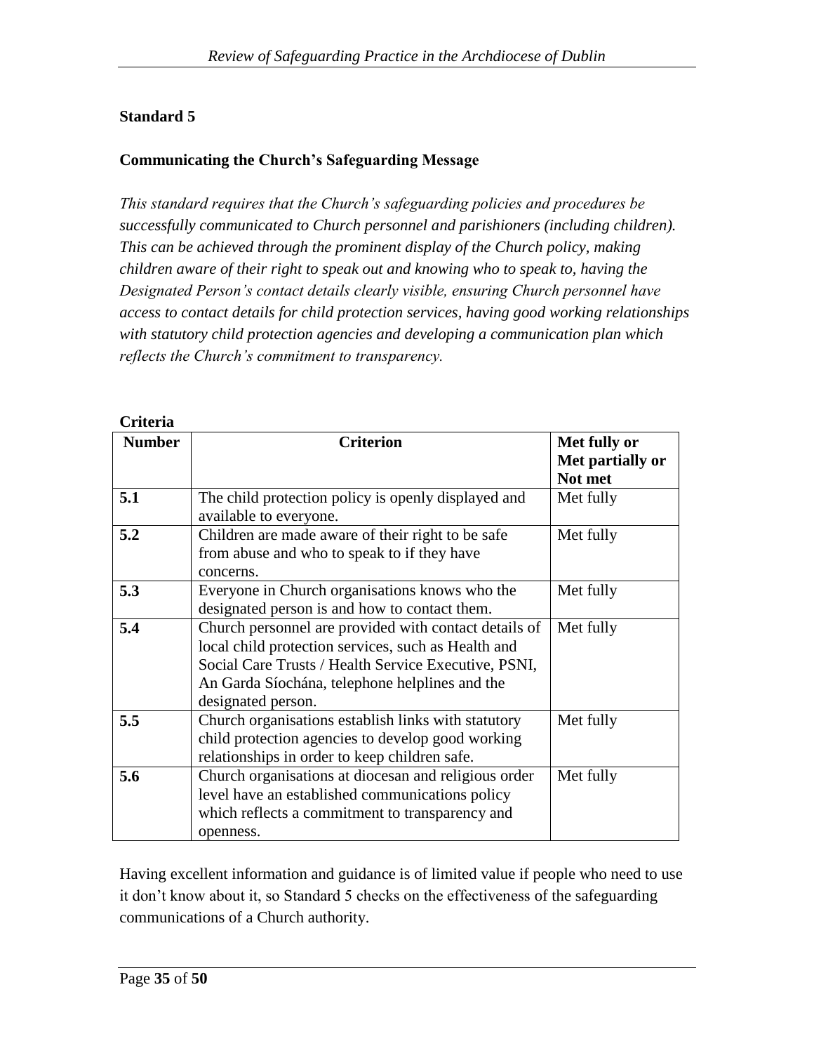**Standard 5**

**Communicating the Church's Safeguarding Message**

*This standard requires that the Church's safeguarding policies and procedures be successfully communicated to Church personnel and parishioners (including children). This can be achieved through the prominent display of the Church policy, making children aware of their right to speak out and knowing who to speak to, having the Designated Person's contact details clearly visible, ensuring Church personnel have access to contact details for child protection services, having good working relationships with statutory child protection agencies and developing a communication plan which reflects the Church's commitment to transparency.*

**Criteria**

| Number | Criterion | Met fully or Met partially or Not met |
|---|---|---|
| **5.1** | The child protection policy is openly displayed and available to everyone. | Met fully |
| **5.2** | Children are made aware of their right to be safe from abuse and who to speak to if they have concerns. | Met fully |
| **5.3** | Everyone in Church organisations knows who the designated person is and how to contact them. | Met fully |
| **5.4** | Church personnel are provided with contact details of local child protection services, such as Health and Social Care Trusts / Health Service Executive, PSNI, An Garda Síochána, telephone helplines and the designated person. | Met fully |
| **5.5** | Church organisations establish links with statutory child protection agencies to develop good working relationships in order to keep children safe. | Met fully |
| **5.6** | Church organisations at diocesan and religious order level have an established communications policy which reflects a commitment to transparency and openness. | Met fully |

Having excellent information and guidance is of limited value if people who need to use it don't know about it, so Standard 5 checks on the effectiveness of the safeguarding communications of a Church authority.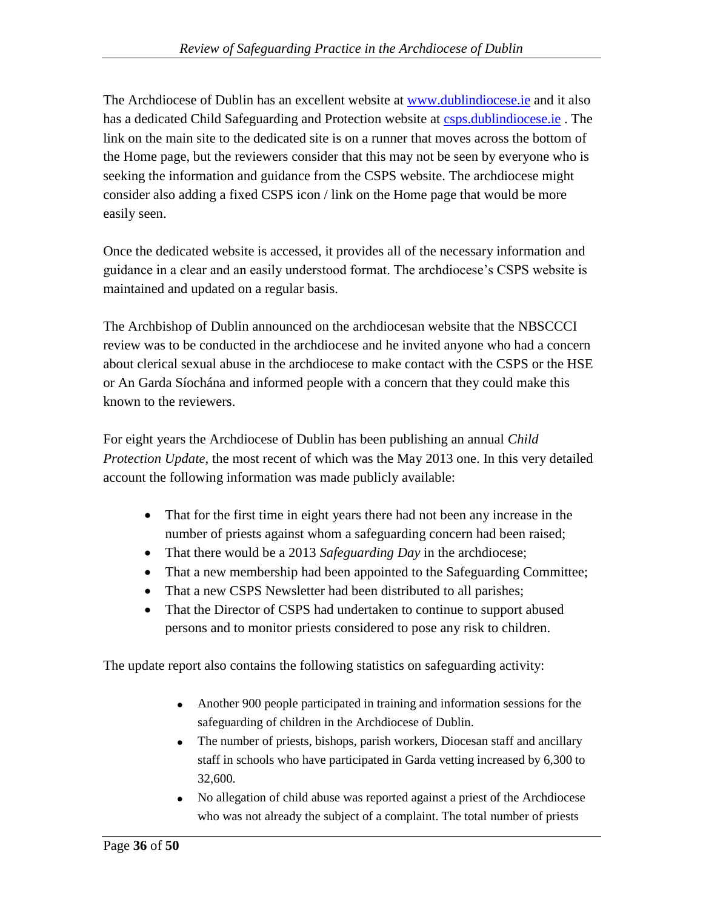The Archdiocese of Dublin has an excellent website at [www.dublindiocese.ie](http://www.dublindiocese.ie) and it also has a dedicated Child Safeguarding and Protection website at [csps.dublindiocese.ie](http://csps.dublindiocese.ie) . The link on the main site to the dedicated site is on a runner that moves across the bottom of the Home page, but the reviewers consider that this may not be seen by everyone who is seeking the information and guidance from the CSPS website. The archdiocese might consider also adding a fixed CSPS icon / link on the Home page that would be more easily seen.

Once the dedicated website is accessed, it provides all of the necessary information and guidance in a clear and an easily understood format. The archdiocese's CSPS website is maintained and updated on a regular basis.

The Archbishop of Dublin announced on the archdiocesan website that the NBSCCCI review was to be conducted in the archdiocese and he invited anyone who had a concern about clerical sexual abuse in the archdiocese to make contact with the CSPS or the HSE or An Garda Síochána and informed people with a concern that they could make this known to the reviewers.

For eight years the Archdiocese of Dublin has been publishing an annual *Child Protection Update*, the most recent of which was the May 2013 one. In this very detailed account the following information was made publicly available:

- That for the first time in eight years there had not been any increase in the number of priests against whom a safeguarding concern had been raised;
- That there would be a 2013 *Safeguarding Day* in the archdiocese;
- That a new membership had been appointed to the Safeguarding Committee;
- That a new CSPS Newsletter had been distributed to all parishes;
- That the Director of CSPS had undertaken to continue to support abused persons and to monitor priests considered to pose any risk to children.

The update report also contains the following statistics on safeguarding activity:

- Another 900 people participated in training and information sessions for the safeguarding of children in the Archdiocese of Dublin.
- The number of priests, bishops, parish workers, Diocesan staff and ancillary staff in schools who have participated in Garda vetting increased by 6,300 to 32,600.
- No allegation of child abuse was reported against a priest of the Archdiocese who was not already the subject of a complaint. The total number of priests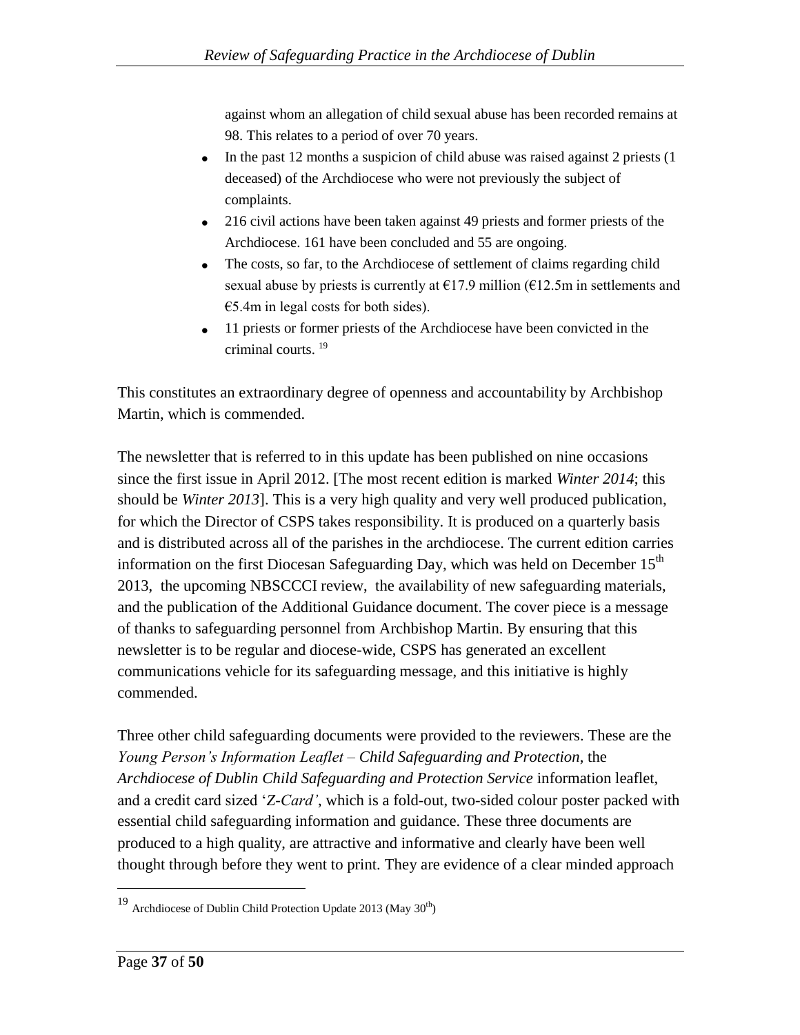against whom an allegation of child sexual abuse has been recorded remains at 98. This relates to a period of over 70 years.

- In the past 12 months a suspicion of child abuse was raised against 2 priests (1 deceased) of the Archdiocese who were not previously the subject of complaints.
- 216 civil actions have been taken against 49 priests and former priests of the Archdiocese. 161 have been concluded and 55 are ongoing.
- The costs, so far, to the Archdiocese of settlement of claims regarding child sexual abuse by priests is currently at €17.9 million (€12.5m in settlements and €5.4m in legal costs for both sides).
- 11 priests or former priests of the Archdiocese have been convicted in the criminal courts. [19]

This constitutes an extraordinary degree of openness and accountability by Archbishop Martin, which is commended.

The newsletter that is referred to in this update has been published on nine occasions since the first issue in April 2012. [The most recent edition is marked *Winter 2014*; this should be *Winter 2013*]. This is a very high quality and very well produced publication, for which the Director of CSPS takes responsibility. It is produced on a quarterly basis and is distributed across all of the parishes in the archdiocese. The current edition carries information on the first Diocesan Safeguarding Day, which was held on December 15th 2013, the upcoming NBSCCCI review, the availability of new safeguarding materials, and the publication of the Additional Guidance document. The cover piece is a message of thanks to safeguarding personnel from Archbishop Martin. By ensuring that this newsletter is to be regular and diocese-wide, CSPS has generated an excellent communications vehicle for its safeguarding message, and this initiative is highly commended.

Three other child safeguarding documents were provided to the reviewers. These are the *Young Person's Information Leaflet – Child Safeguarding and Protection*, the *Archdiocese of Dublin Child Safeguarding and Protection Service* information leaflet, and a credit card sized '*Z-Card'*, which is a fold-out, two-sided colour poster packed with essential child safeguarding information and guidance. These three documents are produced to a high quality, are attractive and informative and clearly have been well thought through before they went to print. They are evidence of a clear minded approach

---

[19] Archdiocese of Dublin Child Protection Update 2013 (May 30th)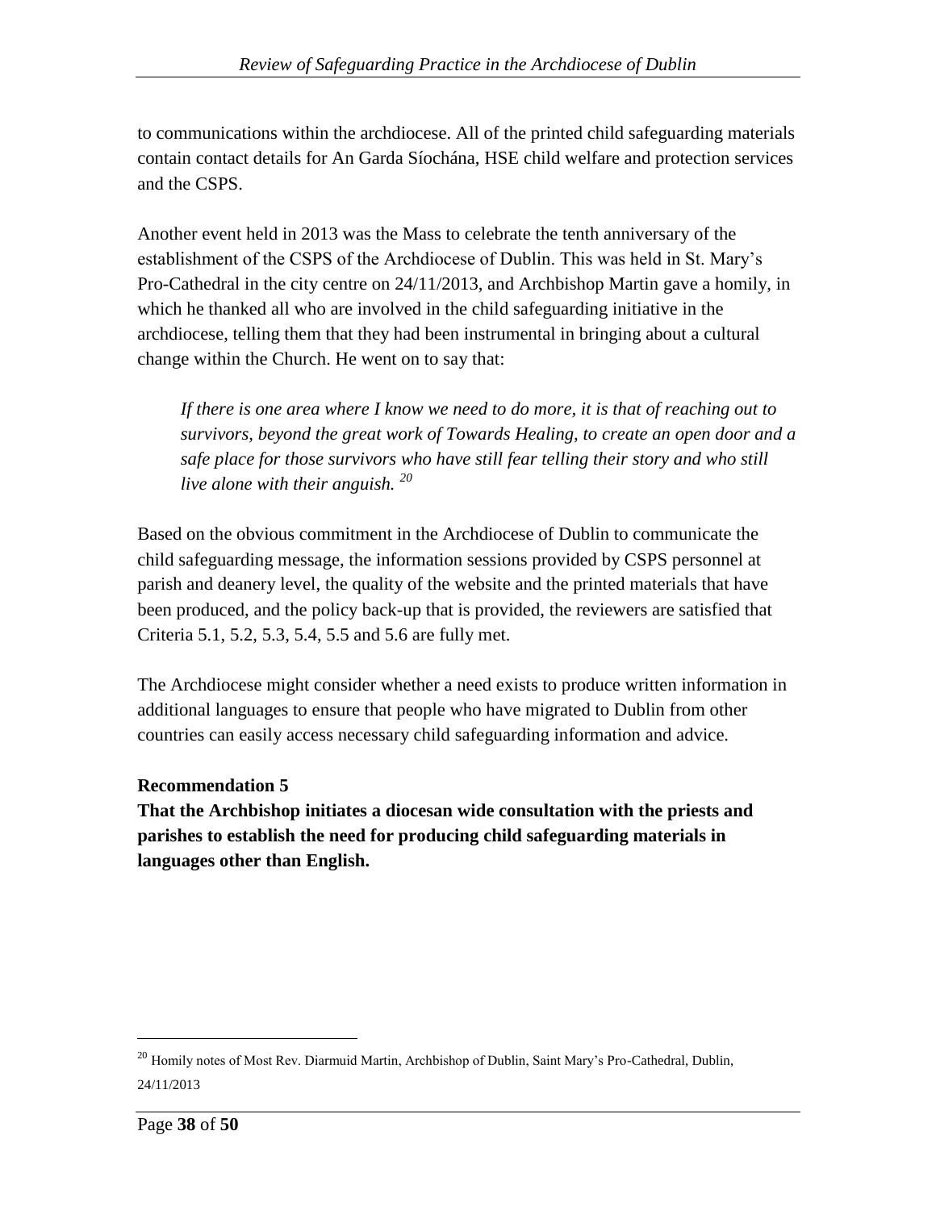to communications within the archdiocese. All of the printed child safeguarding materials contain contact details for An Garda Síochána, HSE child welfare and protection services and the CSPS.

Another event held in 2013 was the Mass to celebrate the tenth anniversary of the establishment of the CSPS of the Archdiocese of Dublin. This was held in St. Mary's Pro-Cathedral in the city centre on 24/11/2013, and Archbishop Martin gave a homily, in which he thanked all who are involved in the child safeguarding initiative in the archdiocese, telling them that they had been instrumental in bringing about a cultural change within the Church. He went on to say that:

> *If there is one area where I know we need to do more, it is that of reaching out to survivors, beyond the great work of Towards Healing, to create an open door and a safe place for those survivors who have still fear telling their story and who still live alone with their anguish.* [20]

Based on the obvious commitment in the Archdiocese of Dublin to communicate the child safeguarding message, the information sessions provided by CSPS personnel at parish and deanery level, the quality of the website and the printed materials that have been produced, and the policy back-up that is provided, the reviewers are satisfied that Criteria 5.1, 5.2, 5.3, 5.4, 5.5 and 5.6 are fully met.

The Archdiocese might consider whether a need exists to produce written information in additional languages to ensure that people who have migrated to Dublin from other countries can easily access necessary child safeguarding information and advice.

**Recommendation 5**

**That the Archbishop initiates a diocesan wide consultation with the priests and parishes to establish the need for producing child safeguarding materials in languages other than English.**

---

[20] Homily notes of Most Rev. Diarmuid Martin, Archbishop of Dublin, Saint Mary's Pro-Cathedral, Dublin, 24/11/2013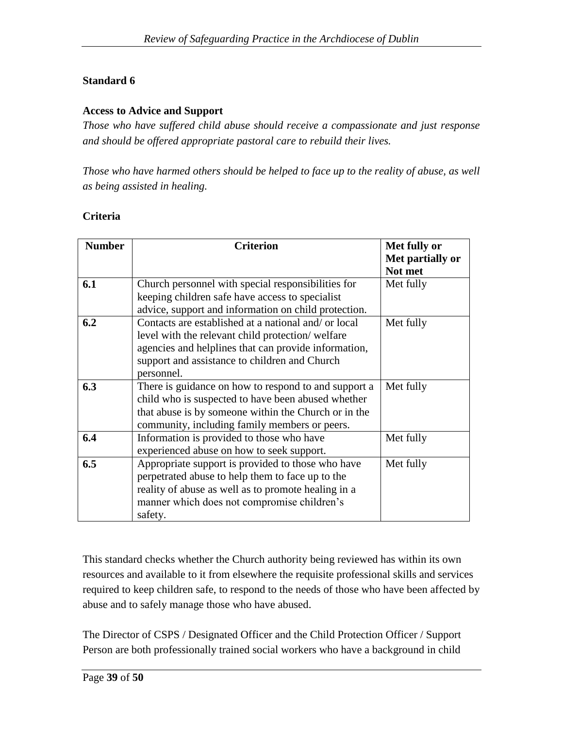**Standard 6**

**Access to Advice and Support**

*Those who have suffered child abuse should receive a compassionate and just response and should be offered appropriate pastoral care to rebuild their lives.*

*Those who have harmed others should be helped to face up to the reality of abuse, as well as being assisted in healing.*

**Criteria**

| Number | Criterion | Met fully or Met partially or Not met |
|---|---|---|
| **6.1** | Church personnel with special responsibilities for keeping children safe have access to specialist advice, support and information on child protection. | Met fully |
| **6.2** | Contacts are established at a national and/ or local level with the relevant child protection/ welfare agencies and helplines that can provide information, support and assistance to children and Church personnel. | Met fully |
| **6.3** | There is guidance on how to respond to and support a child who is suspected to have been abused whether that abuse is by someone within the Church or in the community, including family members or peers. | Met fully |
| **6.4** | Information is provided to those who have experienced abuse on how to seek support. | Met fully |
| **6.5** | Appropriate support is provided to those who have perpetrated abuse to help them to face up to the reality of abuse as well as to promote healing in a manner which does not compromise children's safety. | Met fully |

This standard checks whether the Church authority being reviewed has within its own resources and available to it from elsewhere the requisite professional skills and services required to keep children safe, to respond to the needs of those who have been affected by abuse and to safely manage those who have abused.

The Director of CSPS / Designated Officer and the Child Protection Officer / Support Person are both professionally trained social workers who have a background in child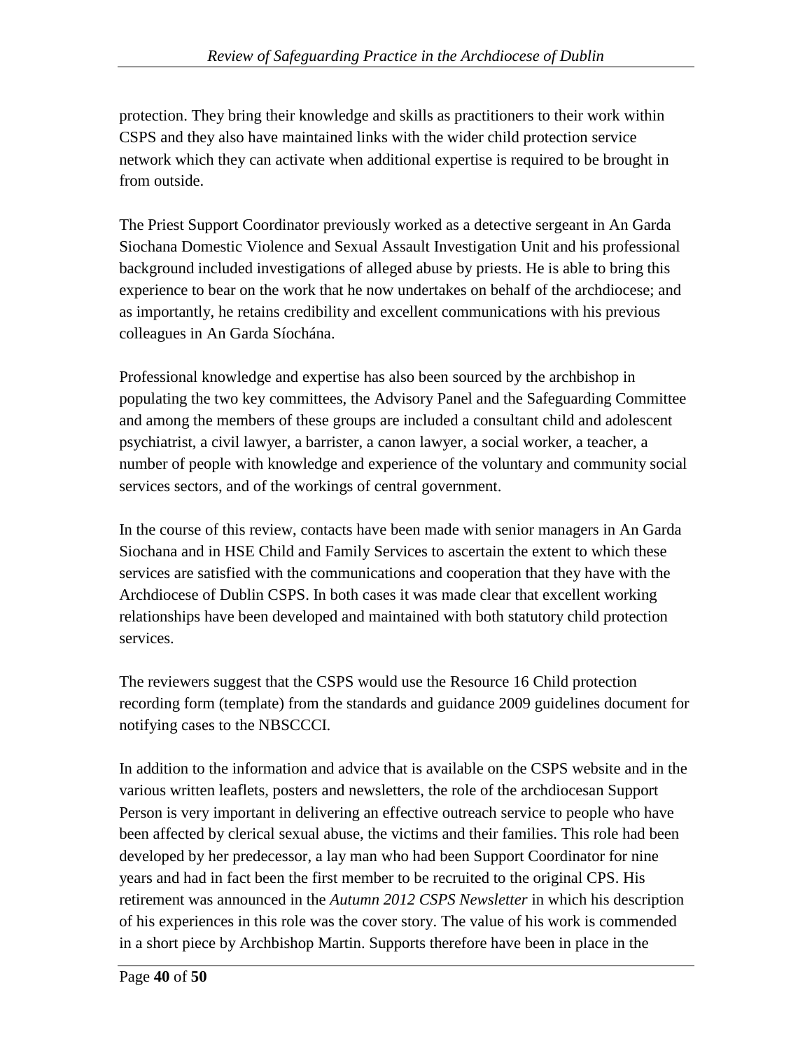protection. They bring their knowledge and skills as practitioners to their work within CSPS and they also have maintained links with the wider child protection service network which they can activate when additional expertise is required to be brought in from outside.

The Priest Support Coordinator previously worked as a detective sergeant in An Garda Siochana Domestic Violence and Sexual Assault Investigation Unit and his professional background included investigations of alleged abuse by priests. He is able to bring this experience to bear on the work that he now undertakes on behalf of the archdiocese; and as importantly, he retains credibility and excellent communications with his previous colleagues in An Garda Síochána.

Professional knowledge and expertise has also been sourced by the archbishop in populating the two key committees, the Advisory Panel and the Safeguarding Committee and among the members of these groups are included a consultant child and adolescent psychiatrist, a civil lawyer, a barrister, a canon lawyer, a social worker, a teacher, a number of people with knowledge and experience of the voluntary and community social services sectors, and of the workings of central government.

In the course of this review, contacts have been made with senior managers in An Garda Siochana and in HSE Child and Family Services to ascertain the extent to which these services are satisfied with the communications and cooperation that they have with the Archdiocese of Dublin CSPS. In both cases it was made clear that excellent working relationships have been developed and maintained with both statutory child protection services.

The reviewers suggest that the CSPS would use the Resource 16 Child protection recording form (template) from the standards and guidance 2009 guidelines document for notifying cases to the NBSCCCI.

In addition to the information and advice that is available on the CSPS website and in the various written leaflets, posters and newsletters, the role of the archdiocesan Support Person is very important in delivering an effective outreach service to people who have been affected by clerical sexual abuse, the victims and their families. This role had been developed by her predecessor, a lay man who had been Support Coordinator for nine years and had in fact been the first member to be recruited to the original CPS. His retirement was announced in the *Autumn 2012 CSPS Newsletter* in which his description of his experiences in this role was the cover story. The value of his work is commended in a short piece by Archbishop Martin. Supports therefore have been in place in the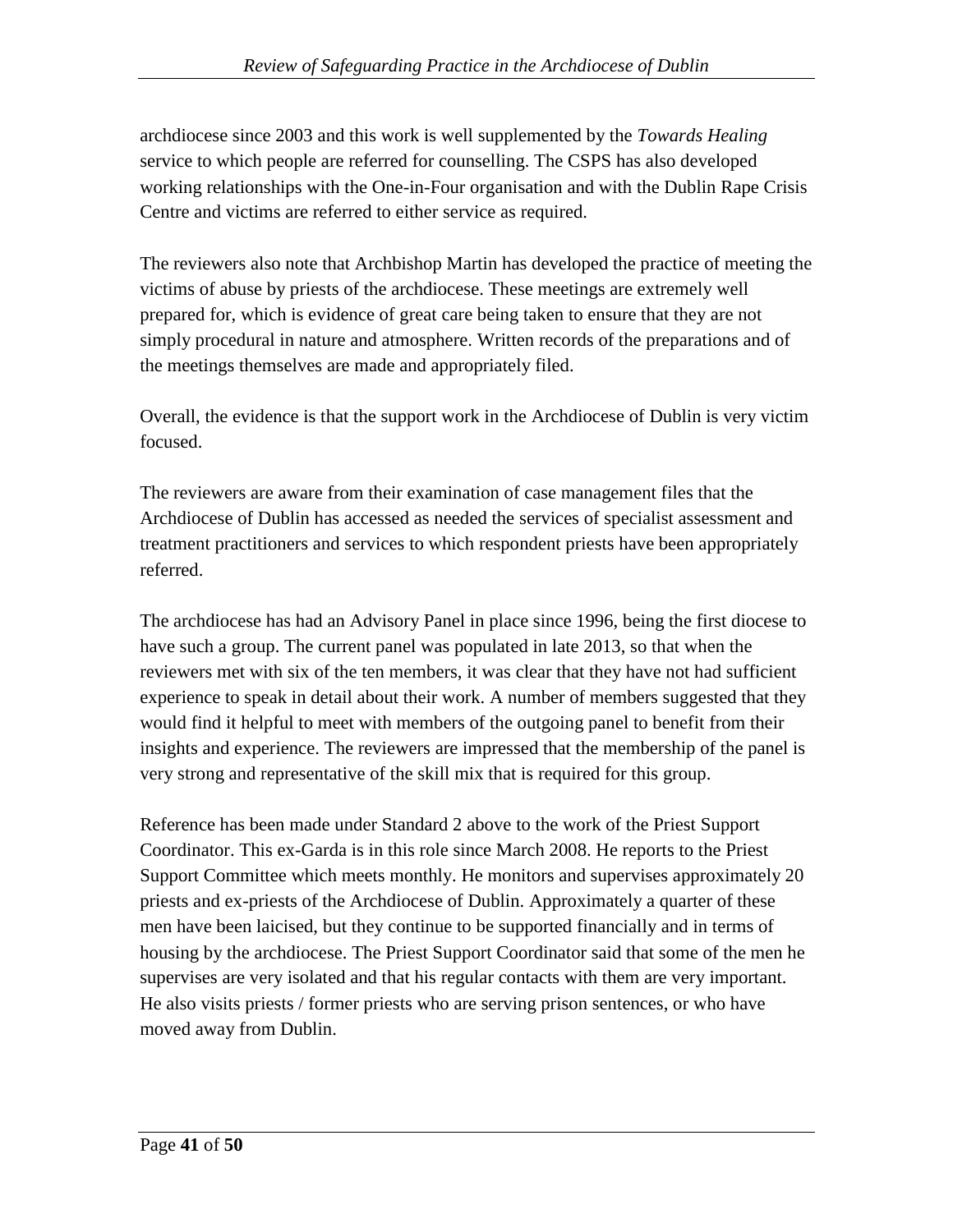archdiocese since 2003 and this work is well supplemented by the *Towards Healing* service to which people are referred for counselling. The CSPS has also developed working relationships with the One-in-Four organisation and with the Dublin Rape Crisis Centre and victims are referred to either service as required.

The reviewers also note that Archbishop Martin has developed the practice of meeting the victims of abuse by priests of the archdiocese. These meetings are extremely well prepared for, which is evidence of great care being taken to ensure that they are not simply procedural in nature and atmosphere. Written records of the preparations and of the meetings themselves are made and appropriately filed.

Overall, the evidence is that the support work in the Archdiocese of Dublin is very victim focused.

The reviewers are aware from their examination of case management files that the Archdiocese of Dublin has accessed as needed the services of specialist assessment and treatment practitioners and services to which respondent priests have been appropriately referred.

The archdiocese has had an Advisory Panel in place since 1996, being the first diocese to have such a group. The current panel was populated in late 2013, so that when the reviewers met with six of the ten members, it was clear that they have not had sufficient experience to speak in detail about their work. A number of members suggested that they would find it helpful to meet with members of the outgoing panel to benefit from their insights and experience. The reviewers are impressed that the membership of the panel is very strong and representative of the skill mix that is required for this group.

Reference has been made under Standard 2 above to the work of the Priest Support Coordinator. This ex-Garda is in this role since March 2008. He reports to the Priest Support Committee which meets monthly. He monitors and supervises approximately 20 priests and ex-priests of the Archdiocese of Dublin. Approximately a quarter of these men have been laicised, but they continue to be supported financially and in terms of housing by the archdiocese. The Priest Support Coordinator said that some of the men he supervises are very isolated and that his regular contacts with them are very important. He also visits priests / former priests who are serving prison sentences, or who have moved away from Dublin.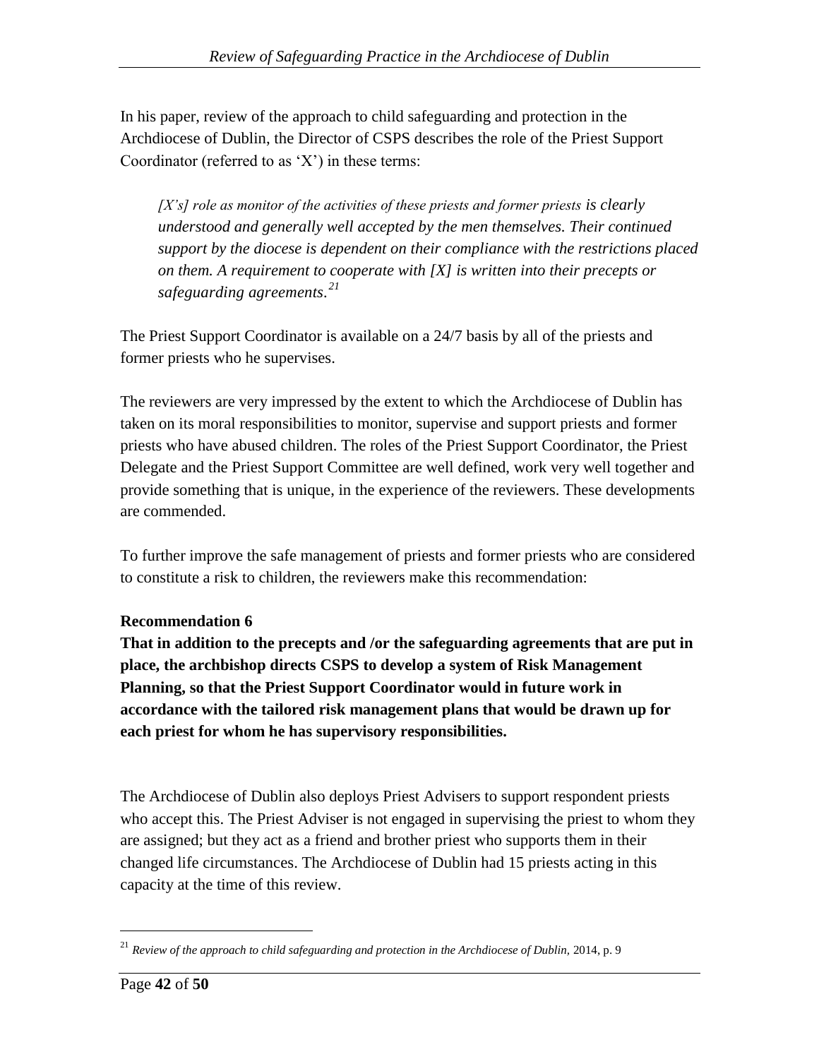In his paper, review of the approach to child safeguarding and protection in the Archdiocese of Dublin, the Director of CSPS describes the role of the Priest Support Coordinator (referred to as 'X') in these terms:

> *[X's] role as monitor of the activities of these priests and former priests is clearly understood and generally well accepted by the men themselves. Their continued support by the diocese is dependent on their compliance with the restrictions placed on them. A requirement to cooperate with [X] is written into their precepts or safeguarding agreements.*[21]

The Priest Support Coordinator is available on a 24/7 basis by all of the priests and former priests who he supervises.

The reviewers are very impressed by the extent to which the Archdiocese of Dublin has taken on its moral responsibilities to monitor, supervise and support priests and former priests who have abused children. The roles of the Priest Support Coordinator, the Priest Delegate and the Priest Support Committee are well defined, work very well together and provide something that is unique, in the experience of the reviewers. These developments are commended.

To further improve the safe management of priests and former priests who are considered to constitute a risk to children, the reviewers make this recommendation:

**Recommendation 6**

**That in addition to the precepts and /or the safeguarding agreements that are put in place, the archbishop directs CSPS to develop a system of Risk Management Planning, so that the Priest Support Coordinator would in future work in accordance with the tailored risk management plans that would be drawn up for each priest for whom he has supervisory responsibilities.**

The Archdiocese of Dublin also deploys Priest Advisers to support respondent priests who accept this. The Priest Adviser is not engaged in supervising the priest to whom they are assigned; but they act as a friend and brother priest who supports them in their changed life circumstances. The Archdiocese of Dublin had 15 priests acting in this capacity at the time of this review.

---

[21] *Review of the approach to child safeguarding and protection in the Archdiocese of Dublin*, 2014, p. 9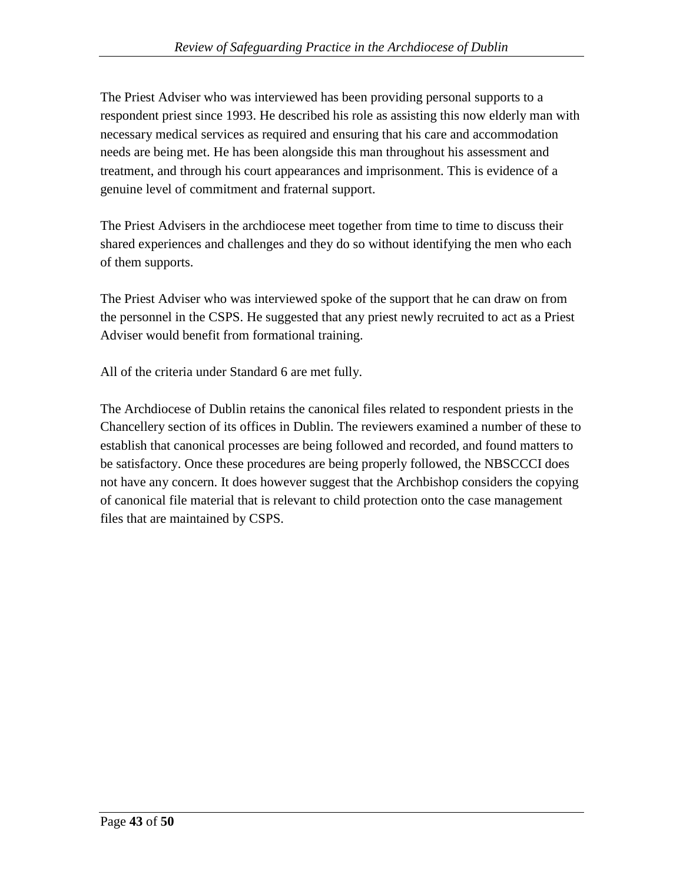The Priest Adviser who was interviewed has been providing personal supports to a respondent priest since 1993. He described his role as assisting this now elderly man with necessary medical services as required and ensuring that his care and accommodation needs are being met. He has been alongside this man throughout his assessment and treatment, and through his court appearances and imprisonment. This is evidence of a genuine level of commitment and fraternal support.

The Priest Advisers in the archdiocese meet together from time to time to discuss their shared experiences and challenges and they do so without identifying the men who each of them supports.

The Priest Adviser who was interviewed spoke of the support that he can draw on from the personnel in the CSPS. He suggested that any priest newly recruited to act as a Priest Adviser would benefit from formational training.

All of the criteria under Standard 6 are met fully.

The Archdiocese of Dublin retains the canonical files related to respondent priests in the Chancellery section of its offices in Dublin. The reviewers examined a number of these to establish that canonical processes are being followed and recorded, and found matters to be satisfactory. Once these procedures are being properly followed, the NBSCCCI does not have any concern. It does however suggest that the Archbishop considers the copying of canonical file material that is relevant to child protection onto the case management files that are maintained by CSPS.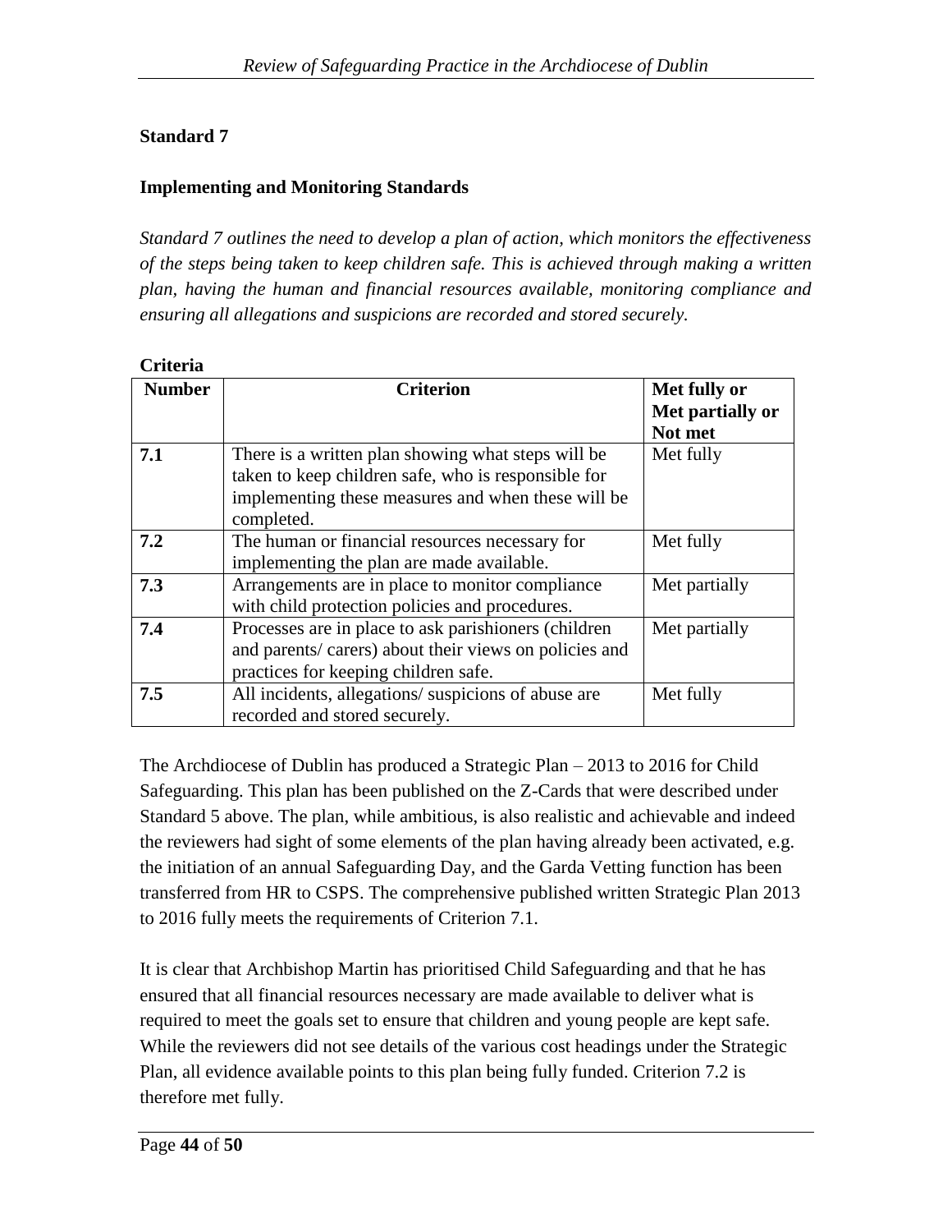**Standard 7**

**Implementing and Monitoring Standards**

*Standard 7 outlines the need to develop a plan of action, which monitors the effectiveness of the steps being taken to keep children safe. This is achieved through making a written plan, having the human and financial resources available, monitoring compliance and ensuring all allegations and suspicions are recorded and stored securely.*

**Criteria**

| Number | Criterion | Met fully or Met partially or Not met |
|---|---|---|
| **7.1** | There is a written plan showing what steps will be taken to keep children safe, who is responsible for implementing these measures and when these will be completed. | Met fully |
| **7.2** | The human or financial resources necessary for implementing the plan are made available. | Met fully |
| **7.3** | Arrangements are in place to monitor compliance with child protection policies and procedures. | Met partially |
| **7.4** | Processes are in place to ask parishioners (children and parents/ carers) about their views on policies and practices for keeping children safe. | Met partially |
| **7.5** | All incidents, allegations/ suspicions of abuse are recorded and stored securely. | Met fully |

The Archdiocese of Dublin has produced a Strategic Plan – 2013 to 2016 for Child Safeguarding. This plan has been published on the Z-Cards that were described under Standard 5 above. The plan, while ambitious, is also realistic and achievable and indeed the reviewers had sight of some elements of the plan having already been activated, e.g. the initiation of an annual Safeguarding Day, and the Garda Vetting function has been transferred from HR to CSPS. The comprehensive published written Strategic Plan 2013 to 2016 fully meets the requirements of Criterion 7.1.

It is clear that Archbishop Martin has prioritised Child Safeguarding and that he has ensured that all financial resources necessary are made available to deliver what is required to meet the goals set to ensure that children and young people are kept safe. While the reviewers did not see details of the various cost headings under the Strategic Plan, all evidence available points to this plan being fully funded. Criterion 7.2 is therefore met fully.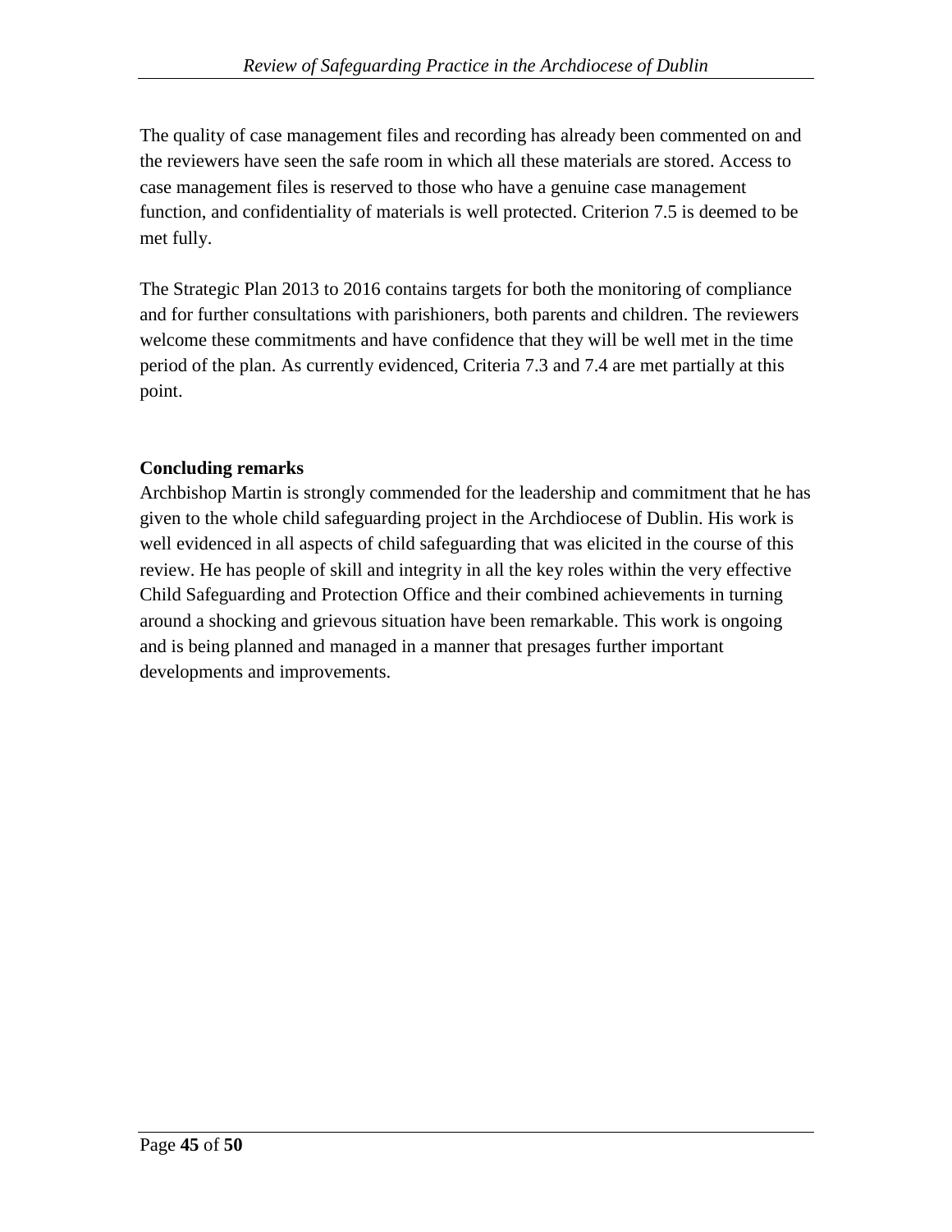The quality of case management files and recording has already been commented on and the reviewers have seen the safe room in which all these materials are stored. Access to case management files is reserved to those who have a genuine case management function, and confidentiality of materials is well protected. Criterion 7.5 is deemed to be met fully.

The Strategic Plan 2013 to 2016 contains targets for both the monitoring of compliance and for further consultations with parishioners, both parents and children. The reviewers welcome these commitments and have confidence that they will be well met in the time period of the plan. As currently evidenced, Criteria 7.3 and 7.4 are met partially at this point.

**Concluding remarks**

Archbishop Martin is strongly commended for the leadership and commitment that he has given to the whole child safeguarding project in the Archdiocese of Dublin. His work is well evidenced in all aspects of child safeguarding that was elicited in the course of this review. He has people of skill and integrity in all the key roles within the very effective Child Safeguarding and Protection Office and their combined achievements in turning around a shocking and grievous situation have been remarkable. This work is ongoing and is being planned and managed in a manner that presages further important developments and improvements.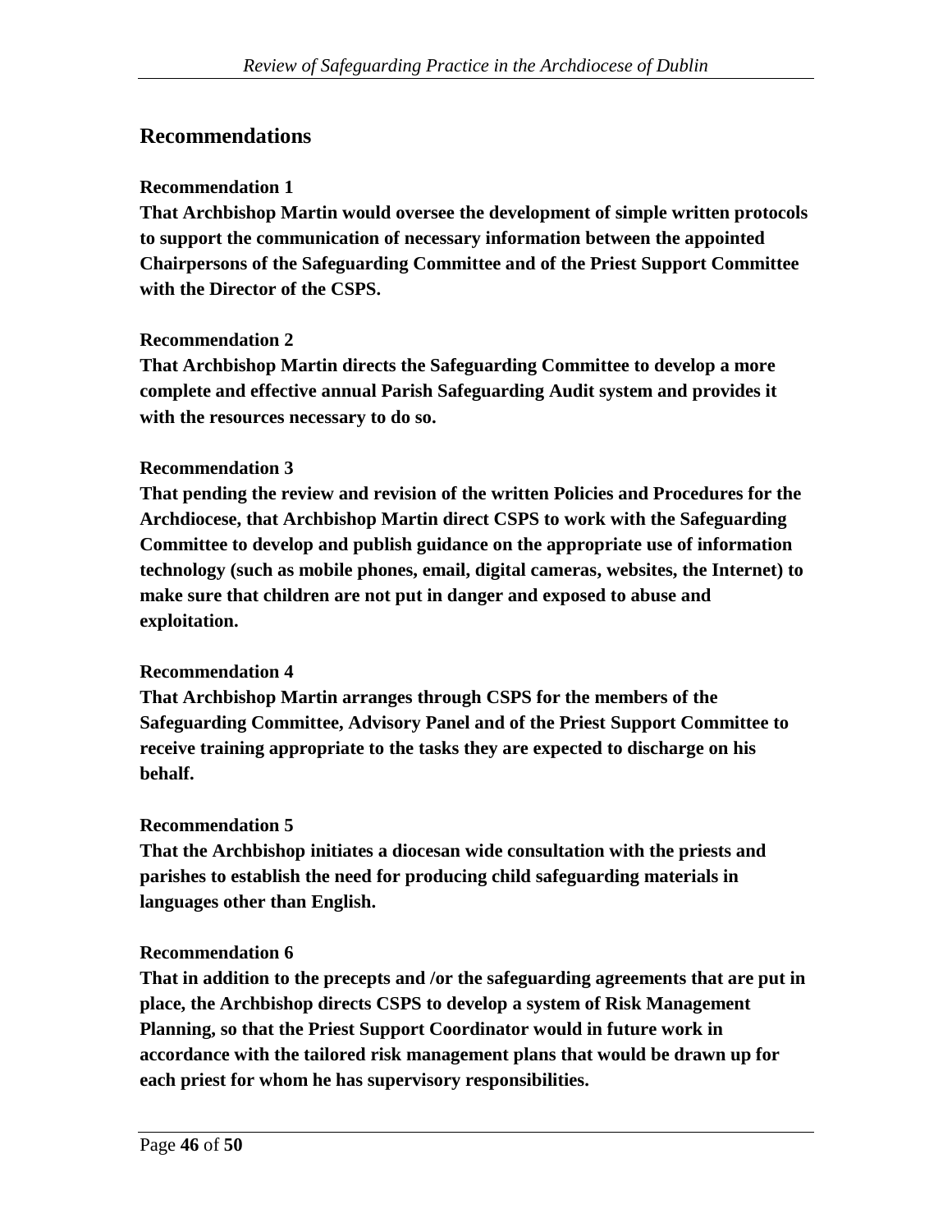## Recommendations

**Recommendation 1**

**That Archbishop Martin would oversee the development of simple written protocols to support the communication of necessary information between the appointed Chairpersons of the Safeguarding Committee and of the Priest Support Committee with the Director of the CSPS.**

**Recommendation 2**

**That Archbishop Martin directs the Safeguarding Committee to develop a more complete and effective annual Parish Safeguarding Audit system and provides it with the resources necessary to do so.**

**Recommendation 3**

**That pending the review and revision of the written Policies and Procedures for the Archdiocese, that Archbishop Martin direct CSPS to work with the Safeguarding Committee to develop and publish guidance on the appropriate use of information technology (such as mobile phones, email, digital cameras, websites, the Internet) to make sure that children are not put in danger and exposed to abuse and exploitation.**

**Recommendation 4**

**That Archbishop Martin arranges through CSPS for the members of the Safeguarding Committee, Advisory Panel and of the Priest Support Committee to receive training appropriate to the tasks they are expected to discharge on his behalf.**

**Recommendation 5**

**That the Archbishop initiates a diocesan wide consultation with the priests and parishes to establish the need for producing child safeguarding materials in languages other than English.**

**Recommendation 6**

**That in addition to the precepts and /or the safeguarding agreements that are put in place, the Archbishop directs CSPS to develop a system of Risk Management Planning, so that the Priest Support Coordinator would in future work in accordance with the tailored risk management plans that would be drawn up for each priest for whom he has supervisory responsibilities.**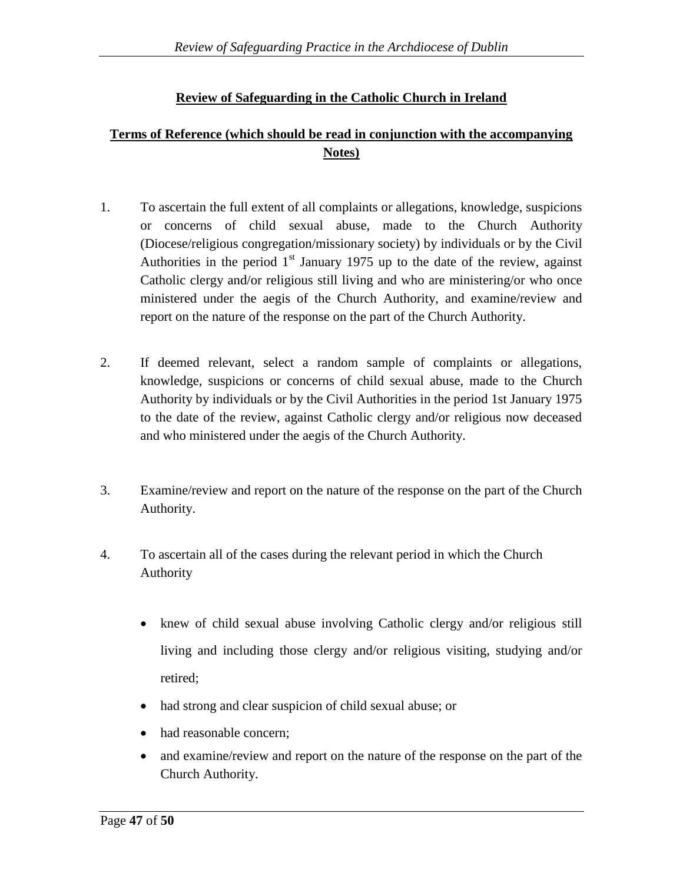**Review of Safeguarding in the Catholic Church in Ireland**

**Terms of Reference (which should be read in conjunction with the accompanying Notes)**

1. To ascertain the full extent of all complaints or allegations, knowledge, suspicions or concerns of child sexual abuse, made to the Church Authority (Diocese/religious congregation/missionary society) by individuals or by the Civil Authorities in the period 1st January 1975 up to the date of the review, against Catholic clergy and/or religious still living and who are ministering/or who once ministered under the aegis of the Church Authority, and examine/review and report on the nature of the response on the part of the Church Authority.

2. If deemed relevant, select a random sample of complaints or allegations, knowledge, suspicions or concerns of child sexual abuse, made to the Church Authority by individuals or by the Civil Authorities in the period 1st January 1975 to the date of the review, against Catholic clergy and/or religious now deceased and who ministered under the aegis of the Church Authority.

3. Examine/review and report on the nature of the response on the part of the Church Authority.

4. To ascertain all of the cases during the relevant period in which the Church Authority

   - knew of child sexual abuse involving Catholic clergy and/or religious still living and including those clergy and/or religious visiting, studying and/or retired;
   - had strong and clear suspicion of child sexual abuse; or
   - had reasonable concern;
   - and examine/review and report on the nature of the response on the part of the Church Authority.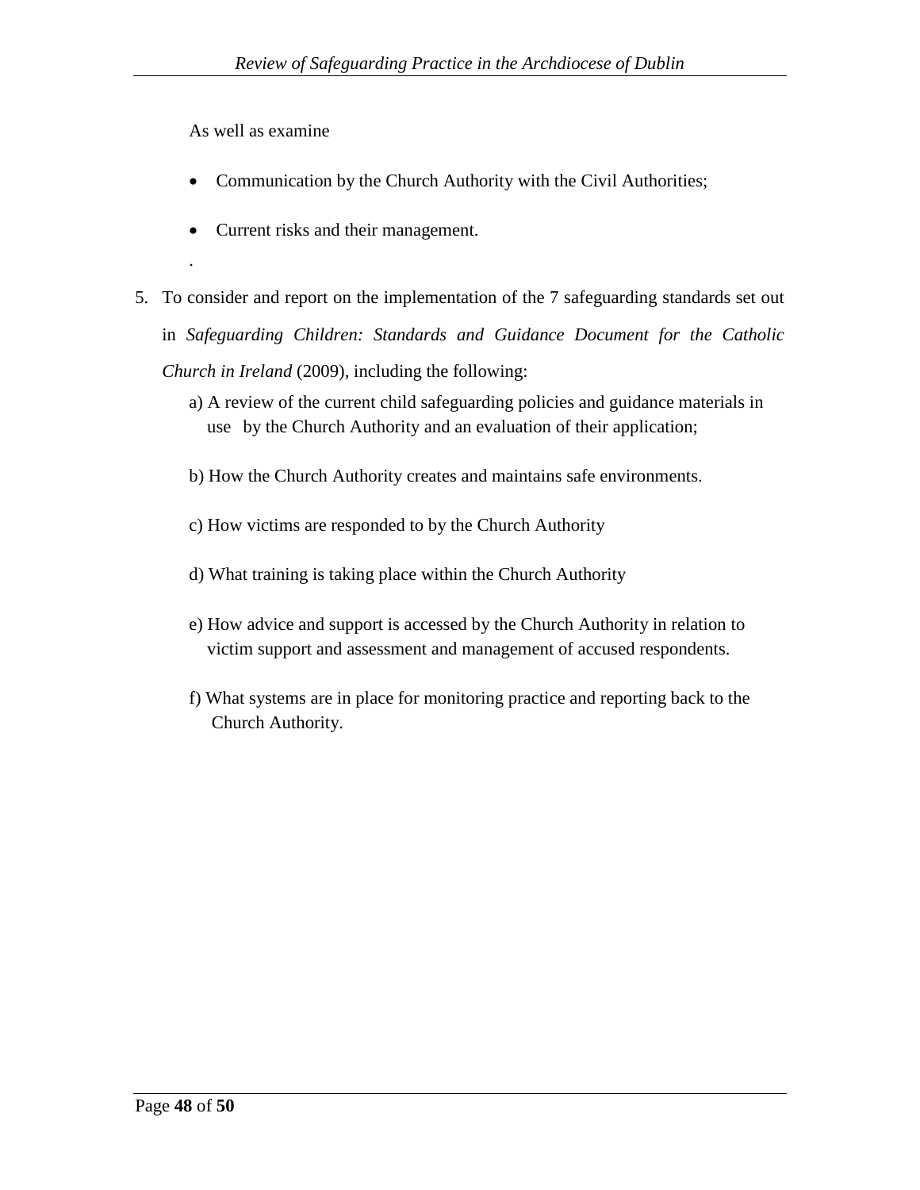As well as examine

- Communication by the Church Authority with the Civil Authorities;
- Current risks and their management.

.

5. To consider and report on the implementation of the 7 safeguarding standards set out in *Safeguarding Children: Standards and Guidance Document for the Catholic Church in Ireland* (2009), including the following:

   a) A review of the current child safeguarding policies and guidance materials in use by the Church Authority and an evaluation of their application;

   b) How the Church Authority creates and maintains safe environments.

   c) How victims are responded to by the Church Authority

   d) What training is taking place within the Church Authority

   e) How advice and support is accessed by the Church Authority in relation to victim support and assessment and management of accused respondents.

   f) What systems are in place for monitoring practice and reporting back to the Church Authority.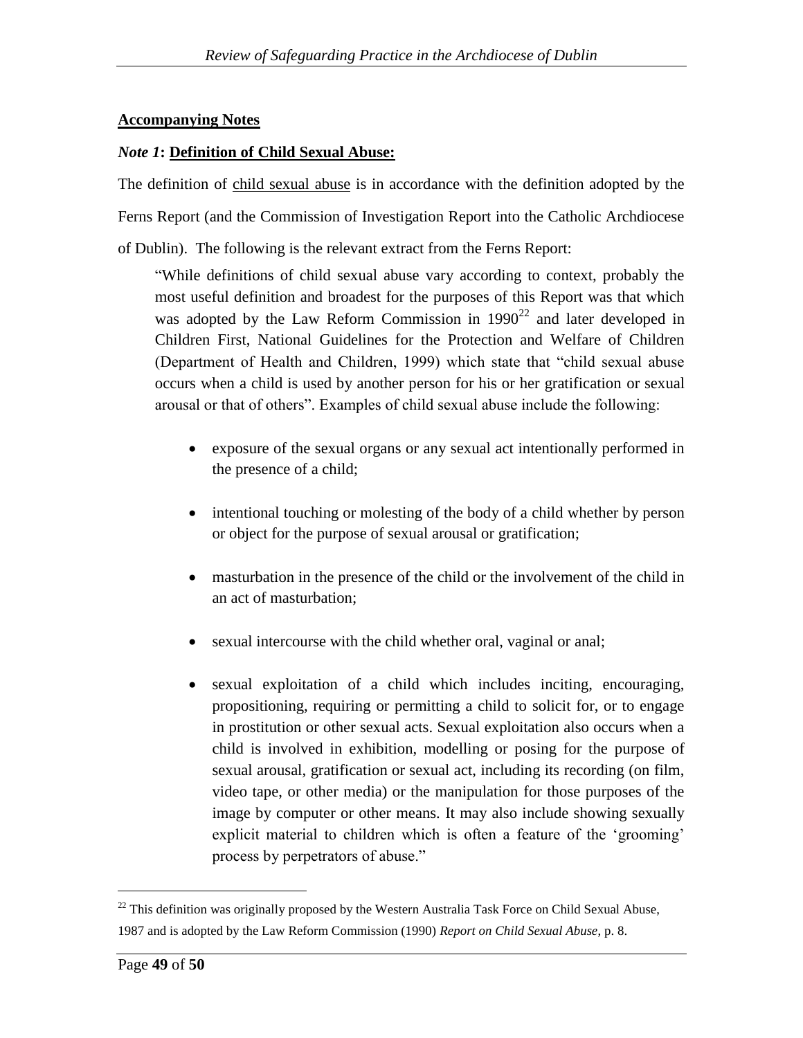## **Accompanying Notes**

### ***Note 1*: Definition of Child Sexual Abuse:**

The definition of child sexual abuse is in accordance with the definition adopted by the Ferns Report (and the Commission of Investigation Report into the Catholic Archdiocese of Dublin). The following is the relevant extract from the Ferns Report:

> "While definitions of child sexual abuse vary according to context, probably the most useful definition and broadest for the purposes of this Report was that which was adopted by the Law Reform Commission in 1990[22] and later developed in Children First, National Guidelines for the Protection and Welfare of Children (Department of Health and Children, 1999) which state that "child sexual abuse occurs when a child is used by another person for his or her gratification or sexual arousal or that of others". Examples of child sexual abuse include the following:
>
> - exposure of the sexual organs or any sexual act intentionally performed in the presence of a child;
> - intentional touching or molesting of the body of a child whether by person or object for the purpose of sexual arousal or gratification;
> - masturbation in the presence of the child or the involvement of the child in an act of masturbation;
> - sexual intercourse with the child whether oral, vaginal or anal;
> - sexual exploitation of a child which includes inciting, encouraging, propositioning, requiring or permitting a child to solicit for, or to engage in prostitution or other sexual acts. Sexual exploitation also occurs when a child is involved in exhibition, modelling or posing for the purpose of sexual arousal, gratification or sexual act, including its recording (on film, video tape, or other media) or the manipulation for those purposes of the image by computer or other means. It may also include showing sexually explicit material to children which is often a feature of the 'grooming' process by perpetrators of abuse."

[22] This definition was originally proposed by the Western Australia Task Force on Child Sexual Abuse, 1987 and is adopted by the Law Reform Commission (1990) *Report on Child Sexual Abuse*, p. 8.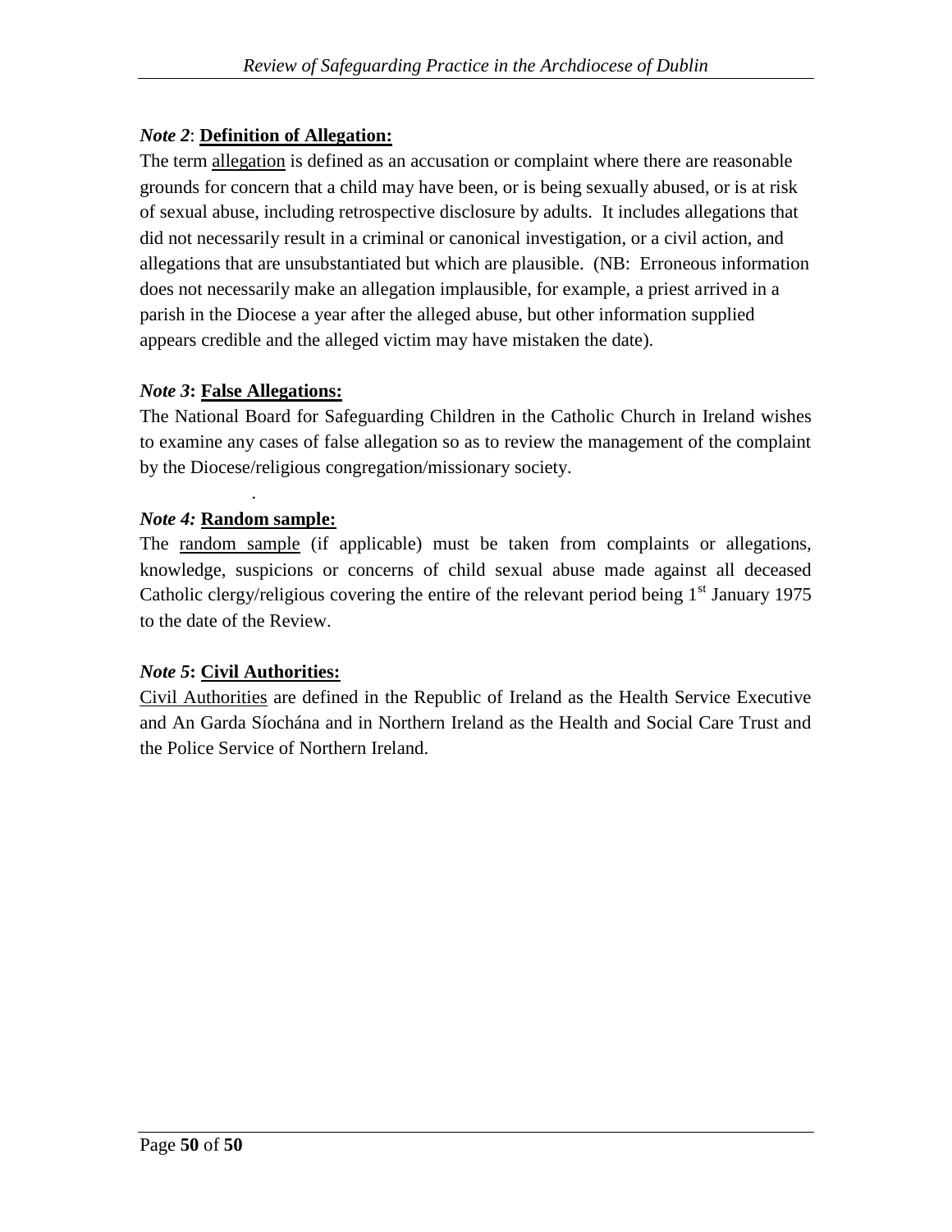*Note 2*: **Definition of Allegation:**

The term allegation is defined as an accusation or complaint where there are reasonable grounds for concern that a child may have been, or is being sexually abused, or is at risk of sexual abuse, including retrospective disclosure by adults. It includes allegations that did not necessarily result in a criminal or canonical investigation, or a civil action, and allegations that are unsubstantiated but which are plausible. (NB: Erroneous information does not necessarily make an allegation implausible, for example, a priest arrived in a parish in the Diocese a year after the alleged abuse, but other information supplied appears credible and the alleged victim may have mistaken the date).

*Note 3*: **False Allegations:**

The National Board for Safeguarding Children in the Catholic Church in Ireland wishes to examine any cases of false allegation so as to review the management of the complaint by the Diocese/religious congregation/missionary society.

*Note 4:* **Random sample:**

The random sample (if applicable) must be taken from complaints or allegations, knowledge, suspicions or concerns of child sexual abuse made against all deceased Catholic clergy/religious covering the entire of the relevant period being 1st January 1975 to the date of the Review.

*Note 5*: **Civil Authorities:**

Civil Authorities are defined in the Republic of Ireland as the Health Service Executive and An Garda Síochána and in Northern Ireland as the Health and Social Care Trust and the Police Service of Northern Ireland.